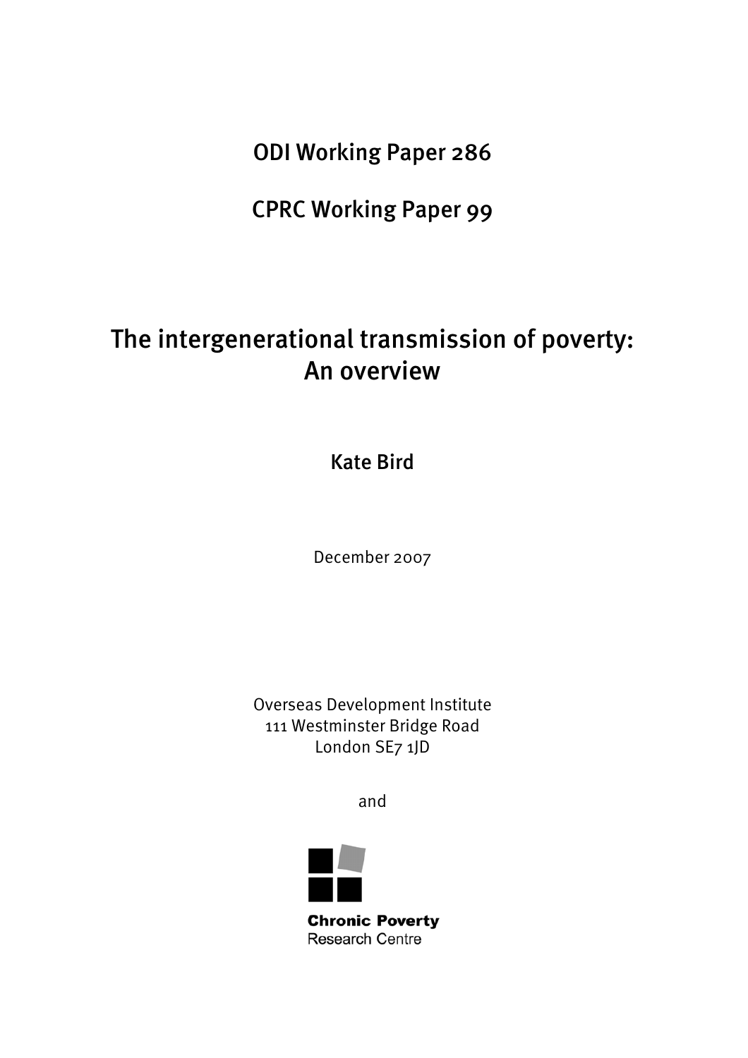ODI Working Paper 286

CPRC Working Paper 99

# The intergenerational transmission of poverty: An overview

Kate Bird

December 2007

Overseas Development Institute
111 Westminster Bridge Road
London SE7 1JD

and

**Chronic Poverty**
Research Centre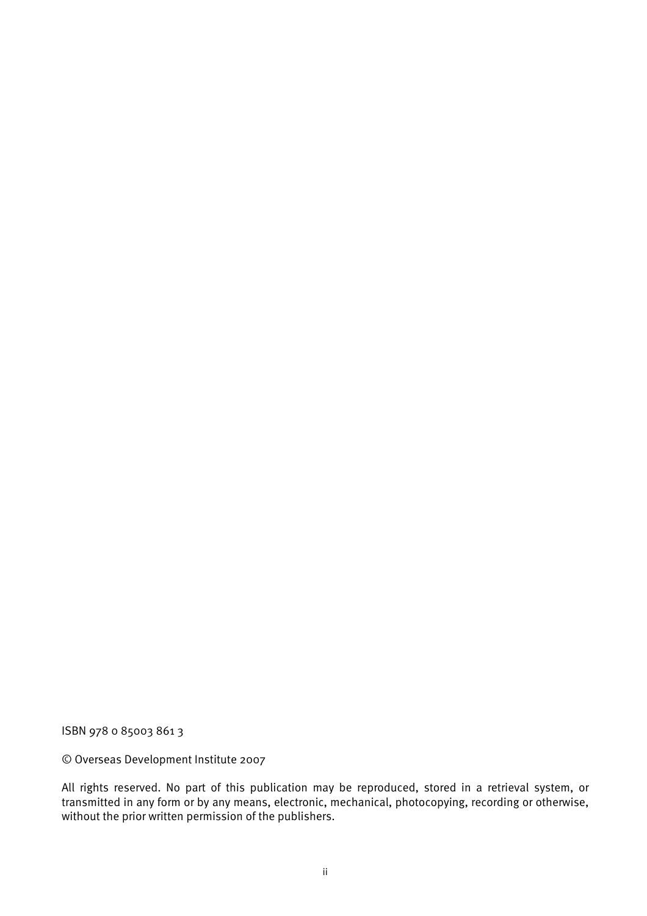ISBN 978 0 85003 861 3

© Overseas Development Institute 2007

All rights reserved. No part of this publication may be reproduced, stored in a retrieval system, or transmitted in any form or by any means, electronic, mechanical, photocopying, recording or otherwise, without the prior written permission of the publishers.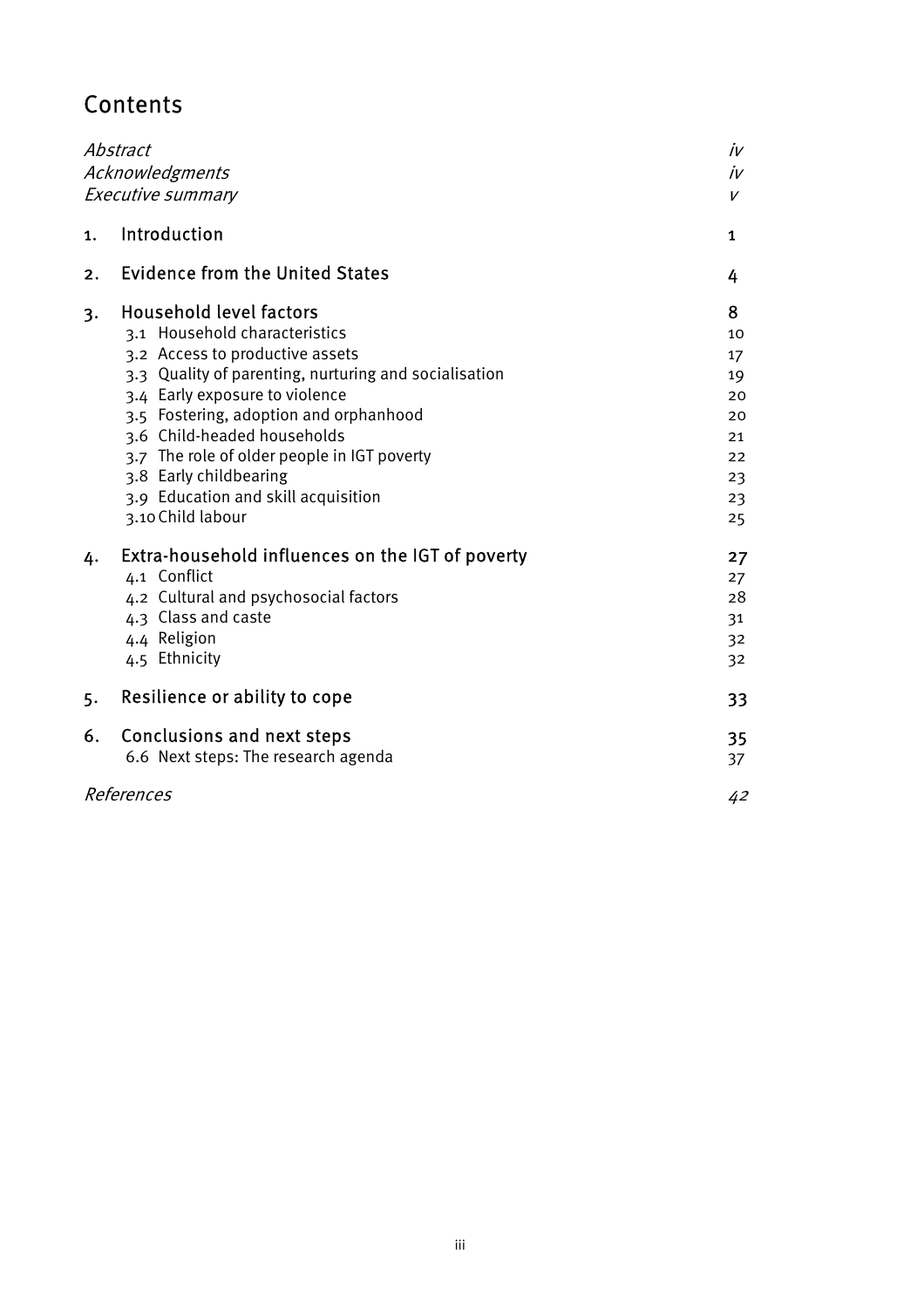# Contents

| | |
|---|---|
| *Abstract* | *iv* |
| *Acknowledgments* | *iv* |
| *Executive summary* | *v* |
| 1. Introduction | 1 |
| 2. Evidence from the United States | 4 |
| 3. Household level factors | 8 |
| 3.1 Household characteristics | 10 |
| 3.2 Access to productive assets | 17 |
| 3.3 Quality of parenting, nurturing and socialisation | 19 |
| 3.4 Early exposure to violence | 20 |
| 3.5 Fostering, adoption and orphanhood | 20 |
| 3.6 Child-headed households | 21 |
| 3.7 The role of older people in IGT poverty | 22 |
| 3.8 Early childbearing | 23 |
| 3.9 Education and skill acquisition | 23 |
| 3.10 Child labour | 25 |
| 4. Extra-household influences on the IGT of poverty | 27 |
| 4.1 Conflict | 27 |
| 4.2 Cultural and psychosocial factors | 28 |
| 4.3 Class and caste | 31 |
| 4.4 Religion | 32 |
| 4.5 Ethnicity | 32 |
| 5. Resilience or ability to cope | 33 |
| 6. Conclusions and next steps | 35 |
| 6.6 Next steps: The research agenda | 37 |
| *References* | *42* |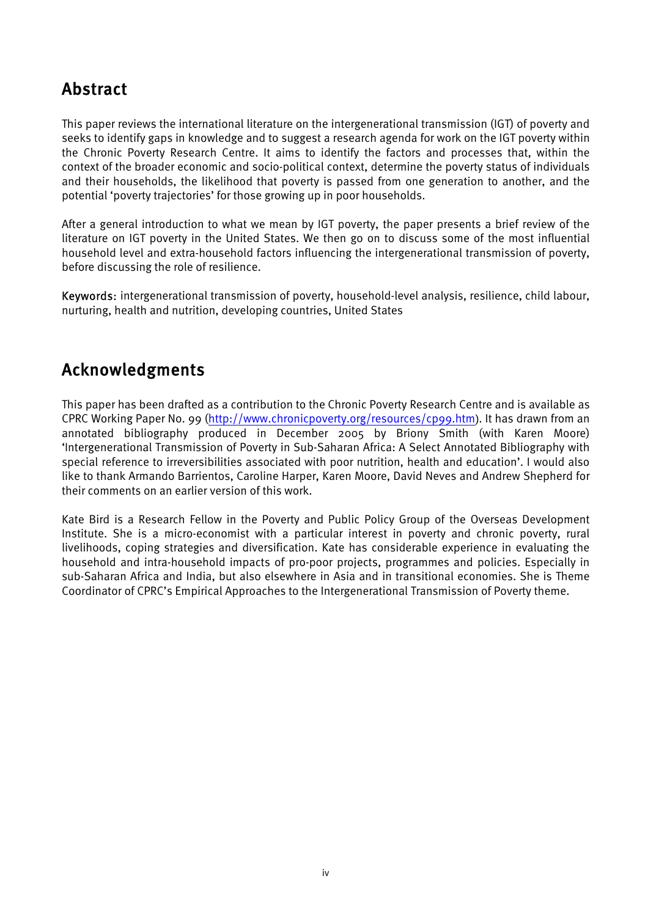## Abstract

This paper reviews the international literature on the intergenerational transmission (IGT) of poverty and seeks to identify gaps in knowledge and to suggest a research agenda for work on the IGT poverty within the Chronic Poverty Research Centre. It aims to identify the factors and processes that, within the context of the broader economic and socio-political context, determine the poverty status of individuals and their households, the likelihood that poverty is passed from one generation to another, and the potential 'poverty trajectories' for those growing up in poor households.

After a general introduction to what we mean by IGT poverty, the paper presents a brief review of the literature on IGT poverty in the United States. We then go on to discuss some of the most influential household level and extra-household factors influencing the intergenerational transmission of poverty, before discussing the role of resilience.

**Keywords**: intergenerational transmission of poverty, household-level analysis, resilience, child labour, nurturing, health and nutrition, developing countries, United States

## Acknowledgments

This paper has been drafted as a contribution to the Chronic Poverty Research Centre and is available as CPRC Working Paper No. 99 (http://www.chronicpoverty.org/resources/cp99.htm). It has drawn from an annotated bibliography produced in December 2005 by Briony Smith (with Karen Moore) 'Intergenerational Transmission of Poverty in Sub-Saharan Africa: A Select Annotated Bibliography with special reference to irreversibilities associated with poor nutrition, health and education'. I would also like to thank Armando Barrientos, Caroline Harper, Karen Moore, David Neves and Andrew Shepherd for their comments on an earlier version of this work.

Kate Bird is a Research Fellow in the Poverty and Public Policy Group of the Overseas Development Institute. She is a micro-economist with a particular interest in poverty and chronic poverty, rural livelihoods, coping strategies and diversification. Kate has considerable experience in evaluating the household and intra-household impacts of pro-poor projects, programmes and policies. Especially in sub-Saharan Africa and India, but also elsewhere in Asia and in transitional economies. She is Theme Coordinator of CPRC's Empirical Approaches to the Intergenerational Transmission of Poverty theme.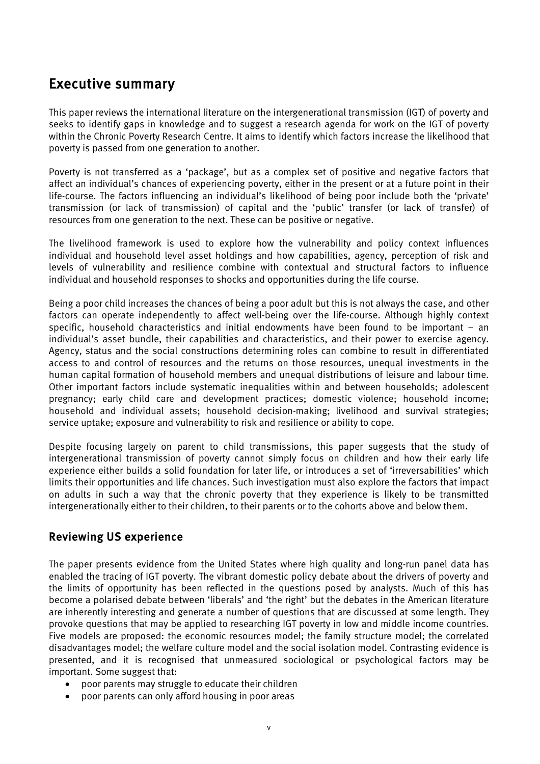# Executive summary

This paper reviews the international literature on the intergenerational transmission (IGT) of poverty and seeks to identify gaps in knowledge and to suggest a research agenda for work on the IGT of poverty within the Chronic Poverty Research Centre. It aims to identify which factors increase the likelihood that poverty is passed from one generation to another.

Poverty is not transferred as a 'package', but as a complex set of positive and negative factors that affect an individual's chances of experiencing poverty, either in the present or at a future point in their life-course. The factors influencing an individual's likelihood of being poor include both the 'private' transmission (or lack of transmission) of capital and the 'public' transfer (or lack of transfer) of resources from one generation to the next. These can be positive or negative.

The livelihood framework is used to explore how the vulnerability and policy context influences individual and household level asset holdings and how capabilities, agency, perception of risk and levels of vulnerability and resilience combine with contextual and structural factors to influence individual and household responses to shocks and opportunities during the life course.

Being a poor child increases the chances of being a poor adult but this is not always the case, and other factors can operate independently to affect well-being over the life-course. Although highly context specific, household characteristics and initial endowments have been found to be important – an individual's asset bundle, their capabilities and characteristics, and their power to exercise agency. Agency, status and the social constructions determining roles can combine to result in differentiated access to and control of resources and the returns on those resources, unequal investments in the human capital formation of household members and unequal distributions of leisure and labour time. Other important factors include systematic inequalities within and between households; adolescent pregnancy; early child care and development practices; domestic violence; household income; household and individual assets; household decision-making; livelihood and survival strategies; service uptake; exposure and vulnerability to risk and resilience or ability to cope.

Despite focusing largely on parent to child transmissions, this paper suggests that the study of intergenerational transmission of poverty cannot simply focus on children and how their early life experience either builds a solid foundation for later life, or introduces a set of 'irreversabilities' which limits their opportunities and life chances. Such investigation must also explore the factors that impact on adults in such a way that the chronic poverty that they experience is likely to be transmitted intergenerationally either to their children, to their parents or to the cohorts above and below them.

## Reviewing US experience

The paper presents evidence from the United States where high quality and long-run panel data has enabled the tracing of IGT poverty. The vibrant domestic policy debate about the drivers of poverty and the limits of opportunity has been reflected in the questions posed by analysts. Much of this has become a polarised debate between 'liberals' and 'the right' but the debates in the American literature are inherently interesting and generate a number of questions that are discussed at some length. They provoke questions that may be applied to researching IGT poverty in low and middle income countries. Five models are proposed: the economic resources model; the family structure model; the correlated disadvantages model; the welfare culture model and the social isolation model. Contrasting evidence is presented, and it is recognised that unmeasured sociological or psychological factors may be important. Some suggest that:

- poor parents may struggle to educate their children
- poor parents can only afford housing in poor areas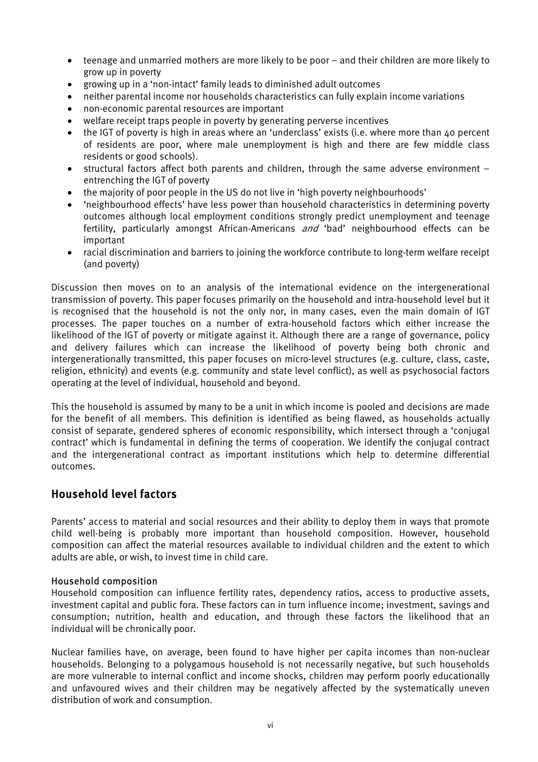- teenage and unmarried mothers are more likely to be poor – and their children are more likely to grow up in poverty
- growing up in a 'non-intact' family leads to diminished adult outcomes
- neither parental income nor households characteristics can fully explain income variations
- non-economic parental resources are important
- welfare receipt traps people in poverty by generating perverse incentives
- the IGT of poverty is high in areas where an 'underclass' exists (i.e. where more than 40 percent of residents are poor, where male unemployment is high and there are few middle class residents or good schools).
- structural factors affect both parents and children, through the same adverse environment – entrenching the IGT of poverty
- the majority of poor people in the US do not live in 'high poverty neighbourhoods'
- 'neighbourhood effects' have less power than household characteristics in determining poverty outcomes although local employment conditions strongly predict unemployment and teenage fertility, particularly amongst African-Americans *and* 'bad' neighbourhood effects can be important
- racial discrimination and barriers to joining the workforce contribute to long-term welfare receipt (and poverty)

Discussion then moves on to an analysis of the international evidence on the intergenerational transmission of poverty. This paper focuses primarily on the household and intra-household level but it is recognised that the household is not the only nor, in many cases, even the main domain of IGT processes. The paper touches on a number of extra-household factors which either increase the likelihood of the IGT of poverty or mitigate against it. Although there are a range of governance, policy and delivery failures which can increase the likelihood of poverty being both chronic and intergenerationally transmitted, this paper focuses on micro-level structures (e.g. culture, class, caste, religion, ethnicity) and events (e.g. community and state level conflict), as well as psychosocial factors operating at the level of individual, household and beyond.

This the household is assumed by many to be a unit in which income is pooled and decisions are made for the benefit of all members. This definition is identified as being flawed, as households actually consist of separate, gendered spheres of economic responsibility, which intersect through a 'conjugal contract' which is fundamental in defining the terms of cooperation. We identify the conjugal contract and the intergenerational contract as important institutions which help to determine differential outcomes.

## Household level factors

Parents' access to material and social resources and their ability to deploy them in ways that promote child well-being is probably more important than household composition. However, household composition can affect the material resources available to individual children and the extent to which adults are able, or wish, to invest time in child care.

### Household composition

Household composition can influence fertility rates, dependency ratios, access to productive assets, investment capital and public fora. These factors can in turn influence income; investment, savings and consumption; nutrition, health and education, and through these factors the likelihood that an individual will be chronically poor.

Nuclear families have, on average, been found to have higher per capita incomes than non-nuclear households. Belonging to a polygamous household is not necessarily negative, but such households are more vulnerable to internal conflict and income shocks, children may perform poorly educationally and unfavoured wives and their children may be negatively affected by the systematically uneven distribution of work and consumption.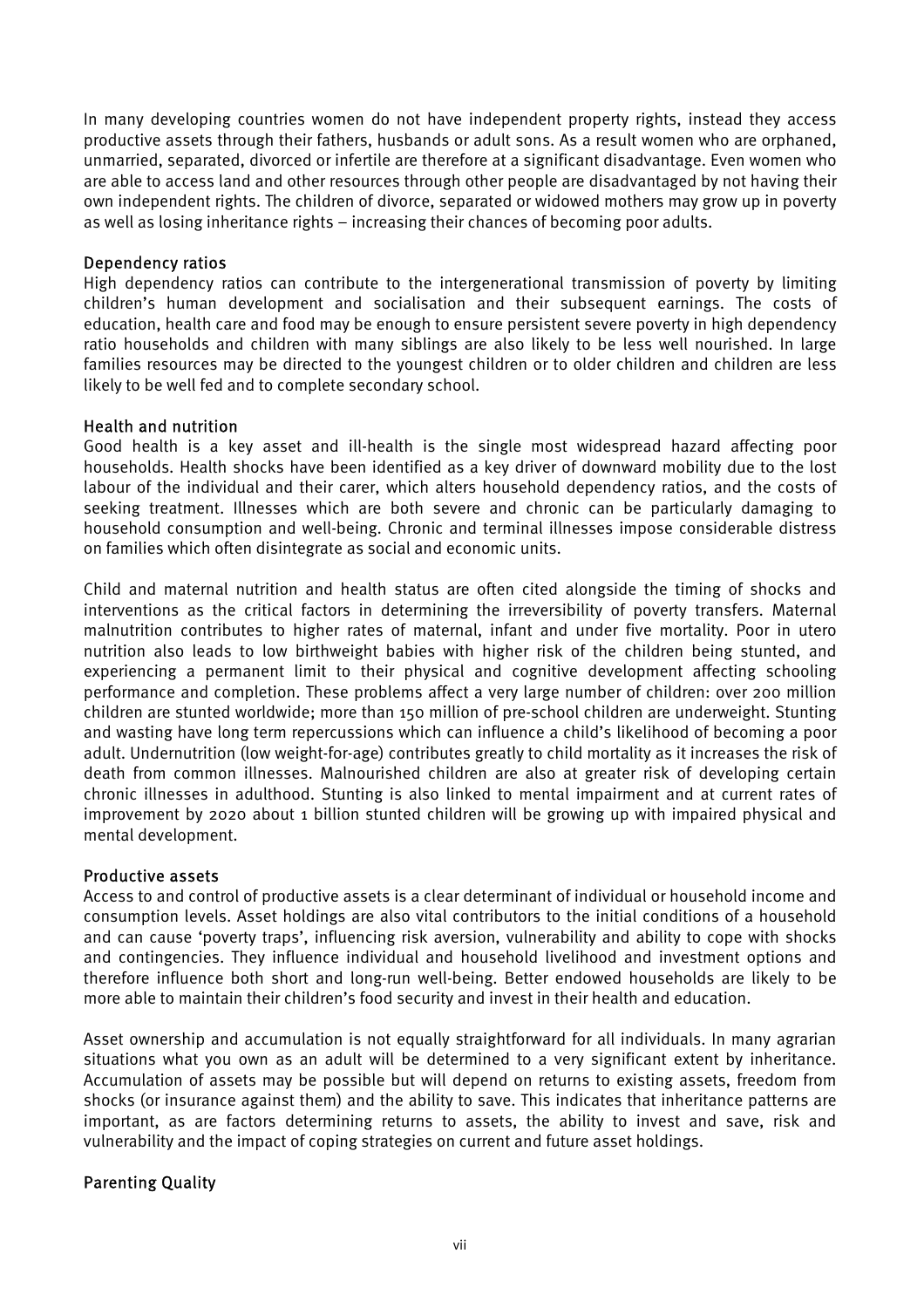In many developing countries women do not have independent property rights, instead they access productive assets through their fathers, husbands or adult sons. As a result women who are orphaned, unmarried, separated, divorced or infertile are therefore at a significant disadvantage. Even women who are able to access land and other resources through other people are disadvantaged by not having their own independent rights. The children of divorce, separated or widowed mothers may grow up in poverty as well as losing inheritance rights – increasing their chances of becoming poor adults.

### Dependency ratios

High dependency ratios can contribute to the intergenerational transmission of poverty by limiting children's human development and socialisation and their subsequent earnings. The costs of education, health care and food may be enough to ensure persistent severe poverty in high dependency ratio households and children with many siblings are also likely to be less well nourished. In large families resources may be directed to the youngest children or to older children and children are less likely to be well fed and to complete secondary school.

### Health and nutrition

Good health is a key asset and ill-health is the single most widespread hazard affecting poor households. Health shocks have been identified as a key driver of downward mobility due to the lost labour of the individual and their carer, which alters household dependency ratios, and the costs of seeking treatment. Illnesses which are both severe and chronic can be particularly damaging to household consumption and well-being. Chronic and terminal illnesses impose considerable distress on families which often disintegrate as social and economic units.

Child and maternal nutrition and health status are often cited alongside the timing of shocks and interventions as the critical factors in determining the irreversibility of poverty transfers. Maternal malnutrition contributes to higher rates of maternal, infant and under five mortality. Poor in utero nutrition also leads to low birthweight babies with higher risk of the children being stunted, and experiencing a permanent limit to their physical and cognitive development affecting schooling performance and completion. These problems affect a very large number of children: over 200 million children are stunted worldwide; more than 150 million of pre-school children are underweight. Stunting and wasting have long term repercussions which can influence a child's likelihood of becoming a poor adult. Undernutrition (low weight-for-age) contributes greatly to child mortality as it increases the risk of death from common illnesses. Malnourished children are also at greater risk of developing certain chronic illnesses in adulthood. Stunting is also linked to mental impairment and at current rates of improvement by 2020 about 1 billion stunted children will be growing up with impaired physical and mental development.

### Productive assets

Access to and control of productive assets is a clear determinant of individual or household income and consumption levels. Asset holdings are also vital contributors to the initial conditions of a household and can cause 'poverty traps', influencing risk aversion, vulnerability and ability to cope with shocks and contingencies. They influence individual and household livelihood and investment options and therefore influence both short and long-run well-being. Better endowed households are likely to be more able to maintain their children's food security and invest in their health and education.

Asset ownership and accumulation is not equally straightforward for all individuals. In many agrarian situations what you own as an adult will be determined to a very significant extent by inheritance. Accumulation of assets may be possible but will depend on returns to existing assets, freedom from shocks (or insurance against them) and the ability to save. This indicates that inheritance patterns are important, as are factors determining returns to assets, the ability to invest and save, risk and vulnerability and the impact of coping strategies on current and future asset holdings.

### Parenting Quality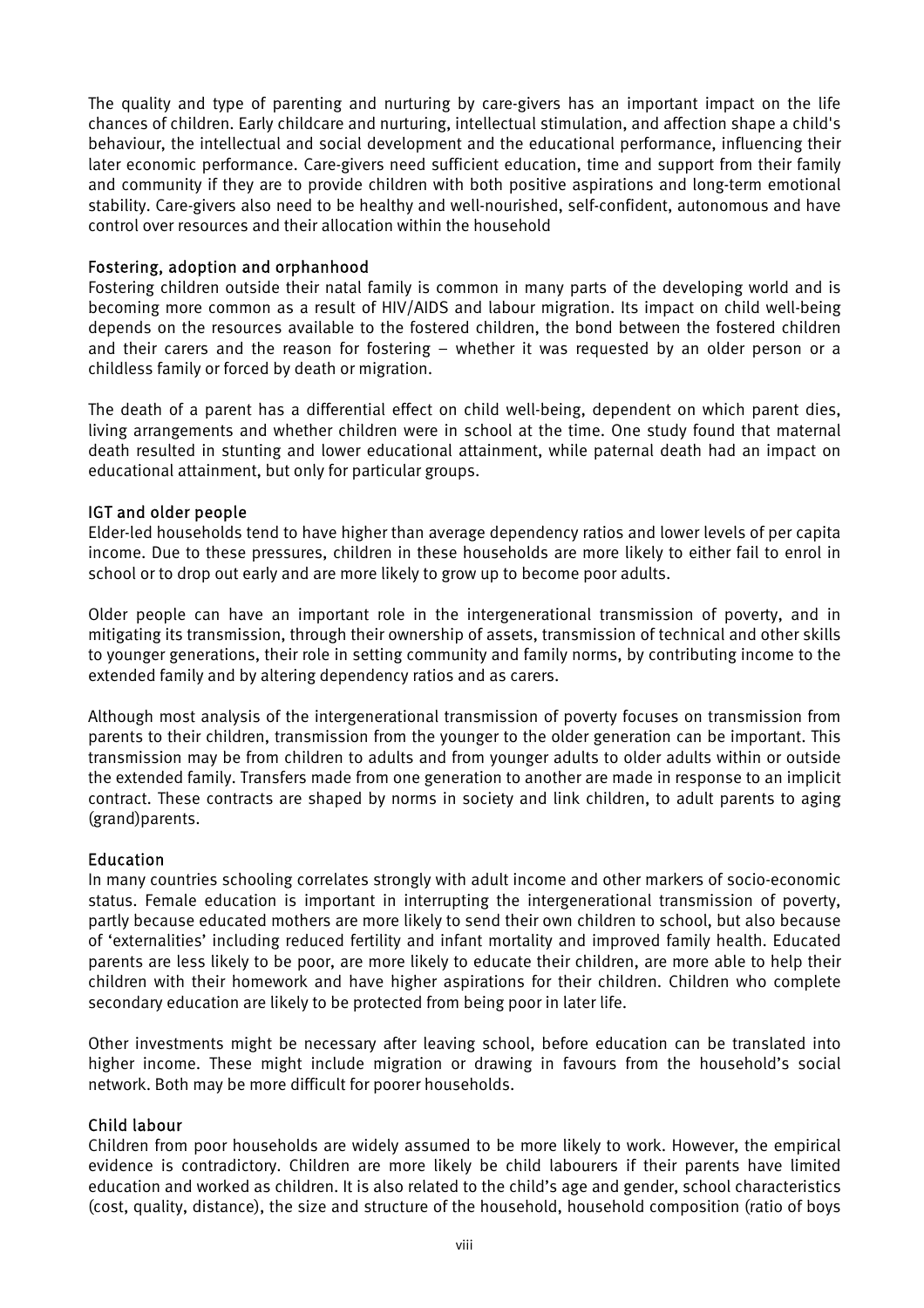The quality and type of parenting and nurturing by care-givers has an important impact on the life chances of children. Early childcare and nurturing, intellectual stimulation, and affection shape a child's behaviour, the intellectual and social development and the educational performance, influencing their later economic performance. Care-givers need sufficient education, time and support from their family and community if they are to provide children with both positive aspirations and long-term emotional stability. Care-givers also need to be healthy and well-nourished, self-confident, autonomous and have control over resources and their allocation within the household

### Fostering, adoption and orphanhood

Fostering children outside their natal family is common in many parts of the developing world and is becoming more common as a result of HIV/AIDS and labour migration. Its impact on child well-being depends on the resources available to the fostered children, the bond between the fostered children and their carers and the reason for fostering – whether it was requested by an older person or a childless family or forced by death or migration.

The death of a parent has a differential effect on child well-being, dependent on which parent dies, living arrangements and whether children were in school at the time. One study found that maternal death resulted in stunting and lower educational attainment, while paternal death had an impact on educational attainment, but only for particular groups.

### IGT and older people

Elder-led households tend to have higher than average dependency ratios and lower levels of per capita income. Due to these pressures, children in these households are more likely to either fail to enrol in school or to drop out early and are more likely to grow up to become poor adults.

Older people can have an important role in the intergenerational transmission of poverty, and in mitigating its transmission, through their ownership of assets, transmission of technical and other skills to younger generations, their role in setting community and family norms, by contributing income to the extended family and by altering dependency ratios and as carers.

Although most analysis of the intergenerational transmission of poverty focuses on transmission from parents to their children, transmission from the younger to the older generation can be important. This transmission may be from children to adults and from younger adults to older adults within or outside the extended family. Transfers made from one generation to another are made in response to an implicit contract. These contracts are shaped by norms in society and link children, to adult parents to aging (grand)parents.

### Education

In many countries schooling correlates strongly with adult income and other markers of socio-economic status. Female education is important in interrupting the intergenerational transmission of poverty, partly because educated mothers are more likely to send their own children to school, but also because of 'externalities' including reduced fertility and infant mortality and improved family health. Educated parents are less likely to be poor, are more likely to educate their children, are more able to help their children with their homework and have higher aspirations for their children. Children who complete secondary education are likely to be protected from being poor in later life.

Other investments might be necessary after leaving school, before education can be translated into higher income. These might include migration or drawing in favours from the household's social network. Both may be more difficult for poorer households.

### Child labour

Children from poor households are widely assumed to be more likely to work. However, the empirical evidence is contradictory. Children are more likely be child labourers if their parents have limited education and worked as children. It is also related to the child's age and gender, school characteristics (cost, quality, distance), the size and structure of the household, household composition (ratio of boys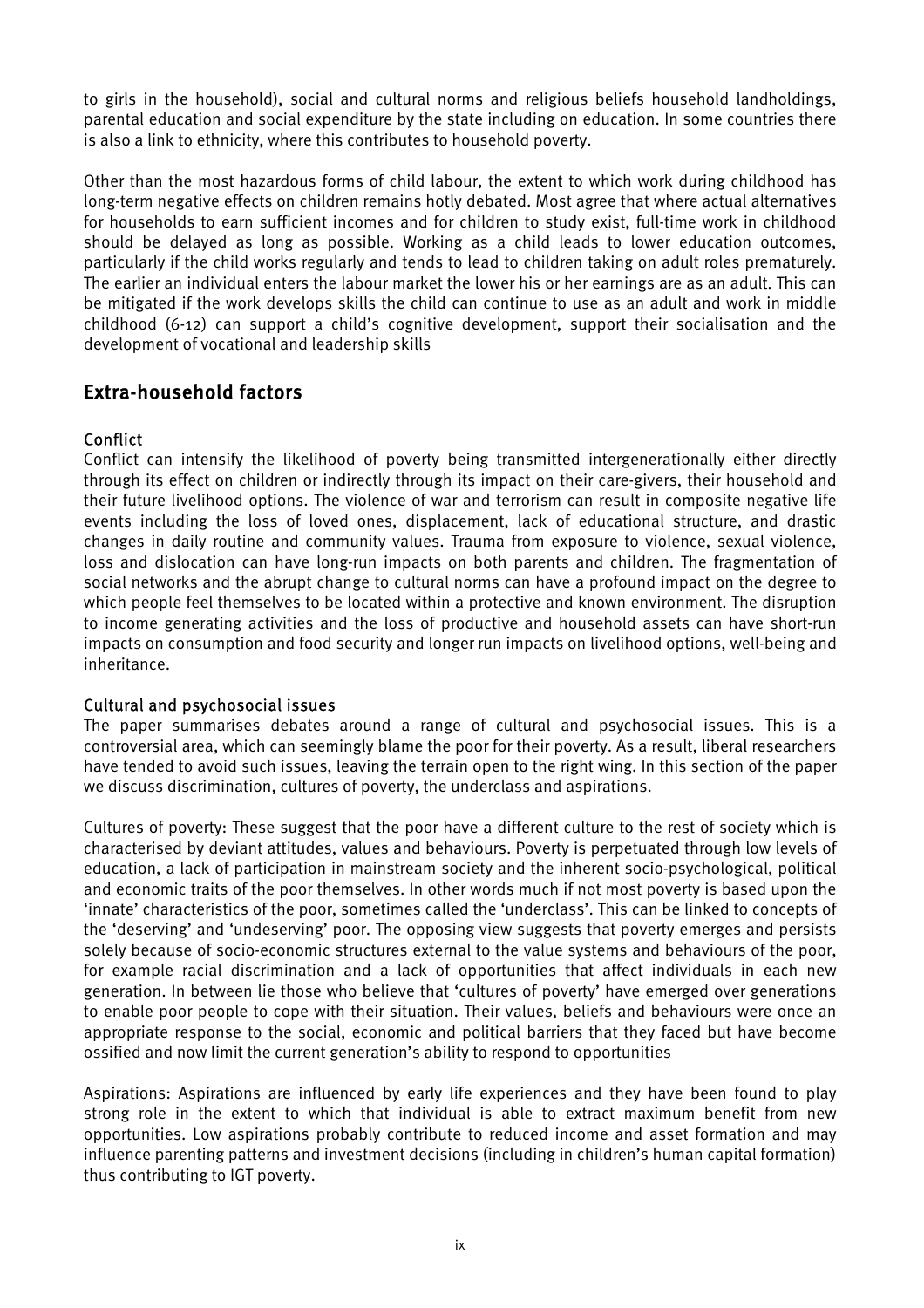to girls in the household), social and cultural norms and religious beliefs household landholdings, parental education and social expenditure by the state including on education. In some countries there is also a link to ethnicity, where this contributes to household poverty.

Other than the most hazardous forms of child labour, the extent to which work during childhood has long-term negative effects on children remains hotly debated. Most agree that where actual alternatives for households to earn sufficient incomes and for children to study exist, full-time work in childhood should be delayed as long as possible. Working as a child leads to lower education outcomes, particularly if the child works regularly and tends to lead to children taking on adult roles prematurely. The earlier an individual enters the labour market the lower his or her earnings are as an adult. This can be mitigated if the work develops skills the child can continue to use as an adult and work in middle childhood (6-12) can support a child's cognitive development, support their socialisation and the development of vocational and leadership skills

## Extra-household factors

### Conflict

Conflict can intensify the likelihood of poverty being transmitted intergenerationally either directly through its effect on children or indirectly through its impact on their care-givers, their household and their future livelihood options. The violence of war and terrorism can result in composite negative life events including the loss of loved ones, displacement, lack of educational structure, and drastic changes in daily routine and community values. Trauma from exposure to violence, sexual violence, loss and dislocation can have long-run impacts on both parents and children. The fragmentation of social networks and the abrupt change to cultural norms can have a profound impact on the degree to which people feel themselves to be located within a protective and known environment. The disruption to income generating activities and the loss of productive and household assets can have short-run impacts on consumption and food security and longer run impacts on livelihood options, well-being and inheritance.

### Cultural and psychosocial issues

The paper summarises debates around a range of cultural and psychosocial issues. This is a controversial area, which can seemingly blame the poor for their poverty. As a result, liberal researchers have tended to avoid such issues, leaving the terrain open to the right wing. In this section of the paper we discuss discrimination, cultures of poverty, the underclass and aspirations.

Cultures of poverty: These suggest that the poor have a different culture to the rest of society which is characterised by deviant attitudes, values and behaviours. Poverty is perpetuated through low levels of education, a lack of participation in mainstream society and the inherent socio-psychological, political and economic traits of the poor themselves. In other words much if not most poverty is based upon the 'innate' characteristics of the poor, sometimes called the 'underclass'. This can be linked to concepts of the 'deserving' and 'undeserving' poor. The opposing view suggests that poverty emerges and persists solely because of socio-economic structures external to the value systems and behaviours of the poor, for example racial discrimination and a lack of opportunities that affect individuals in each new generation. In between lie those who believe that 'cultures of poverty' have emerged over generations to enable poor people to cope with their situation. Their values, beliefs and behaviours were once an appropriate response to the social, economic and political barriers that they faced but have become ossified and now limit the current generation's ability to respond to opportunities

Aspirations: Aspirations are influenced by early life experiences and they have been found to play strong role in the extent to which that individual is able to extract maximum benefit from new opportunities. Low aspirations probably contribute to reduced income and asset formation and may influence parenting patterns and investment decisions (including in children's human capital formation) thus contributing to IGT poverty.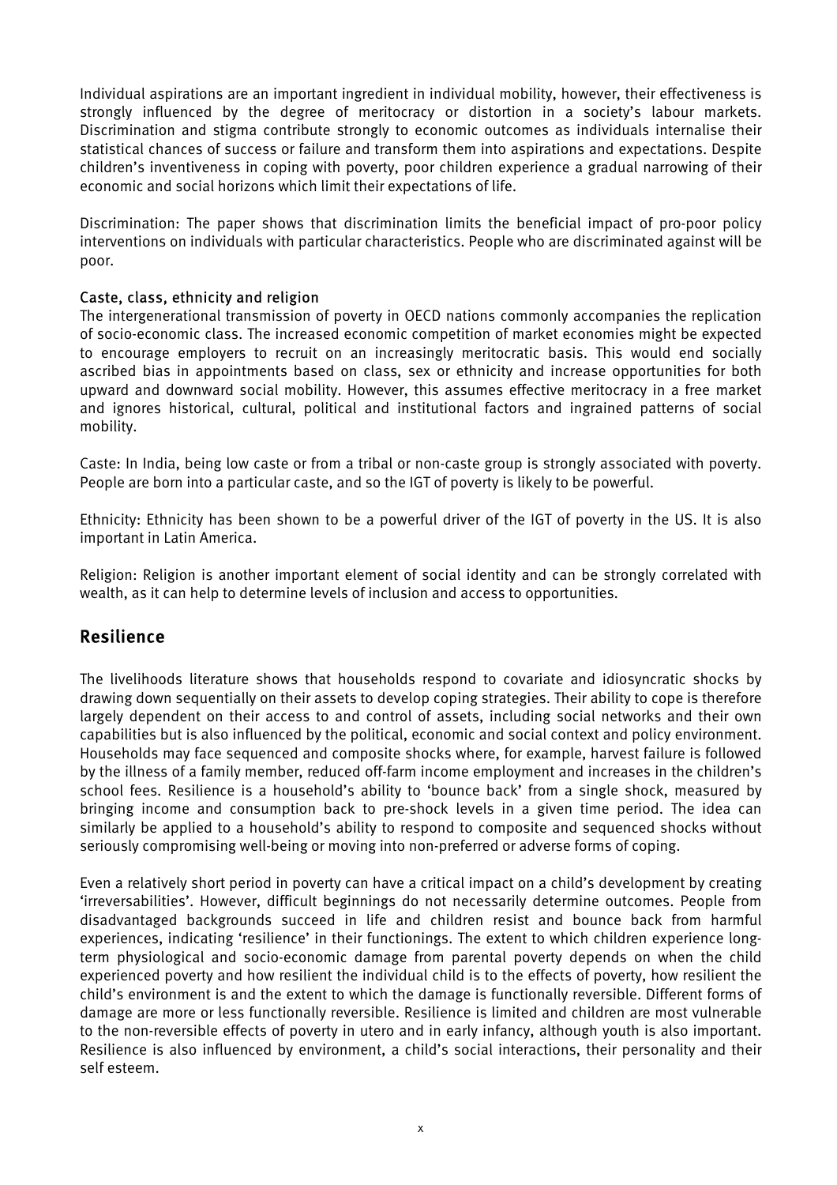Individual aspirations are an important ingredient in individual mobility, however, their effectiveness is strongly influenced by the degree of meritocracy or distortion in a society's labour markets. Discrimination and stigma contribute strongly to economic outcomes as individuals internalise their statistical chances of success or failure and transform them into aspirations and expectations. Despite children's inventiveness in coping with poverty, poor children experience a gradual narrowing of their economic and social horizons which limit their expectations of life.

Discrimination: The paper shows that discrimination limits the beneficial impact of pro-poor policy interventions on individuals with particular characteristics. People who are discriminated against will be poor.

### Caste, class, ethnicity and religion

The intergenerational transmission of poverty in OECD nations commonly accompanies the replication of socio-economic class. The increased economic competition of market economies might be expected to encourage employers to recruit on an increasingly meritocratic basis. This would end socially ascribed bias in appointments based on class, sex or ethnicity and increase opportunities for both upward and downward social mobility. However, this assumes effective meritocracy in a free market and ignores historical, cultural, political and institutional factors and ingrained patterns of social mobility.

Caste: In India, being low caste or from a tribal or non-caste group is strongly associated with poverty. People are born into a particular caste, and so the IGT of poverty is likely to be powerful.

Ethnicity: Ethnicity has been shown to be a powerful driver of the IGT of poverty in the US. It is also important in Latin America.

Religion: Religion is another important element of social identity and can be strongly correlated with wealth, as it can help to determine levels of inclusion and access to opportunities.

## Resilience

The livelihoods literature shows that households respond to covariate and idiosyncratic shocks by drawing down sequentially on their assets to develop coping strategies. Their ability to cope is therefore largely dependent on their access to and control of assets, including social networks and their own capabilities but is also influenced by the political, economic and social context and policy environment. Households may face sequenced and composite shocks where, for example, harvest failure is followed by the illness of a family member, reduced off-farm income employment and increases in the children's school fees. Resilience is a household's ability to 'bounce back' from a single shock, measured by bringing income and consumption back to pre-shock levels in a given time period. The idea can similarly be applied to a household's ability to respond to composite and sequenced shocks without seriously compromising well-being or moving into non-preferred or adverse forms of coping.

Even a relatively short period in poverty can have a critical impact on a child's development by creating 'irreversabilities'. However, difficult beginnings do not necessarily determine outcomes. People from disadvantaged backgrounds succeed in life and children resist and bounce back from harmful experiences, indicating 'resilience' in their functionings. The extent to which children experience long-term physiological and socio-economic damage from parental poverty depends on when the child experienced poverty and how resilient the individual child is to the effects of poverty, how resilient the child's environment is and the extent to which the damage is functionally reversible. Different forms of damage are more or less functionally reversible. Resilience is limited and children are most vulnerable to the non-reversible effects of poverty in utero and in early infancy, although youth is also important. Resilience is also influenced by environment, a child's social interactions, their personality and their self esteem.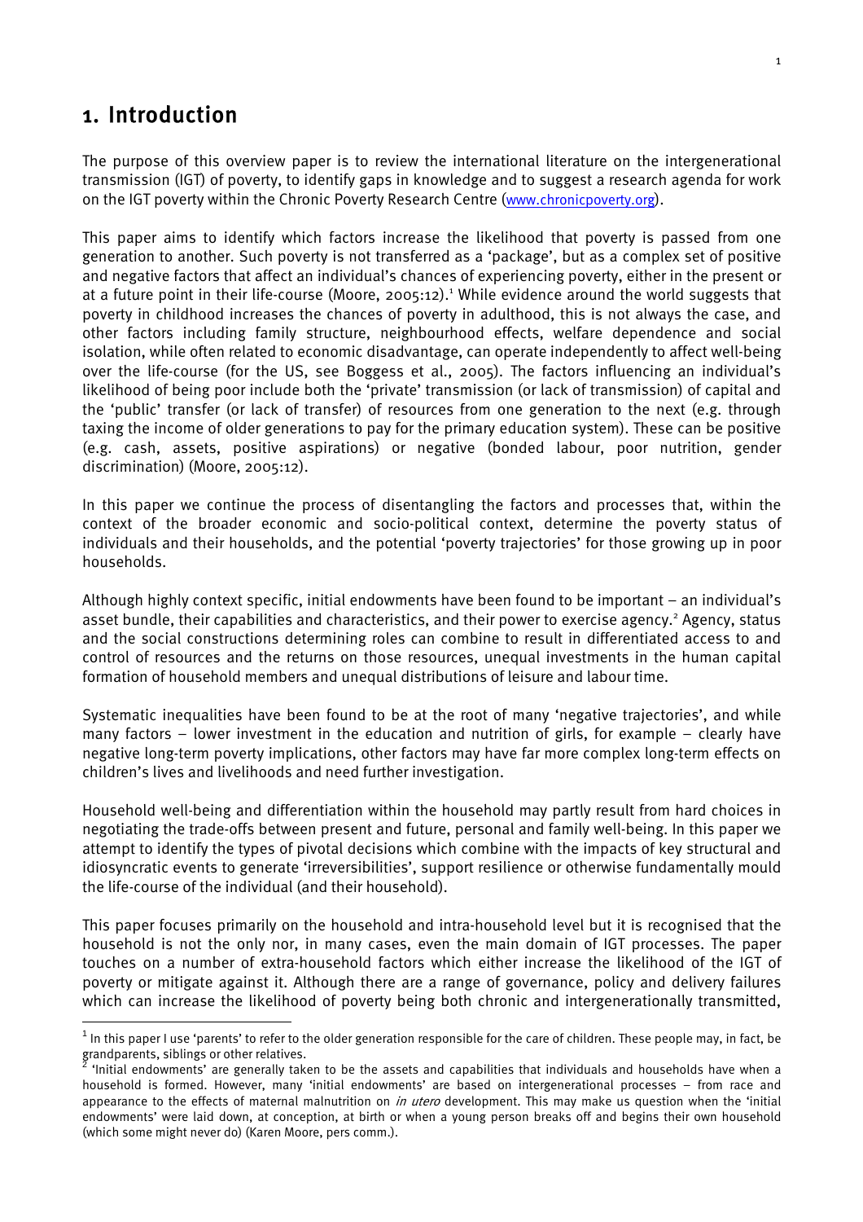# 1. Introduction

The purpose of this overview paper is to review the international literature on the intergenerational transmission (IGT) of poverty, to identify gaps in knowledge and to suggest a research agenda for work on the IGT poverty within the Chronic Poverty Research Centre (www.chronicpoverty.org).

This paper aims to identify which factors increase the likelihood that poverty is passed from one generation to another. Such poverty is not transferred as a 'package', but as a complex set of positive and negative factors that affect an individual's chances of experiencing poverty, either in the present or at a future point in their life-course (Moore, 2005:12).[1] While evidence around the world suggests that poverty in childhood increases the chances of poverty in adulthood, this is not always the case, and other factors including family structure, neighbourhood effects, welfare dependence and social isolation, while often related to economic disadvantage, can operate independently to affect well-being over the life-course (for the US, see Boggess et al., 2005). The factors influencing an individual's likelihood of being poor include both the 'private' transmission (or lack of transmission) of capital and the 'public' transfer (or lack of transfer) of resources from one generation to the next (e.g. through taxing the income of older generations to pay for the primary education system). These can be positive (e.g. cash, assets, positive aspirations) or negative (bonded labour, poor nutrition, gender discrimination) (Moore, 2005:12).

In this paper we continue the process of disentangling the factors and processes that, within the context of the broader economic and socio-political context, determine the poverty status of individuals and their households, and the potential 'poverty trajectories' for those growing up in poor households.

Although highly context specific, initial endowments have been found to be important – an individual's asset bundle, their capabilities and characteristics, and their power to exercise agency.[2] Agency, status and the social constructions determining roles can combine to result in differentiated access to and control of resources and the returns on those resources, unequal investments in the human capital formation of household members and unequal distributions of leisure and labour time.

Systematic inequalities have been found to be at the root of many 'negative trajectories', and while many factors – lower investment in the education and nutrition of girls, for example – clearly have negative long-term poverty implications, other factors may have far more complex long-term effects on children's lives and livelihoods and need further investigation.

Household well-being and differentiation within the household may partly result from hard choices in negotiating the trade-offs between present and future, personal and family well-being. In this paper we attempt to identify the types of pivotal decisions which combine with the impacts of key structural and idiosyncratic events to generate 'irreversibilities', support resilience or otherwise fundamentally mould the life-course of the individual (and their household).

This paper focuses primarily on the household and intra-household level but it is recognised that the household is not the only nor, in many cases, even the main domain of IGT processes. The paper touches on a number of extra-household factors which either increase the likelihood of the IGT of poverty or mitigate against it. Although there are a range of governance, policy and delivery failures which can increase the likelihood of poverty being both chronic and intergenerationally transmitted,

---

[1] In this paper I use 'parents' to refer to the older generation responsible for the care of children. These people may, in fact, be grandparents, siblings or other relatives.

[2] 'Initial endowments' are generally taken to be the assets and capabilities that individuals and households have when a household is formed. However, many 'initial endowments' are based on intergenerational processes – from race and appearance to the effects of maternal malnutrition on *in utero* development. This may make us question when the 'initial endowments' were laid down, at conception, at birth or when a young person breaks off and begins their own household (which some might never do) (Karen Moore, pers comm.).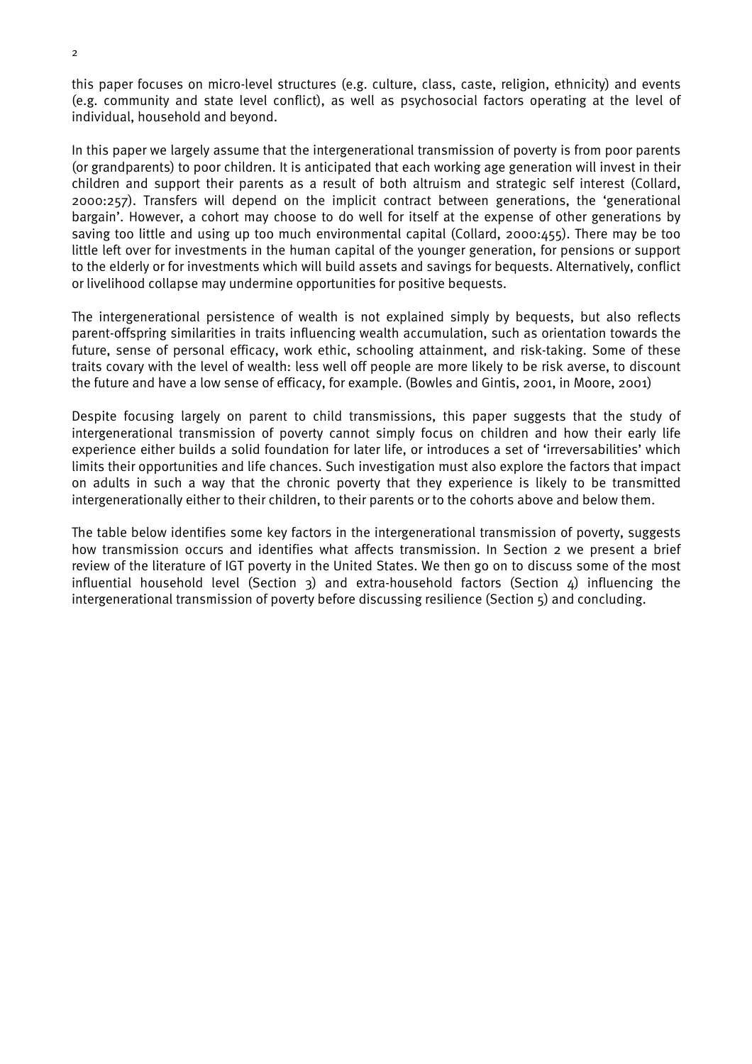this paper focuses on micro-level structures (e.g. culture, class, caste, religion, ethnicity) and events (e.g. community and state level conflict), as well as psychosocial factors operating at the level of individual, household and beyond.

In this paper we largely assume that the intergenerational transmission of poverty is from poor parents (or grandparents) to poor children. It is anticipated that each working age generation will invest in their children and support their parents as a result of both altruism and strategic self interest (Collard, 2000:257). Transfers will depend on the implicit contract between generations, the 'generational bargain'. However, a cohort may choose to do well for itself at the expense of other generations by saving too little and using up too much environmental capital (Collard, 2000:455). There may be too little left over for investments in the human capital of the younger generation, for pensions or support to the elderly or for investments which will build assets and savings for bequests. Alternatively, conflict or livelihood collapse may undermine opportunities for positive bequests.

The intergenerational persistence of wealth is not explained simply by bequests, but also reflects parent-offspring similarities in traits influencing wealth accumulation, such as orientation towards the future, sense of personal efficacy, work ethic, schooling attainment, and risk-taking. Some of these traits covary with the level of wealth: less well off people are more likely to be risk averse, to discount the future and have a low sense of efficacy, for example. (Bowles and Gintis, 2001, in Moore, 2001)

Despite focusing largely on parent to child transmissions, this paper suggests that the study of intergenerational transmission of poverty cannot simply focus on children and how their early life experience either builds a solid foundation for later life, or introduces a set of 'irreversabilities' which limits their opportunities and life chances. Such investigation must also explore the factors that impact on adults in such a way that the chronic poverty that they experience is likely to be transmitted intergenerationally either to their children, to their parents or to the cohorts above and below them.

The table below identifies some key factors in the intergenerational transmission of poverty, suggests how transmission occurs and identifies what affects transmission. In Section 2 we present a brief review of the literature of IGT poverty in the United States. We then go on to discuss some of the most influential household level (Section 3) and extra-household factors (Section 4) influencing the intergenerational transmission of poverty before discussing resilience (Section 5) and concluding.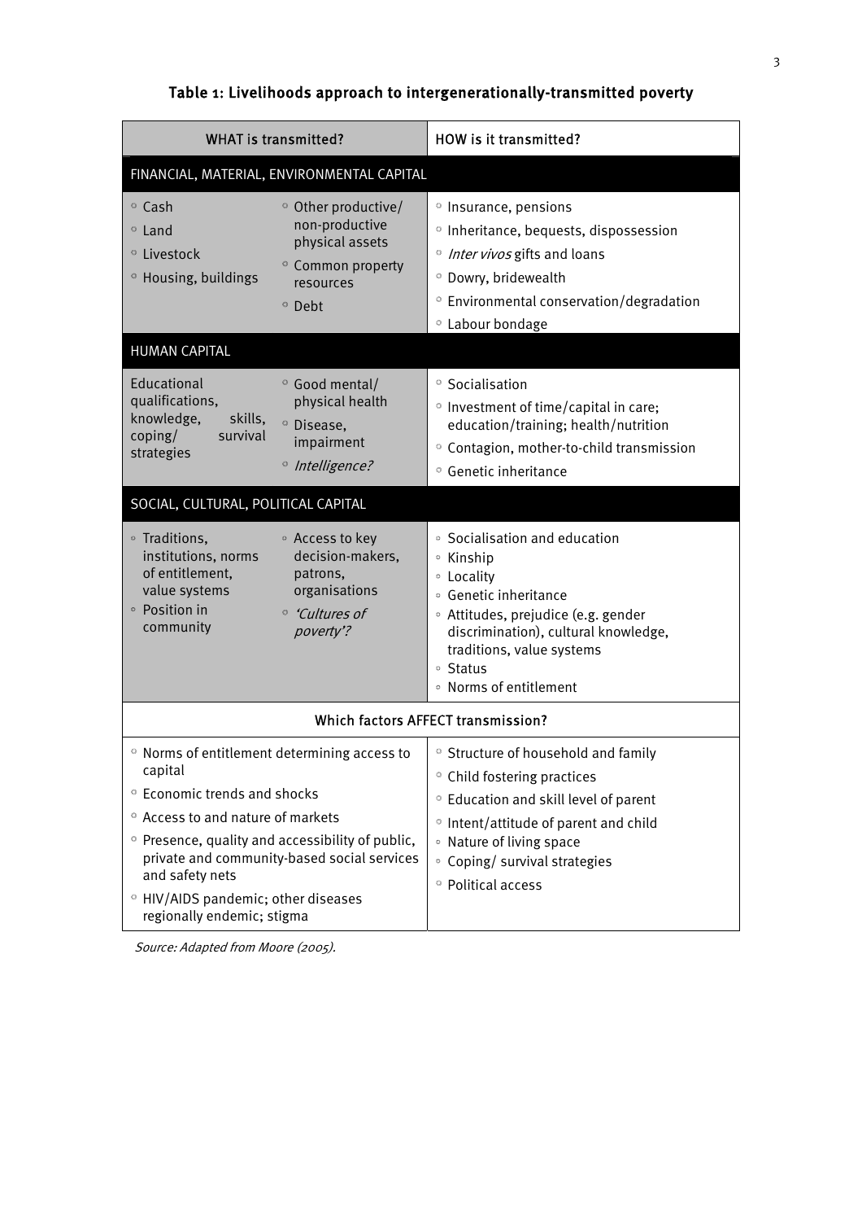**Table 1: Livelihoods approach to intergenerationally-transmitted poverty**

| WHAT is transmitted? | | HOW is it transmitted? |
|---|---|---|
| **FINANCIAL, MATERIAL, ENVIRONMENTAL CAPITAL** | | |
| ◦ Cash<br>◦ Land<br>◦ Livestock<br>◦ Housing, buildings | ◦ Other productive/ non-productive physical assets<br>◦ Common property resources<br>◦ Debt | ◦ Insurance, pensions<br>◦ Inheritance, bequests, dispossession<br>◦ *Inter vivos* gifts and loans<br>◦ Dowry, bridewealth<br>◦ Environmental conservation/degradation<br>◦ Labour bondage |
| **HUMAN CAPITAL** | | |
| Educational qualifications, knowledge, skills, coping/ survival strategies | ◦ Good mental/ physical health<br>◦ Disease, impairment<br>◦ *Intelligence?* | ◦ Socialisation<br>◦ Investment of time/capital in care; education/training; health/nutrition<br>◦ Contagion, mother-to-child transmission<br>◦ Genetic inheritance |
| **SOCIAL, CULTURAL, POLITICAL CAPITAL** | | |
| ◦ Traditions, institutions, norms of entitlement, value systems<br>◦ Position in community | ◦ Access to key decision-makers, patrons, organisations<br>◦ *'Cultures of poverty'?* | ◦ Socialisation and education<br>◦ Kinship<br>◦ Locality<br>◦ Genetic inheritance<br>◦ Attitudes, prejudice (e.g. gender discrimination), cultural knowledge, traditions, value systems<br>◦ Status<br>◦ Norms of entitlement |
| **Which factors AFFECT transmission?** | | |
| ◦ Norms of entitlement determining access to capital<br>◦ Economic trends and shocks<br>◦ Access to and nature of markets<br>◦ Presence, quality and accessibility of public, private and community-based social services and safety nets<br>◦ HIV/AIDS pandemic; other diseases regionally endemic; stigma | | ◦ Structure of household and family<br>◦ Child fostering practices<br>◦ Education and skill level of parent<br>◦ Intent/attitude of parent and child<br>◦ Nature of living space<br>◦ Coping/ survival strategies<br>◦ Political access |

*Source: Adapted from Moore (2005).*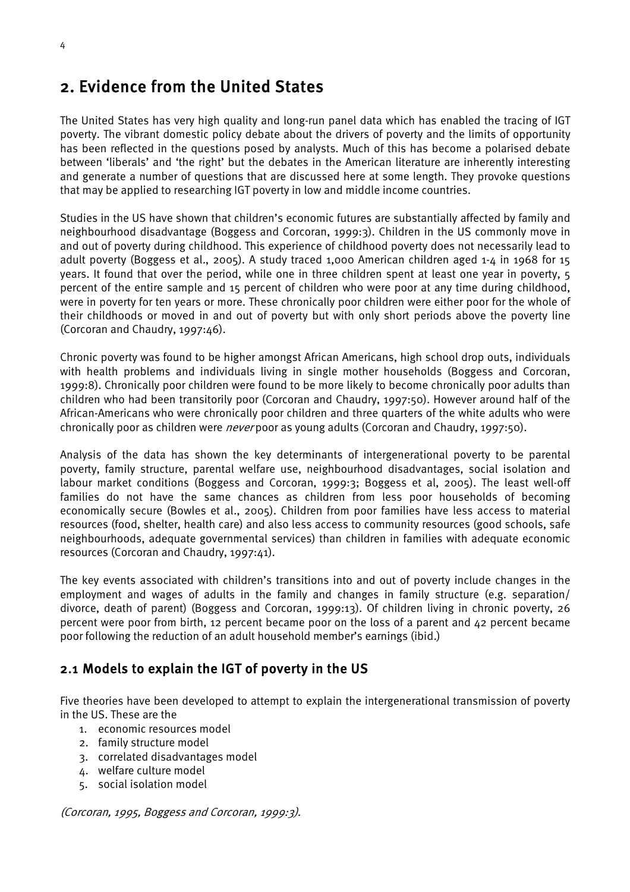## 2. Evidence from the United States

The United States has very high quality and long-run panel data which has enabled the tracing of IGT poverty. The vibrant domestic policy debate about the drivers of poverty and the limits of opportunity has been reflected in the questions posed by analysts. Much of this has become a polarised debate between 'liberals' and 'the right' but the debates in the American literature are inherently interesting and generate a number of questions that are discussed here at some length. They provoke questions that may be applied to researching IGT poverty in low and middle income countries.

Studies in the US have shown that children's economic futures are substantially affected by family and neighbourhood disadvantage (Boggess and Corcoran, 1999:3). Children in the US commonly move in and out of poverty during childhood. This experience of childhood poverty does not necessarily lead to adult poverty (Boggess et al., 2005). A study traced 1,000 American children aged 1-4 in 1968 for 15 years. It found that over the period, while one in three children spent at least one year in poverty, 5 percent of the entire sample and 15 percent of children who were poor at any time during childhood, were in poverty for ten years or more. These chronically poor children were either poor for the whole of their childhoods or moved in and out of poverty but with only short periods above the poverty line (Corcoran and Chaudry, 1997:46).

Chronic poverty was found to be higher amongst African Americans, high school drop outs, individuals with health problems and individuals living in single mother households (Boggess and Corcoran, 1999:8). Chronically poor children were found to be more likely to become chronically poor adults than children who had been transitorily poor (Corcoran and Chaudry, 1997:50). However around half of the African-Americans who were chronically poor children and three quarters of the white adults who were chronically poor as children were *never* poor as young adults (Corcoran and Chaudry, 1997:50).

Analysis of the data has shown the key determinants of intergenerational poverty to be parental poverty, family structure, parental welfare use, neighbourhood disadvantages, social isolation and labour market conditions (Boggess and Corcoran, 1999:3; Boggess et al, 2005). The least well-off families do not have the same chances as children from less poor households of becoming economically secure (Bowles et al., 2005). Children from poor families have less access to material resources (food, shelter, health care) and also less access to community resources (good schools, safe neighbourhoods, adequate governmental services) than children in families with adequate economic resources (Corcoran and Chaudry, 1997:41).

The key events associated with children's transitions into and out of poverty include changes in the employment and wages of adults in the family and changes in family structure (e.g. separation/ divorce, death of parent) (Boggess and Corcoran, 1999:13). Of children living in chronic poverty, 26 percent were poor from birth, 12 percent became poor on the loss of a parent and 42 percent became poor following the reduction of an adult household member's earnings (ibid.)

### 2.1 Models to explain the IGT of poverty in the US

Five theories have been developed to attempt to explain the intergenerational transmission of poverty in the US. These are the

1. economic resources model
2. family structure model
3. correlated disadvantages model
4. welfare culture model
5. social isolation model

*(Corcoran, 1995, Boggess and Corcoran, 1999:3).*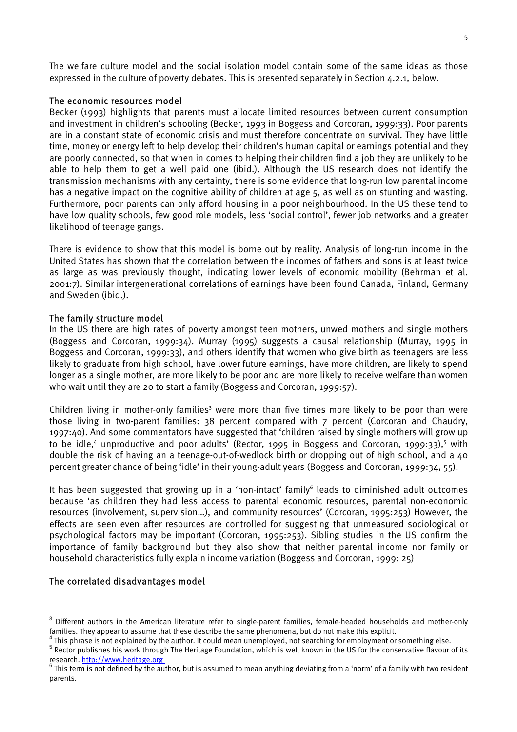The welfare culture model and the social isolation model contain some of the same ideas as those expressed in the culture of poverty debates. This is presented separately in Section 4.2.1, below.

### The economic resources model

Becker (1993) highlights that parents must allocate limited resources between current consumption and investment in children's schooling (Becker, 1993 in Boggess and Corcoran, 1999:33). Poor parents are in a constant state of economic crisis and must therefore concentrate on survival. They have little time, money or energy left to help develop their children's human capital or earnings potential and they are poorly connected, so that when in comes to helping their children find a job they are unlikely to be able to help them to get a well paid one (ibid.). Although the US research does not identify the transmission mechanisms with any certainty, there is some evidence that long-run low parental income has a negative impact on the cognitive ability of children at age 5, as well as on stunting and wasting. Furthermore, poor parents can only afford housing in a poor neighbourhood. In the US these tend to have low quality schools, few good role models, less 'social control', fewer job networks and a greater likelihood of teenage gangs.

There is evidence to show that this model is borne out by reality. Analysis of long-run income in the United States has shown that the correlation between the incomes of fathers and sons is at least twice as large as was previously thought, indicating lower levels of economic mobility (Behrman et al. 2001:7). Similar intergenerational correlations of earnings have been found Canada, Finland, Germany and Sweden (ibid.).

### The family structure model

In the US there are high rates of poverty amongst teen mothers, unwed mothers and single mothers (Boggess and Corcoran, 1999:34). Murray (1995) suggests a causal relationship (Murray, 1995 in Boggess and Corcoran, 1999:33), and others identify that women who give birth as teenagers are less likely to graduate from high school, have lower future earnings, have more children, are likely to spend longer as a single mother, are more likely to be poor and are more likely to receive welfare than women who wait until they are 20 to start a family (Boggess and Corcoran, 1999:57).

Children living in mother-only families[3] were more than five times more likely to be poor than were those living in two-parent families: 38 percent compared with 7 percent (Corcoran and Chaudry, 1997:40). And some commentators have suggested that 'children raised by single mothers will grow up to be idle,[4] unproductive and poor adults' (Rector, 1995 in Boggess and Corcoran, 1999:33),[5] with double the risk of having an a teenage-out-of-wedlock birth or dropping out of high school, and a 40 percent greater chance of being 'idle' in their young-adult years (Boggess and Corcoran, 1999:34, 55).

It has been suggested that growing up in a 'non-intact' family[6] leads to diminished adult outcomes because 'as children they had less access to parental economic resources, parental non-economic resources (involvement, supervision…), and community resources' (Corcoran, 1995:253) However, the effects are seen even after resources are controlled for suggesting that unmeasured sociological or psychological factors may be important (Corcoran, 1995:253). Sibling studies in the US confirm the importance of family background but they also show that neither parental income nor family or household characteristics fully explain income variation (Boggess and Corcoran, 1999: 25)

### The correlated disadvantages model

---

[3] Different authors in the American literature refer to single-parent families, female-headed households and mother-only families. They appear to assume that these describe the same phenomena, but do not make this explicit.

[4] This phrase is not explained by the author. It could mean unemployed, not searching for employment or something else.

[5] Rector publishes his work through The Heritage Foundation, which is well known in the US for the conservative flavour of its research. http://www.heritage.org

[6] This term is not defined by the author, but is assumed to mean anything deviating from a 'norm' of a family with two resident parents.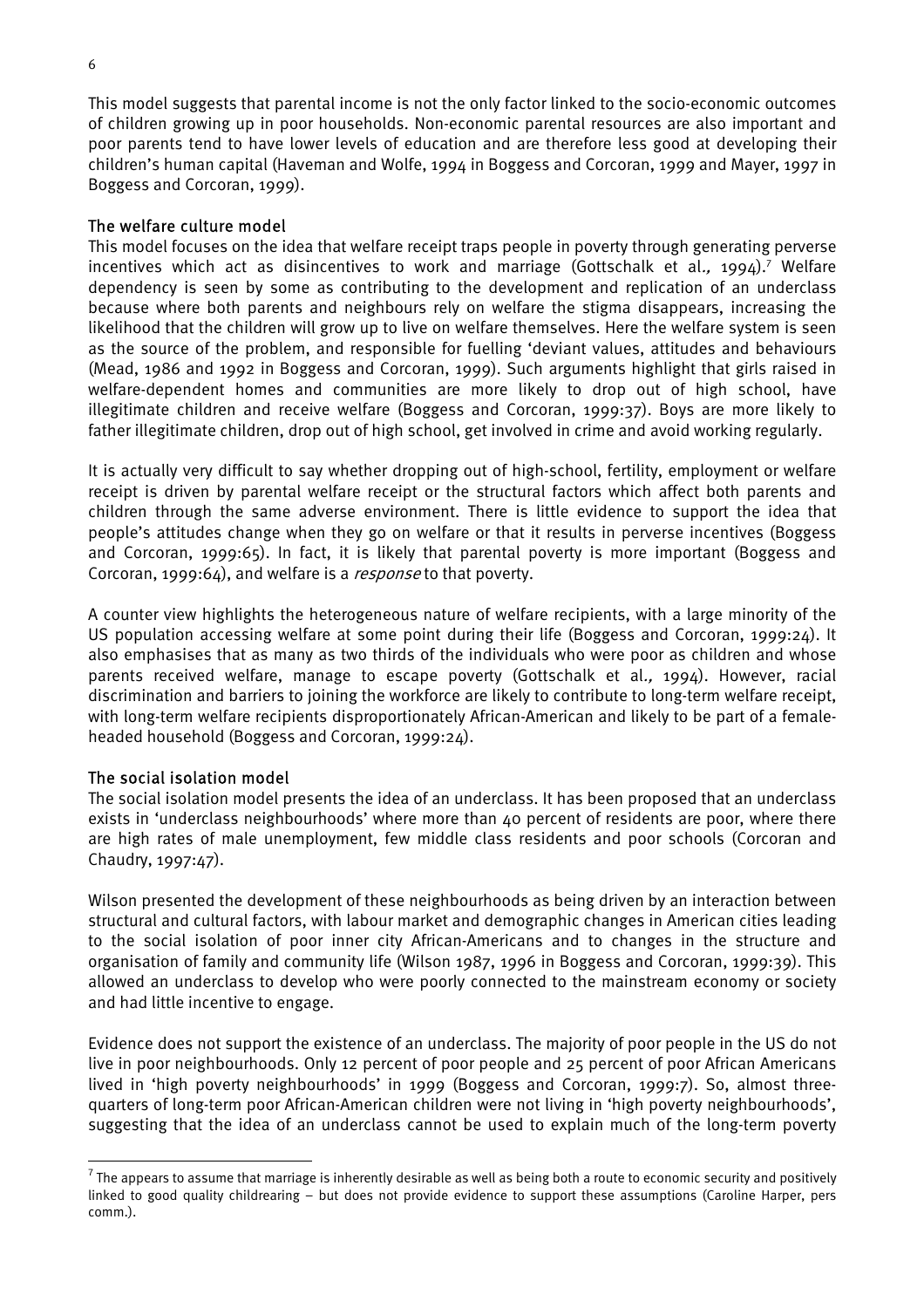This model suggests that parental income is not the only factor linked to the socio-economic outcomes of children growing up in poor households. Non-economic parental resources are also important and poor parents tend to have lower levels of education and are therefore less good at developing their children's human capital (Haveman and Wolfe, 1994 in Boggess and Corcoran, 1999 and Mayer, 1997 in Boggess and Corcoran, 1999).

### The welfare culture model

This model focuses on the idea that welfare receipt traps people in poverty through generating perverse incentives which act as disincentives to work and marriage (Gottschalk et al., 1994).[7] Welfare dependency is seen by some as contributing to the development and replication of an underclass because where both parents and neighbours rely on welfare the stigma disappears, increasing the likelihood that the children will grow up to live on welfare themselves. Here the welfare system is seen as the source of the problem, and responsible for fuelling 'deviant values, attitudes and behaviours (Mead, 1986 and 1992 in Boggess and Corcoran, 1999). Such arguments highlight that girls raised in welfare-dependent homes and communities are more likely to drop out of high school, have illegitimate children and receive welfare (Boggess and Corcoran, 1999:37). Boys are more likely to father illegitimate children, drop out of high school, get involved in crime and avoid working regularly.

It is actually very difficult to say whether dropping out of high-school, fertility, employment or welfare receipt is driven by parental welfare receipt or the structural factors which affect both parents and children through the same adverse environment. There is little evidence to support the idea that people's attitudes change when they go on welfare or that it results in perverse incentives (Boggess and Corcoran, 1999:65). In fact, it is likely that parental poverty is more important (Boggess and Corcoran, 1999:64), and welfare is a *response* to that poverty.

A counter view highlights the heterogeneous nature of welfare recipients, with a large minority of the US population accessing welfare at some point during their life (Boggess and Corcoran, 1999:24). It also emphasises that as many as two thirds of the individuals who were poor as children and whose parents received welfare, manage to escape poverty (Gottschalk et al., 1994). However, racial discrimination and barriers to joining the workforce are likely to contribute to long-term welfare receipt, with long-term welfare recipients disproportionately African-American and likely to be part of a female-headed household (Boggess and Corcoran, 1999:24).

### The social isolation model

The social isolation model presents the idea of an underclass. It has been proposed that an underclass exists in 'underclass neighbourhoods' where more than 40 percent of residents are poor, where there are high rates of male unemployment, few middle class residents and poor schools (Corcoran and Chaudry, 1997:47).

Wilson presented the development of these neighbourhoods as being driven by an interaction between structural and cultural factors, with labour market and demographic changes in American cities leading to the social isolation of poor inner city African-Americans and to changes in the structure and organisation of family and community life (Wilson 1987, 1996 in Boggess and Corcoran, 1999:39). This allowed an underclass to develop who were poorly connected to the mainstream economy or society and had little incentive to engage.

Evidence does not support the existence of an underclass. The majority of poor people in the US do not live in poor neighbourhoods. Only 12 percent of poor people and 25 percent of poor African Americans lived in 'high poverty neighbourhoods' in 1999 (Boggess and Corcoran, 1999:7). So, almost three-quarters of long-term poor African-American children were not living in 'high poverty neighbourhoods', suggesting that the idea of an underclass cannot be used to explain much of the long-term poverty

[7] The appears to assume that marriage is inherently desirable as well as being both a route to economic security and positively linked to good quality childrearing – but does not provide evidence to support these assumptions (Caroline Harper, pers comm.).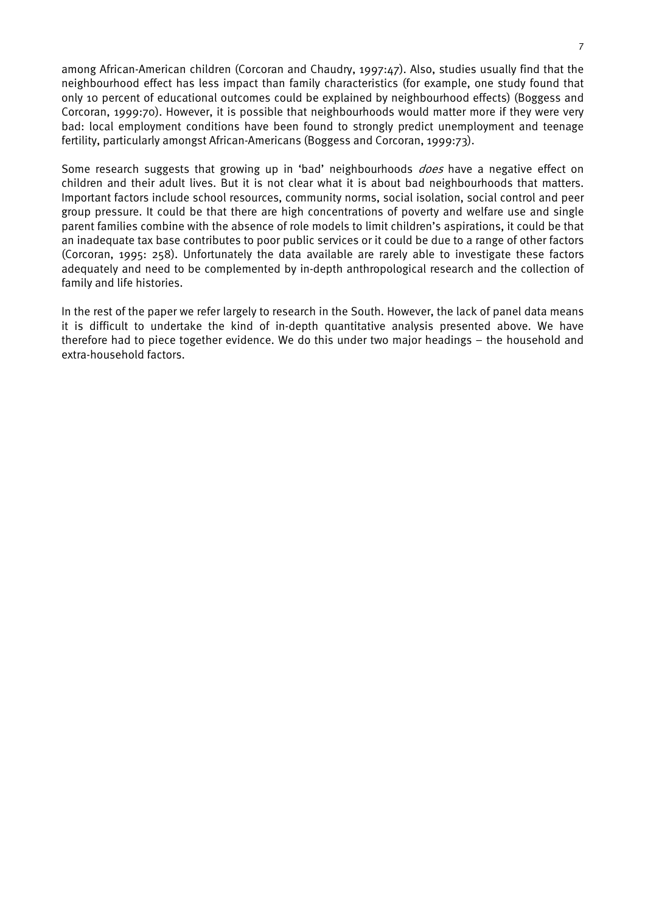among African-American children (Corcoran and Chaudry, 1997:47). Also, studies usually find that the neighbourhood effect has less impact than family characteristics (for example, one study found that only 10 percent of educational outcomes could be explained by neighbourhood effects) (Boggess and Corcoran, 1999:70). However, it is possible that neighbourhoods would matter more if they were very bad: local employment conditions have been found to strongly predict unemployment and teenage fertility, particularly amongst African-Americans (Boggess and Corcoran, 1999:73).

Some research suggests that growing up in 'bad' neighbourhoods *does* have a negative effect on children and their adult lives. But it is not clear what it is about bad neighbourhoods that matters. Important factors include school resources, community norms, social isolation, social control and peer group pressure. It could be that there are high concentrations of poverty and welfare use and single parent families combine with the absence of role models to limit children's aspirations, it could be that an inadequate tax base contributes to poor public services or it could be due to a range of other factors (Corcoran, 1995: 258). Unfortunately the data available are rarely able to investigate these factors adequately and need to be complemented by in-depth anthropological research and the collection of family and life histories.

In the rest of the paper we refer largely to research in the South. However, the lack of panel data means it is difficult to undertake the kind of in-depth quantitative analysis presented above. We have therefore had to piece together evidence. We do this under two major headings – the household and extra-household factors.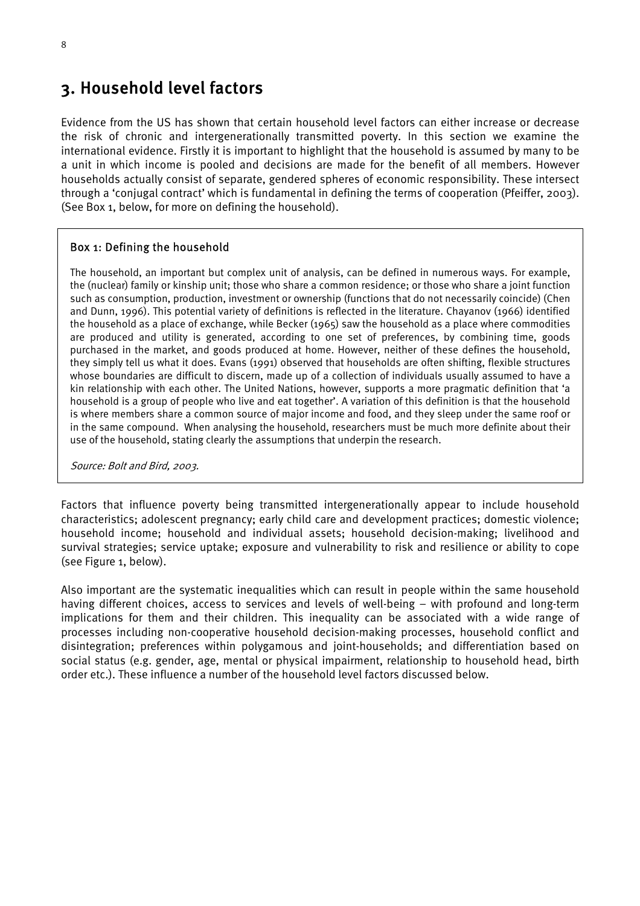# 3. Household level factors

Evidence from the US has shown that certain household level factors can either increase or decrease the risk of chronic and intergenerationally transmitted poverty. In this section we examine the international evidence. Firstly it is important to highlight that the household is assumed by many to be a unit in which income is pooled and decisions are made for the benefit of all members. However households actually consist of separate, gendered spheres of economic responsibility. These intersect through a 'conjugal contract' which is fundamental in defining the terms of cooperation (Pfeiffer, 2003). (See Box 1, below, for more on defining the household).

> **Box 1: Defining the household**
>
> The household, an important but complex unit of analysis, can be defined in numerous ways. For example, the (nuclear) family or kinship unit; those who share a common residence; or those who share a joint function such as consumption, production, investment or ownership (functions that do not necessarily coincide) (Chen and Dunn, 1996). This potential variety of definitions is reflected in the literature. Chayanov (1966) identified the household as a place of exchange, while Becker (1965) saw the household as a place where commodities are produced and utility is generated, according to one set of preferences, by combining time, goods purchased in the market, and goods produced at home. However, neither of these defines the household, they simply tell us what it does. Evans (1991) observed that households are often shifting, flexible structures whose boundaries are difficult to discern, made up of a collection of individuals usually assumed to have a kin relationship with each other. The United Nations, however, supports a more pragmatic definition that 'a household is a group of people who live and eat together'. A variation of this definition is that the household is where members share a common source of major income and food, and they sleep under the same roof or in the same compound. When analysing the household, researchers must be much more definite about their use of the household, stating clearly the assumptions that underpin the research.
>
> *Source: Bolt and Bird, 2003.*

Factors that influence poverty being transmitted intergenerationally appear to include household characteristics; adolescent pregnancy; early child care and development practices; domestic violence; household income; household and individual assets; household decision-making; livelihood and survival strategies; service uptake; exposure and vulnerability to risk and resilience or ability to cope (see Figure 1, below).

Also important are the systematic inequalities which can result in people within the same household having different choices, access to services and levels of well-being – with profound and long-term implications for them and their children. This inequality can be associated with a wide range of processes including non-cooperative household decision-making processes, household conflict and disintegration; preferences within polygamous and joint-households; and differentiation based on social status (e.g. gender, age, mental or physical impairment, relationship to household head, birth order etc.). These influence a number of the household level factors discussed below.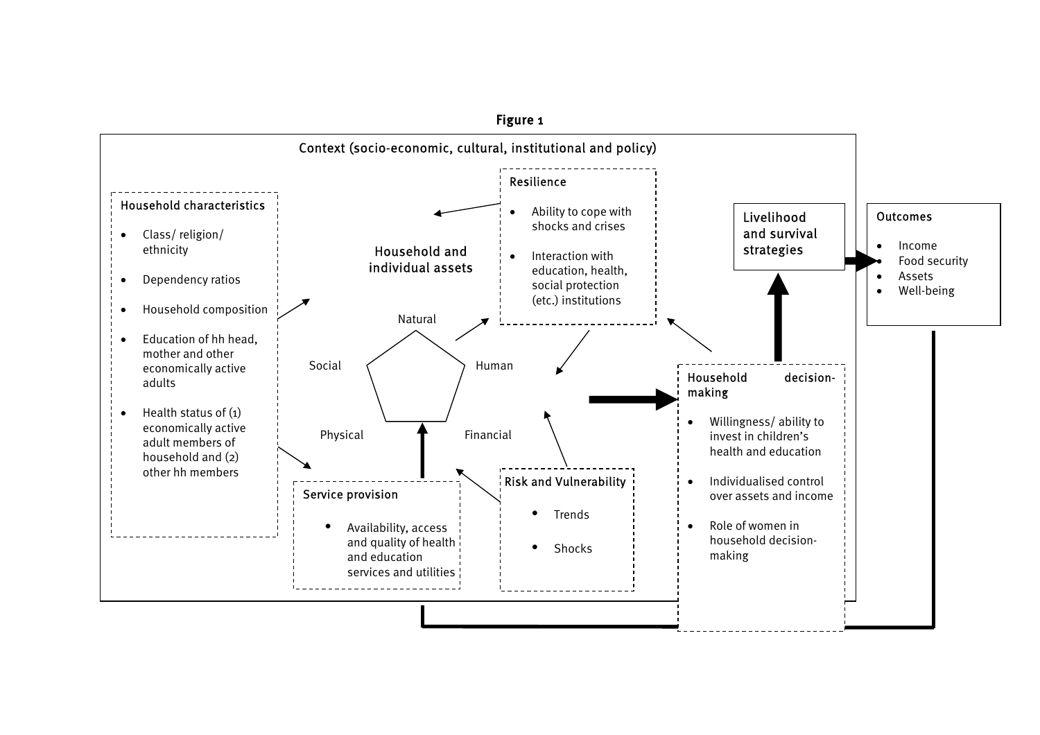Figure 1

Context (socio-economic, cultural, institutional and policy)

**Household characteristics**

- Class/ religion/ ethnicity
- Dependency ratios
- Household composition
- Education of hh head, mother and other economically active adults
- Health status of (1) economically active adult members of household and (2) other hh members

**Household and individual assets**

Natural

Social

Human

Physical

Financial

**Resilience**

- Ability to cope with shocks and crises
- Interaction with education, health, social protection (etc.) institutions

**Service provision**

- Availability, access and quality of health and education services and utilities

**Risk and Vulnerability**

- Trends
- Shocks

**Household decision-making**

- Willingness/ ability to invest in children's health and education
- Individualised control over assets and income
- Role of women in household decision-making

**Livelihood and survival strategies**

**Outcomes**

- Income
- Food security
- Assets
- Well-being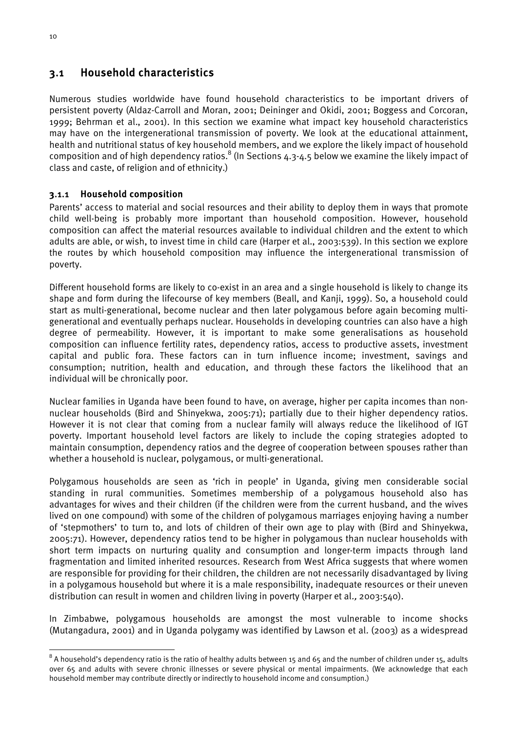## 3.1 Household characteristics

Numerous studies worldwide have found household characteristics to be important drivers of persistent poverty (Aldaz-Carroll and Moran, 2001; Deininger and Okidi, 2001; Boggess and Corcoran, 1999; Behrman et al., 2001). In this section we examine what impact key household characteristics may have on the intergenerational transmission of poverty. We look at the educational attainment, health and nutritional status of key household members, and we explore the likely impact of household composition and of high dependency ratios.[8] (In Sections 4.3-4.5 below we examine the likely impact of class and caste, of religion and of ethnicity.)

### 3.1.1 Household composition

Parents' access to material and social resources and their ability to deploy them in ways that promote child well-being is probably more important than household composition. However, household composition can affect the material resources available to individual children and the extent to which adults are able, or wish, to invest time in child care (Harper et al., 2003:539). In this section we explore the routes by which household composition may influence the intergenerational transmission of poverty.

Different household forms are likely to co-exist in an area and a single household is likely to change its shape and form during the lifecourse of key members (Beall, and Kanji, 1999). So, a household could start as multi-generational, become nuclear and then later polygamous before again becoming multi-generational and eventually perhaps nuclear. Households in developing countries can also have a high degree of permeability. However, it is important to make some generalisations as household composition can influence fertility rates, dependency ratios, access to productive assets, investment capital and public fora. These factors can in turn influence income; investment, savings and consumption; nutrition, health and education, and through these factors the likelihood that an individual will be chronically poor.

Nuclear families in Uganda have been found to have, on average, higher per capita incomes than non-nuclear households (Bird and Shinyekwa, 2005:71); partially due to their higher dependency ratios. However it is not clear that coming from a nuclear family will always reduce the likelihood of IGT poverty. Important household level factors are likely to include the coping strategies adopted to maintain consumption, dependency ratios and the degree of cooperation between spouses rather than whether a household is nuclear, polygamous, or multi-generational.

Polygamous households are seen as 'rich in people' in Uganda, giving men considerable social standing in rural communities. Sometimes membership of a polygamous household also has advantages for wives and their children (if the children were from the current husband, and the wives lived on one compound) with some of the children of polygamous marriages enjoying having a number of 'stepmothers' to turn to, and lots of children of their own age to play with (Bird and Shinyekwa, 2005:71). However, dependency ratios tend to be higher in polygamous than nuclear households with short term impacts on nurturing quality and consumption and longer-term impacts through land fragmentation and limited inherited resources. Research from West Africa suggests that where women are responsible for providing for their children, the children are not necessarily disadvantaged by living in a polygamous household but where it is a male responsibility, inadequate resources or their uneven distribution can result in women and children living in poverty (Harper et al*.,* 2003:540).

In Zimbabwe, polygamous households are amongst the most vulnerable to income shocks (Mutangadura, 2001) and in Uganda polygamy was identified by Lawson et al*.* (2003) as a widespread

[8] A household's dependency ratio is the ratio of healthy adults between 15 and 65 and the number of children under 15, adults over 65 and adults with severe chronic illnesses or severe physical or mental impairments. (We acknowledge that each household member may contribute directly or indirectly to household income and consumption.)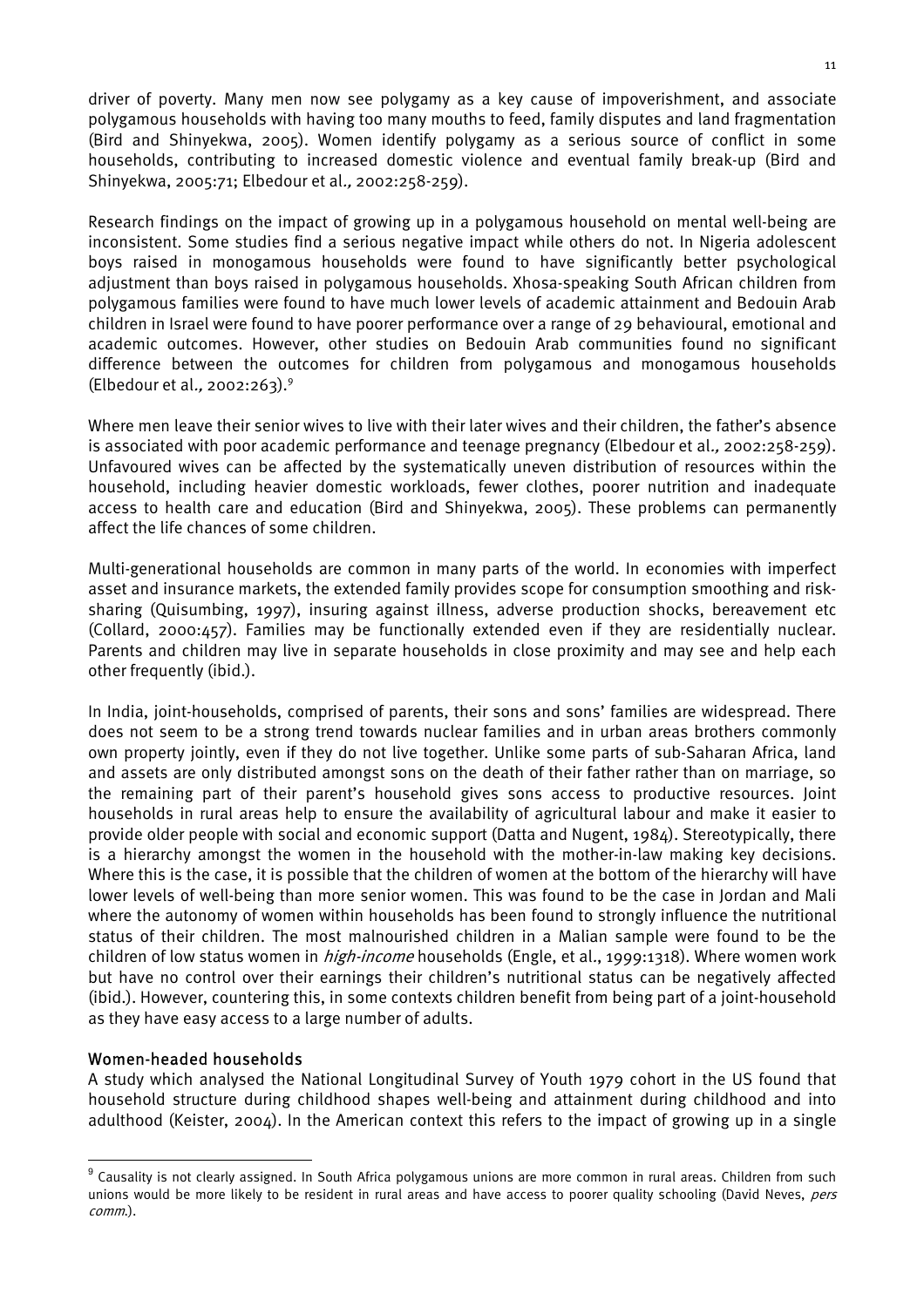driver of poverty. Many men now see polygamy as a key cause of impoverishment, and associate polygamous households with having too many mouths to feed, family disputes and land fragmentation (Bird and Shinyekwa, 2005). Women identify polygamy as a serious source of conflict in some households, contributing to increased domestic violence and eventual family break-up (Bird and Shinyekwa, 2005:71; Elbedour et al*.,* 2002:258-259).

Research findings on the impact of growing up in a polygamous household on mental well-being are inconsistent. Some studies find a serious negative impact while others do not. In Nigeria adolescent boys raised in monogamous households were found to have significantly better psychological adjustment than boys raised in polygamous households. Xhosa-speaking South African children from polygamous families were found to have much lower levels of academic attainment and Bedouin Arab children in Israel were found to have poorer performance over a range of 29 behavioural, emotional and academic outcomes. However, other studies on Bedouin Arab communities found no significant difference between the outcomes for children from polygamous and monogamous households (Elbedour et al*.,* 2002:263).[9]

Where men leave their senior wives to live with their later wives and their children, the father's absence is associated with poor academic performance and teenage pregnancy (Elbedour et al*.,* 2002:258-259). Unfavoured wives can be affected by the systematically uneven distribution of resources within the household, including heavier domestic workloads, fewer clothes, poorer nutrition and inadequate access to health care and education (Bird and Shinyekwa, 2005). These problems can permanently affect the life chances of some children.

Multi-generational households are common in many parts of the world. In economies with imperfect asset and insurance markets, the extended family provides scope for consumption smoothing and risk-sharing (Quisumbing, 1997), insuring against illness, adverse production shocks, bereavement etc (Collard, 2000:457). Families may be functionally extended even if they are residentially nuclear. Parents and children may live in separate households in close proximity and may see and help each other frequently (ibid.).

In India, joint-households, comprised of parents, their sons and sons' families are widespread. There does not seem to be a strong trend towards nuclear families and in urban areas brothers commonly own property jointly, even if they do not live together. Unlike some parts of sub-Saharan Africa, land and assets are only distributed amongst sons on the death of their father rather than on marriage, so the remaining part of their parent's household gives sons access to productive resources. Joint households in rural areas help to ensure the availability of agricultural labour and make it easier to provide older people with social and economic support (Datta and Nugent, 1984). Stereotypically, there is a hierarchy amongst the women in the household with the mother-in-law making key decisions. Where this is the case, it is possible that the children of women at the bottom of the hierarchy will have lower levels of well-being than more senior women. This was found to be the case in Jordan and Mali where the autonomy of women within households has been found to strongly influence the nutritional status of their children. The most malnourished children in a Malian sample were found to be the children of low status women in *high-income* households (Engle, et al., 1999:1318). Where women work but have no control over their earnings their children's nutritional status can be negatively affected (ibid.). However, countering this, in some contexts children benefit from being part of a joint-household as they have easy access to a large number of adults.

### Women-headed households

A study which analysed the National Longitudinal Survey of Youth 1979 cohort in the US found that household structure during childhood shapes well-being and attainment during childhood and into adulthood (Keister, 2004). In the American context this refers to the impact of growing up in a single

---

[9] Causality is not clearly assigned. In South Africa polygamous unions are more common in rural areas. Children from such unions would be more likely to be resident in rural areas and have access to poorer quality schooling (David Neves, *pers comm.*).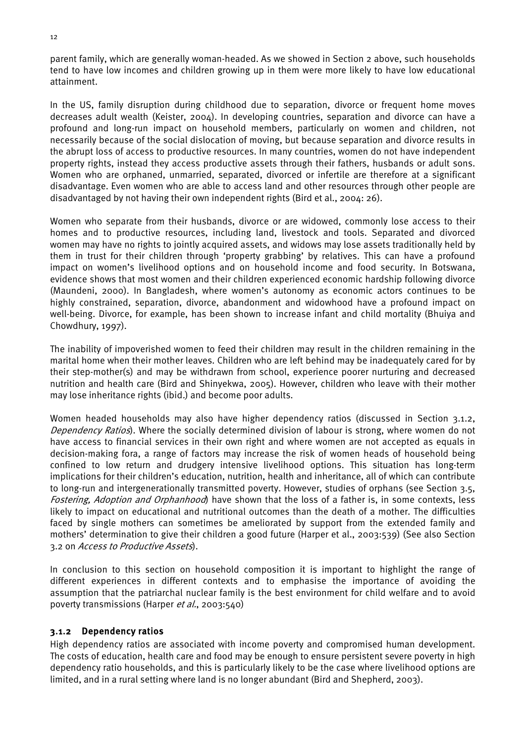parent family, which are generally woman-headed. As we showed in Section 2 above, such households tend to have low incomes and children growing up in them were more likely to have low educational attainment.

In the US, family disruption during childhood due to separation, divorce or frequent home moves decreases adult wealth (Keister, 2004). In developing countries, separation and divorce can have a profound and long-run impact on household members, particularly on women and children, not necessarily because of the social dislocation of moving, but because separation and divorce results in the abrupt loss of access to productive resources. In many countries, women do not have independent property rights, instead they access productive assets through their fathers, husbands or adult sons. Women who are orphaned, unmarried, separated, divorced or infertile are therefore at a significant disadvantage. Even women who are able to access land and other resources through other people are disadvantaged by not having their own independent rights (Bird et al., 2004: 26).

Women who separate from their husbands, divorce or are widowed, commonly lose access to their homes and to productive resources, including land, livestock and tools. Separated and divorced women may have no rights to jointly acquired assets, and widows may lose assets traditionally held by them in trust for their children through 'property grabbing' by relatives. This can have a profound impact on women's livelihood options and on household income and food security. In Botswana, evidence shows that most women and their children experienced economic hardship following divorce (Maundeni, 2000). In Bangladesh, where women's autonomy as economic actors continues to be highly constrained, separation, divorce, abandonment and widowhood have a profound impact on well-being. Divorce, for example, has been shown to increase infant and child mortality (Bhuiya and Chowdhury, 1997).

The inability of impoverished women to feed their children may result in the children remaining in the marital home when their mother leaves. Children who are left behind may be inadequately cared for by their step-mother(s) and may be withdrawn from school, experience poorer nurturing and decreased nutrition and health care (Bird and Shinyekwa, 2005). However, children who leave with their mother may lose inheritance rights (ibid.) and become poor adults.

Women headed households may also have higher dependency ratios (discussed in Section 3.1.2, *Dependency Ratios*). Where the socially determined division of labour is strong, where women do not have access to financial services in their own right and where women are not accepted as equals in decision-making fora, a range of factors may increase the risk of women heads of household being confined to low return and drudgery intensive livelihood options. This situation has long-term implications for their children's education, nutrition, health and inheritance, all of which can contribute to long-run and intergenerationally transmitted poverty. However, studies of orphans (see Section 3.5, *Fostering, Adoption and Orphanhood*) have shown that the loss of a father is, in some contexts, less likely to impact on educational and nutritional outcomes than the death of a mother. The difficulties faced by single mothers can sometimes be ameliorated by support from the extended family and mothers' determination to give their children a good future (Harper et al., 2003:539) (See also Section 3.2 on *Access to Productive Assets*).

In conclusion to this section on household composition it is important to highlight the range of different experiences in different contexts and to emphasise the importance of avoiding the assumption that the patriarchal nuclear family is the best environment for child welfare and to avoid poverty transmissions (Harper *et al.*, 2003:540)

### 3.1.2 Dependency ratios

High dependency ratios are associated with income poverty and compromised human development. The costs of education, health care and food may be enough to ensure persistent severe poverty in high dependency ratio households, and this is particularly likely to be the case where livelihood options are limited, and in a rural setting where land is no longer abundant (Bird and Shepherd, 2003).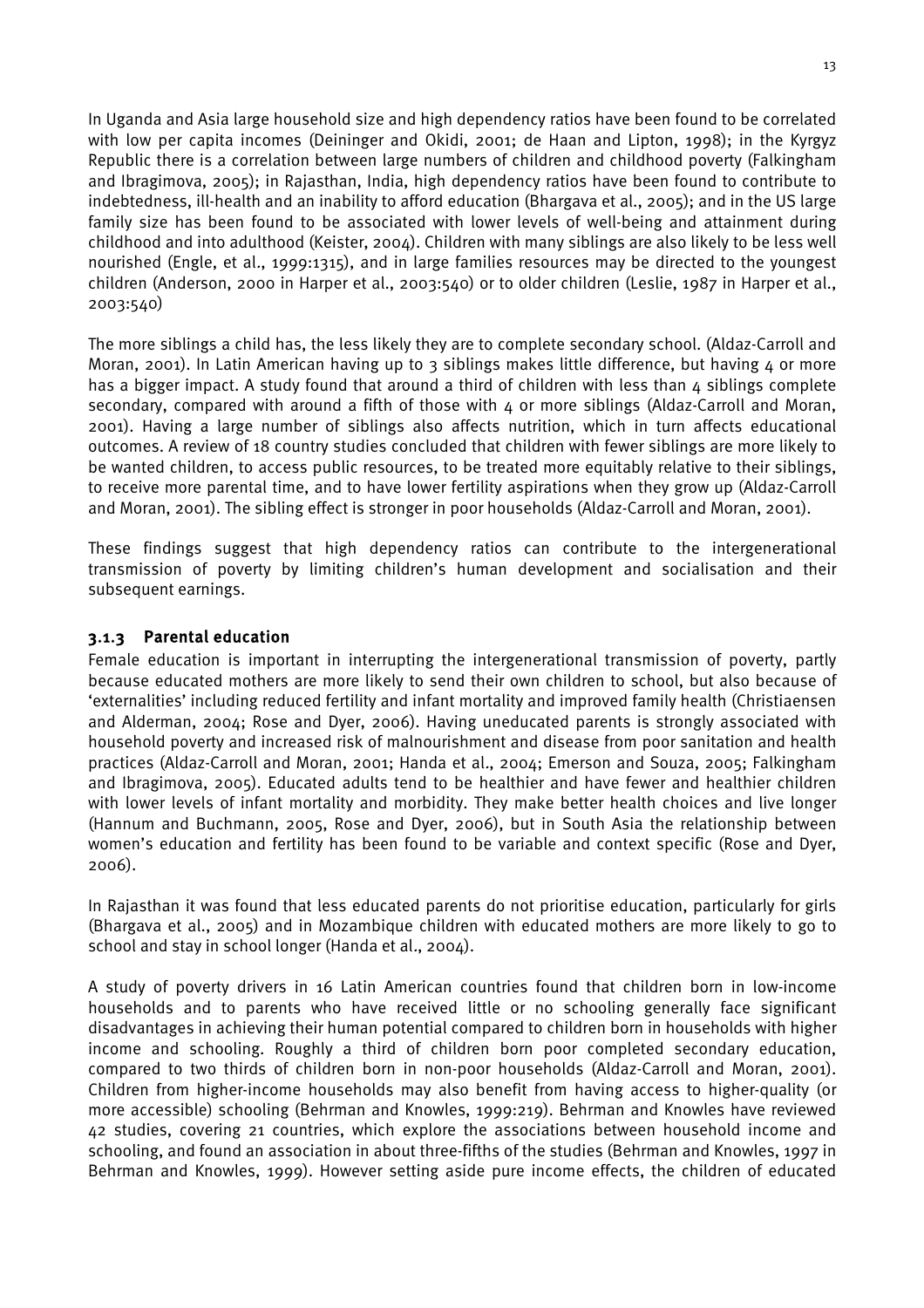In Uganda and Asia large household size and high dependency ratios have been found to be correlated with low per capita incomes (Deininger and Okidi, 2001; de Haan and Lipton, 1998); in the Kyrgyz Republic there is a correlation between large numbers of children and childhood poverty (Falkingham and Ibragimova, 2005); in Rajasthan, India, high dependency ratios have been found to contribute to indebtedness, ill-health and an inability to afford education (Bhargava et al., 2005); and in the US large family size has been found to be associated with lower levels of well-being and attainment during childhood and into adulthood (Keister, 2004). Children with many siblings are also likely to be less well nourished (Engle, et al., 1999:1315), and in large families resources may be directed to the youngest children (Anderson, 2000 in Harper et al., 2003:540) or to older children (Leslie, 1987 in Harper et al., 2003:540)

The more siblings a child has, the less likely they are to complete secondary school. (Aldaz-Carroll and Moran, 2001). In Latin American having up to 3 siblings makes little difference, but having 4 or more has a bigger impact. A study found that around a third of children with less than 4 siblings complete secondary, compared with around a fifth of those with 4 or more siblings (Aldaz-Carroll and Moran, 2001). Having a large number of siblings also affects nutrition, which in turn affects educational outcomes. A review of 18 country studies concluded that children with fewer siblings are more likely to be wanted children, to access public resources, to be treated more equitably relative to their siblings, to receive more parental time, and to have lower fertility aspirations when they grow up (Aldaz-Carroll and Moran, 2001). The sibling effect is stronger in poor households (Aldaz-Carroll and Moran, 2001).

These findings suggest that high dependency ratios can contribute to the intergenerational transmission of poverty by limiting children's human development and socialisation and their subsequent earnings.

### 3.1.3 Parental education

Female education is important in interrupting the intergenerational transmission of poverty, partly because educated mothers are more likely to send their own children to school, but also because of 'externalities' including reduced fertility and infant mortality and improved family health (Christiaensen and Alderman, 2004; Rose and Dyer, 2006). Having uneducated parents is strongly associated with household poverty and increased risk of malnourishment and disease from poor sanitation and health practices (Aldaz-Carroll and Moran, 2001; Handa et al., 2004; Emerson and Souza, 2005; Falkingham and Ibragimova, 2005). Educated adults tend to be healthier and have fewer and healthier children with lower levels of infant mortality and morbidity. They make better health choices and live longer (Hannum and Buchmann, 2005, Rose and Dyer, 2006), but in South Asia the relationship between women's education and fertility has been found to be variable and context specific (Rose and Dyer, 2006).

In Rajasthan it was found that less educated parents do not prioritise education, particularly for girls (Bhargava et al., 2005) and in Mozambique children with educated mothers are more likely to go to school and stay in school longer (Handa et al., 2004).

A study of poverty drivers in 16 Latin American countries found that children born in low-income households and to parents who have received little or no schooling generally face significant disadvantages in achieving their human potential compared to children born in households with higher income and schooling. Roughly a third of children born poor completed secondary education, compared to two thirds of children born in non-poor households (Aldaz-Carroll and Moran, 2001). Children from higher-income households may also benefit from having access to higher-quality (or more accessible) schooling (Behrman and Knowles, 1999:219). Behrman and Knowles have reviewed 42 studies, covering 21 countries, which explore the associations between household income and schooling, and found an association in about three-fifths of the studies (Behrman and Knowles, 1997 in Behrman and Knowles, 1999). However setting aside pure income effects, the children of educated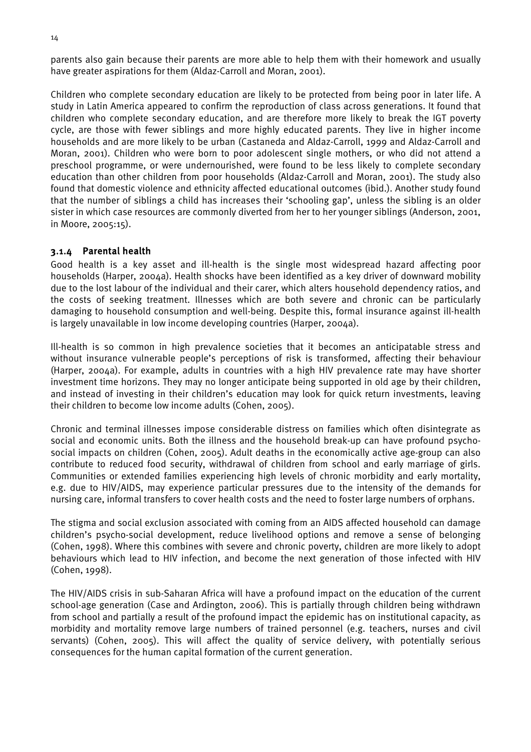parents also gain because their parents are more able to help them with their homework and usually have greater aspirations for them (Aldaz-Carroll and Moran, 2001).

Children who complete secondary education are likely to be protected from being poor in later life. A study in Latin America appeared to confirm the reproduction of class across generations. It found that children who complete secondary education, and are therefore more likely to break the IGT poverty cycle, are those with fewer siblings and more highly educated parents. They live in higher income households and are more likely to be urban (Castaneda and Aldaz-Carroll, 1999 and Aldaz-Carroll and Moran, 2001). Children who were born to poor adolescent single mothers, or who did not attend a preschool programme, or were undernourished, were found to be less likely to complete secondary education than other children from poor households (Aldaz-Carroll and Moran, 2001). The study also found that domestic violence and ethnicity affected educational outcomes (ibid.). Another study found that the number of siblings a child has increases their 'schooling gap', unless the sibling is an older sister in which case resources are commonly diverted from her to her younger siblings (Anderson, 2001, in Moore, 2005:15).

### 3.1.4 Parental health

Good health is a key asset and ill-health is the single most widespread hazard affecting poor households (Harper, 2004a). Health shocks have been identified as a key driver of downward mobility due to the lost labour of the individual and their carer, which alters household dependency ratios, and the costs of seeking treatment. Illnesses which are both severe and chronic can be particularly damaging to household consumption and well-being. Despite this, formal insurance against ill-health is largely unavailable in low income developing countries (Harper, 2004a).

Ill-health is so common in high prevalence societies that it becomes an anticipatable stress and without insurance vulnerable people's perceptions of risk is transformed, affecting their behaviour (Harper, 2004a). For example, adults in countries with a high HIV prevalence rate may have shorter investment time horizons. They may no longer anticipate being supported in old age by their children, and instead of investing in their children's education may look for quick return investments, leaving their children to become low income adults (Cohen, 2005).

Chronic and terminal illnesses impose considerable distress on families which often disintegrate as social and economic units. Both the illness and the household break-up can have profound psycho-social impacts on children (Cohen, 2005). Adult deaths in the economically active age-group can also contribute to reduced food security, withdrawal of children from school and early marriage of girls. Communities or extended families experiencing high levels of chronic morbidity and early mortality, e.g. due to HIV/AIDS, may experience particular pressures due to the intensity of the demands for nursing care, informal transfers to cover health costs and the need to foster large numbers of orphans.

The stigma and social exclusion associated with coming from an AIDS affected household can damage children's psycho-social development, reduce livelihood options and remove a sense of belonging (Cohen, 1998). Where this combines with severe and chronic poverty, children are more likely to adopt behaviours which lead to HIV infection, and become the next generation of those infected with HIV (Cohen, 1998).

The HIV/AIDS crisis in sub-Saharan Africa will have a profound impact on the education of the current school-age generation (Case and Ardington, 2006). This is partially through children being withdrawn from school and partially a result of the profound impact the epidemic has on institutional capacity, as morbidity and mortality remove large numbers of trained personnel (e.g. teachers, nurses and civil servants) (Cohen, 2005). This will affect the quality of service delivery, with potentially serious consequences for the human capital formation of the current generation.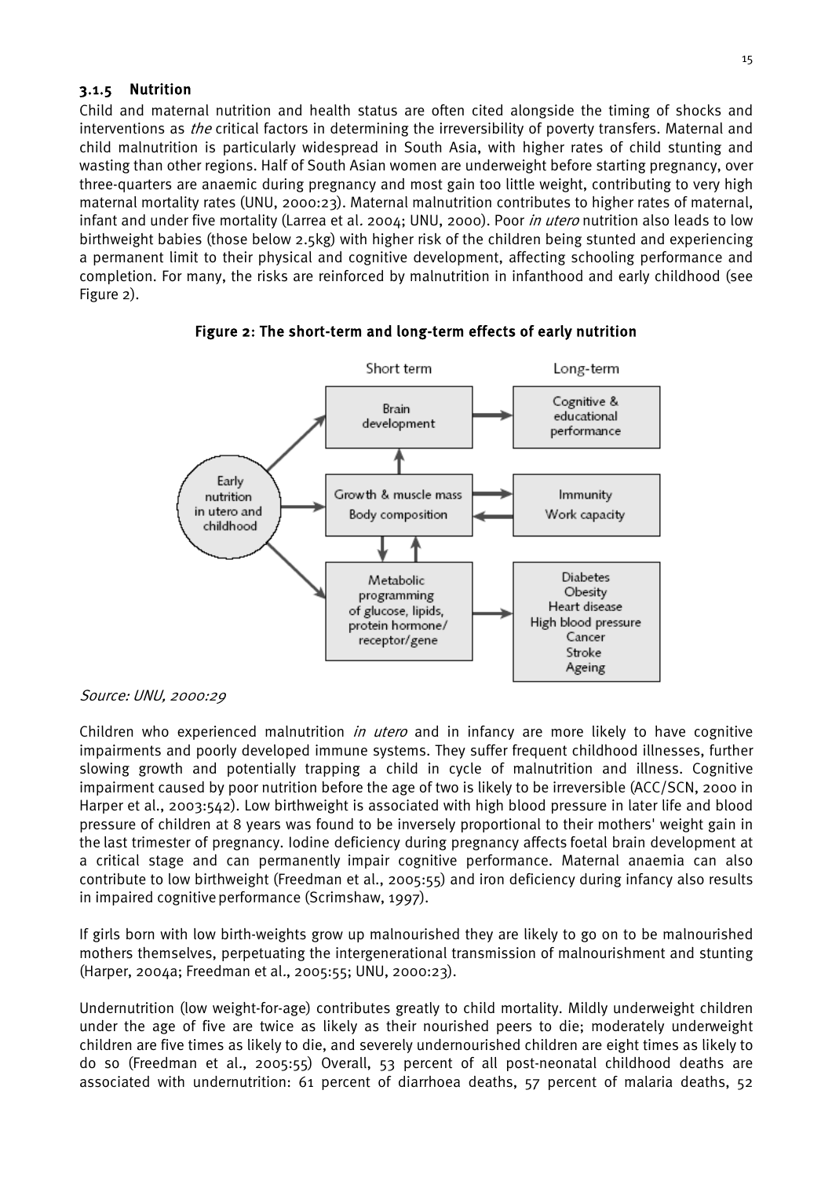### 3.1.5 Nutrition

Child and maternal nutrition and health status are often cited alongside the timing of shocks and interventions as *the* critical factors in determining the irreversibility of poverty transfers. Maternal and child malnutrition is particularly widespread in South Asia, with higher rates of child stunting and wasting than other regions. Half of South Asian women are underweight before starting pregnancy, over three-quarters are anaemic during pregnancy and most gain too little weight, contributing to very high maternal mortality rates (UNU, 2000:23). Maternal malnutrition contributes to higher rates of maternal, infant and under five mortality (Larrea et al. 2004; UNU, 2000). Poor *in utero* nutrition also leads to low birthweight babies (those below 2.5kg) with higher risk of the children being stunted and experiencing a permanent limit to their physical and cognitive development, affecting schooling performance and completion. For many, the risks are reinforced by malnutrition in infanthood and early childhood (see Figure 2).

**Figure 2: The short-term and long-term effects of early nutrition**

*Source: UNU, 2000:29*

Children who experienced malnutrition *in utero* and in infancy are more likely to have cognitive impairments and poorly developed immune systems. They suffer frequent childhood illnesses, further slowing growth and potentially trapping a child in cycle of malnutrition and illness. Cognitive impairment caused by poor nutrition before the age of two is likely to be irreversible (ACC/SCN, 2000 in Harper et al., 2003:542). Low birthweight is associated with high blood pressure in later life and blood pressure of children at 8 years was found to be inversely proportional to their mothers' weight gain in the last trimester of pregnancy. Iodine deficiency during pregnancy affects foetal brain development at a critical stage and can permanently impair cognitive performance. Maternal anaemia can also contribute to low birthweight (Freedman et al., 2005:55) and iron deficiency during infancy also results in impaired cognitive performance (Scrimshaw, 1997).

If girls born with low birth-weights grow up malnourished they are likely to go on to be malnourished mothers themselves, perpetuating the intergenerational transmission of malnourishment and stunting (Harper, 2004a; Freedman et al., 2005:55; UNU, 2000:23).

Undernutrition (low weight-for-age) contributes greatly to child mortality. Mildly underweight children under the age of five are twice as likely as their nourished peers to die; moderately underweight children are five times as likely to die, and severely undernourished children are eight times as likely to do so (Freedman et al., 2005:55) Overall, 53 percent of all post-neonatal childhood deaths are associated with undernutrition: 61 percent of diarrhoea deaths, 57 percent of malaria deaths, 52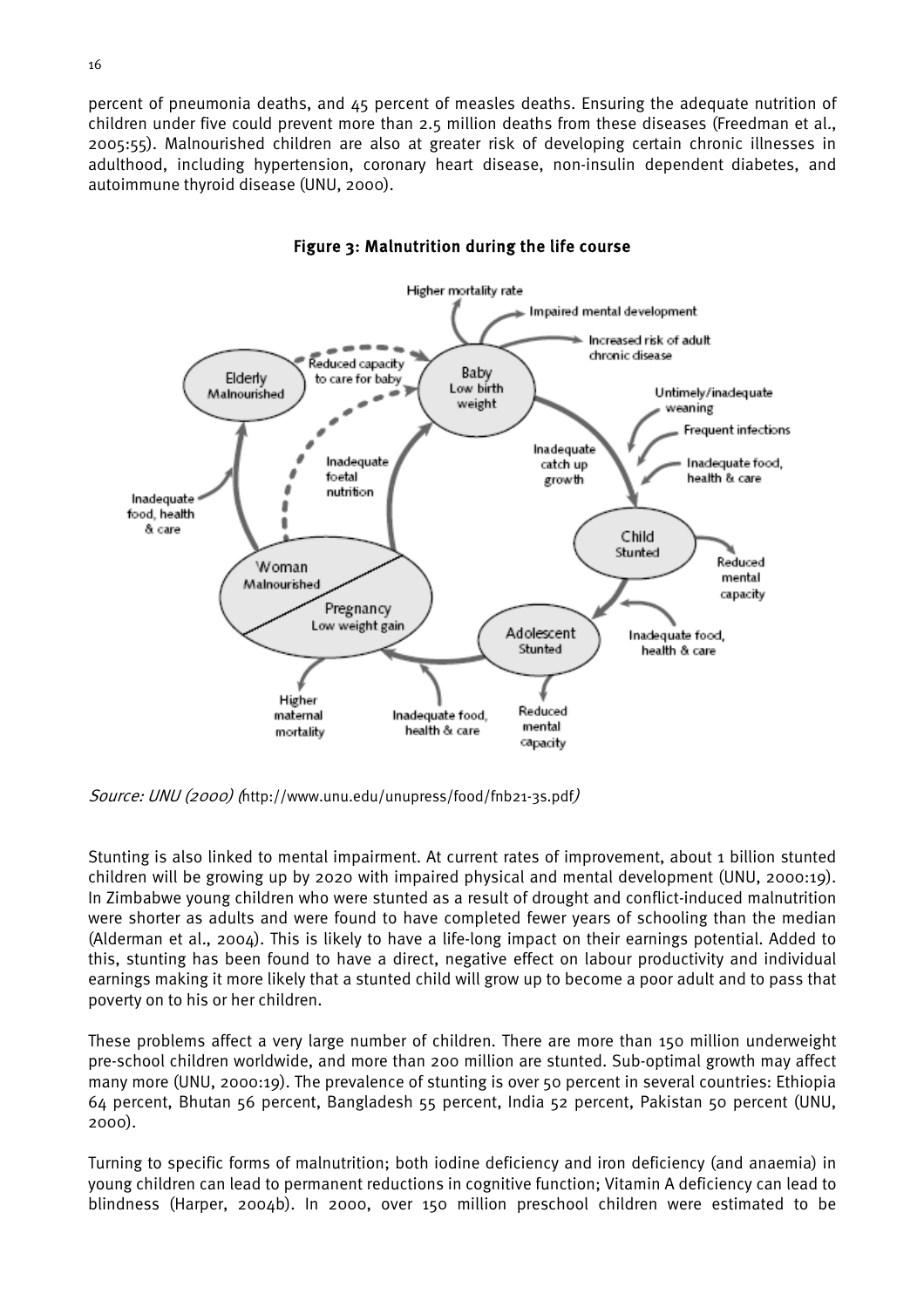percent of pneumonia deaths, and 45 percent of measles deaths. Ensuring the adequate nutrition of children under five could prevent more than 2.5 million deaths from these diseases (Freedman et al., 2005:55). Malnourished children are also at greater risk of developing certain chronic illnesses in adulthood, including hypertension, coronary heart disease, non-insulin dependent diabetes, and autoimmune thyroid disease (UNU, 2000).

**Figure 3: Malnutrition during the life course**

*Source: UNU (2000) (*http://www.unu.edu/unupress/food/fnb21-3s.pdf*)*

Stunting is also linked to mental impairment. At current rates of improvement, about 1 billion stunted children will be growing up by 2020 with impaired physical and mental development (UNU, 2000:19). In Zimbabwe young children who were stunted as a result of drought and conflict-induced malnutrition were shorter as adults and were found to have completed fewer years of schooling than the median (Alderman et al., 2004). This is likely to have a life-long impact on their earnings potential. Added to this, stunting has been found to have a direct, negative effect on labour productivity and individual earnings making it more likely that a stunted child will grow up to become a poor adult and to pass that poverty on to his or her children.

These problems affect a very large number of children. There are more than 150 million underweight pre-school children worldwide, and more than 200 million are stunted. Sub-optimal growth may affect many more (UNU, 2000:19). The prevalence of stunting is over 50 percent in several countries: Ethiopia 64 percent, Bhutan 56 percent, Bangladesh 55 percent, India 52 percent, Pakistan 50 percent (UNU, 2000).

Turning to specific forms of malnutrition; both iodine deficiency and iron deficiency (and anaemia) in young children can lead to permanent reductions in cognitive function; Vitamin A deficiency can lead to blindness (Harper, 2004b). In 2000, over 150 million preschool children were estimated to be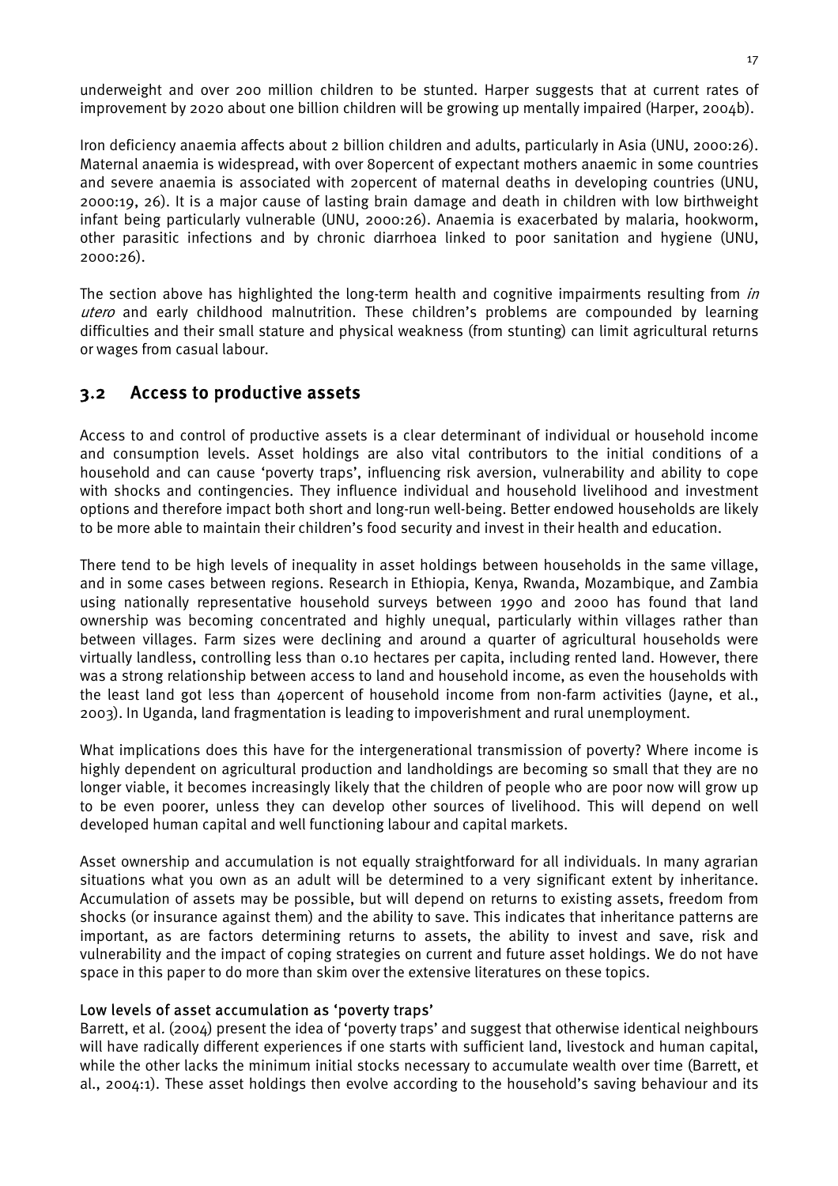underweight and over 200 million children to be stunted. Harper suggests that at current rates of improvement by 2020 about one billion children will be growing up mentally impaired (Harper, 2004b).

Iron deficiency anaemia affects about 2 billion children and adults, particularly in Asia (UNU, 2000:26). Maternal anaemia is widespread, with over 80percent of expectant mothers anaemic in some countries and severe anaemia is associated with 20percent of maternal deaths in developing countries (UNU, 2000:19, 26). It is a major cause of lasting brain damage and death in children with low birthweight infant being particularly vulnerable (UNU, 2000:26). Anaemia is exacerbated by malaria, hookworm, other parasitic infections and by chronic diarrhoea linked to poor sanitation and hygiene (UNU, 2000:26).

The section above has highlighted the long-term health and cognitive impairments resulting from *in utero* and early childhood malnutrition. These children's problems are compounded by learning difficulties and their small stature and physical weakness (from stunting) can limit agricultural returns or wages from casual labour.

## 3.2 Access to productive assets

Access to and control of productive assets is a clear determinant of individual or household income and consumption levels. Asset holdings are also vital contributors to the initial conditions of a household and can cause 'poverty traps', influencing risk aversion, vulnerability and ability to cope with shocks and contingencies. They influence individual and household livelihood and investment options and therefore impact both short and long-run well-being. Better endowed households are likely to be more able to maintain their children's food security and invest in their health and education.

There tend to be high levels of inequality in asset holdings between households in the same village, and in some cases between regions. Research in Ethiopia, Kenya, Rwanda, Mozambique, and Zambia using nationally representative household surveys between 1990 and 2000 has found that land ownership was becoming concentrated and highly unequal, particularly within villages rather than between villages. Farm sizes were declining and around a quarter of agricultural households were virtually landless, controlling less than 0.10 hectares per capita, including rented land. However, there was a strong relationship between access to land and household income, as even the households with the least land got less than 40percent of household income from non-farm activities (Jayne, et al., 2003). In Uganda, land fragmentation is leading to impoverishment and rural unemployment.

What implications does this have for the intergenerational transmission of poverty? Where income is highly dependent on agricultural production and landholdings are becoming so small that they are no longer viable, it becomes increasingly likely that the children of people who are poor now will grow up to be even poorer, unless they can develop other sources of livelihood. This will depend on well developed human capital and well functioning labour and capital markets.

Asset ownership and accumulation is not equally straightforward for all individuals. In many agrarian situations what you own as an adult will be determined to a very significant extent by inheritance. Accumulation of assets may be possible, but will depend on returns to existing assets, freedom from shocks (or insurance against them) and the ability to save. This indicates that inheritance patterns are important, as are factors determining returns to assets, the ability to invest and save, risk and vulnerability and the impact of coping strategies on current and future asset holdings. We do not have space in this paper to do more than skim over the extensive literatures on these topics.

#### Low levels of asset accumulation as 'poverty traps'

Barrett, et al. (2004) present the idea of 'poverty traps' and suggest that otherwise identical neighbours will have radically different experiences if one starts with sufficient land, livestock and human capital, while the other lacks the minimum initial stocks necessary to accumulate wealth over time (Barrett, et al., 2004:1). These asset holdings then evolve according to the household's saving behaviour and its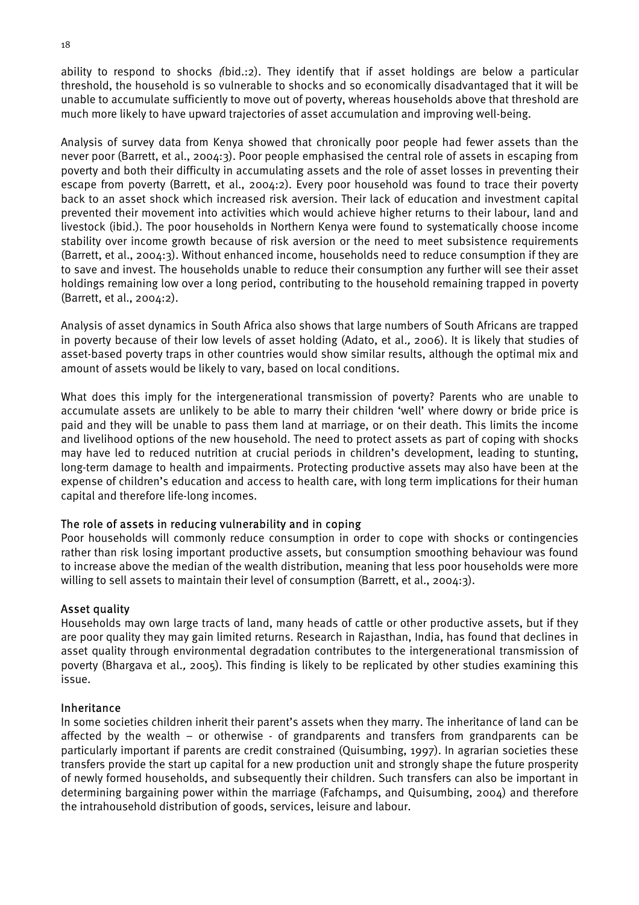ability to respond to shocks (*ibid.*:2). They identify that if asset holdings are below a particular threshold, the household is so vulnerable to shocks and so economically disadvantaged that it will be unable to accumulate sufficiently to move out of poverty, whereas households above that threshold are much more likely to have upward trajectories of asset accumulation and improving well-being.

Analysis of survey data from Kenya showed that chronically poor people had fewer assets than the never poor (Barrett, et al., 2004:3). Poor people emphasised the central role of assets in escaping from poverty and both their difficulty in accumulating assets and the role of asset losses in preventing their escape from poverty (Barrett, et al., 2004:2). Every poor household was found to trace their poverty back to an asset shock which increased risk aversion. Their lack of education and investment capital prevented their movement into activities which would achieve higher returns to their labour, land and livestock (ibid.). The poor households in Northern Kenya were found to systematically choose income stability over income growth because of risk aversion or the need to meet subsistence requirements (Barrett, et al., 2004:3). Without enhanced income, households need to reduce consumption if they are to save and invest. The households unable to reduce their consumption any further will see their asset holdings remaining low over a long period, contributing to the household remaining trapped in poverty (Barrett, et al., 2004:2).

Analysis of asset dynamics in South Africa also shows that large numbers of South Africans are trapped in poverty because of their low levels of asset holding (Adato, et al*.,* 2006). It is likely that studies of asset-based poverty traps in other countries would show similar results, although the optimal mix and amount of assets would be likely to vary, based on local conditions.

What does this imply for the intergenerational transmission of poverty? Parents who are unable to accumulate assets are unlikely to be able to marry their children 'well' where dowry or bride price is paid and they will be unable to pass them land at marriage, or on their death. This limits the income and livelihood options of the new household. The need to protect assets as part of coping with shocks may have led to reduced nutrition at crucial periods in children's development, leading to stunting, long-term damage to health and impairments. Protecting productive assets may also have been at the expense of children's education and access to health care, with long term implications for their human capital and therefore life-long incomes.

### The role of assets in reducing vulnerability and in coping

Poor households will commonly reduce consumption in order to cope with shocks or contingencies rather than risk losing important productive assets, but consumption smoothing behaviour was found to increase above the median of the wealth distribution, meaning that less poor households were more willing to sell assets to maintain their level of consumption (Barrett, et al., 2004:3).

### Asset quality

Households may own large tracts of land, many heads of cattle or other productive assets, but if they are poor quality they may gain limited returns. Research in Rajasthan, India, has found that declines in asset quality through environmental degradation contributes to the intergenerational transmission of poverty (Bhargava et al*.,* 2005). This finding is likely to be replicated by other studies examining this issue.

### Inheritance

In some societies children inherit their parent's assets when they marry. The inheritance of land can be affected by the wealth – or otherwise - of grandparents and transfers from grandparents can be particularly important if parents are credit constrained (Quisumbing, 1997). In agrarian societies these transfers provide the start up capital for a new production unit and strongly shape the future prosperity of newly formed households, and subsequently their children. Such transfers can also be important in determining bargaining power within the marriage (Fafchamps, and Quisumbing, 2004) and therefore the intrahousehold distribution of goods, services, leisure and labour.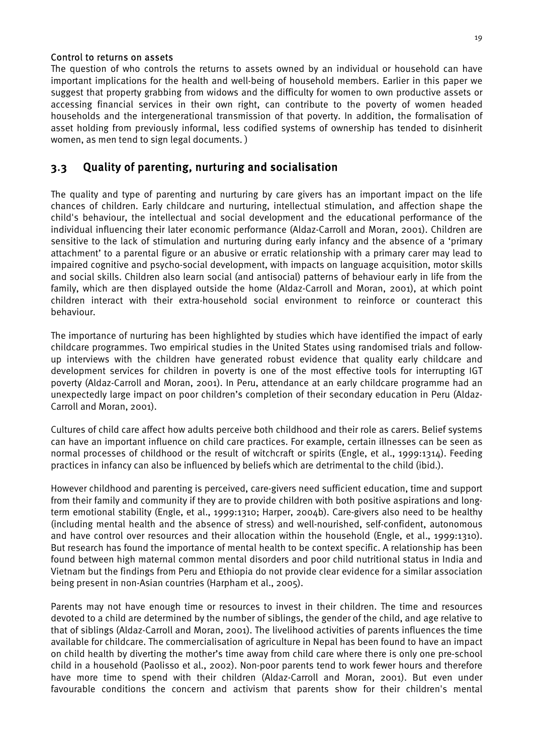#### Control to returns on assets

The question of who controls the returns to assets owned by an individual or household can have important implications for the health and well-being of household members. Earlier in this paper we suggest that property grabbing from widows and the difficulty for women to own productive assets or accessing financial services in their own right, can contribute to the poverty of women headed households and the intergenerational transmission of that poverty. In addition, the formalisation of asset holding from previously informal, less codified systems of ownership has tended to disinherit women, as men tend to sign legal documents. )

## 3.3 Quality of parenting, nurturing and socialisation

The quality and type of parenting and nurturing by care givers has an important impact on the life chances of children. Early childcare and nurturing, intellectual stimulation, and affection shape the child's behaviour, the intellectual and social development and the educational performance of the individual influencing their later economic performance (Aldaz-Carroll and Moran, 2001). Children are sensitive to the lack of stimulation and nurturing during early infancy and the absence of a 'primary attachment' to a parental figure or an abusive or erratic relationship with a primary carer may lead to impaired cognitive and psycho-social development, with impacts on language acquisition, motor skills and social skills. Children also learn social (and antisocial) patterns of behaviour early in life from the family, which are then displayed outside the home (Aldaz-Carroll and Moran, 2001), at which point children interact with their extra-household social environment to reinforce or counteract this behaviour.

The importance of nurturing has been highlighted by studies which have identified the impact of early childcare programmes. Two empirical studies in the United States using randomised trials and follow-up interviews with the children have generated robust evidence that quality early childcare and development services for children in poverty is one of the most effective tools for interrupting IGT poverty (Aldaz-Carroll and Moran, 2001). In Peru, attendance at an early childcare programme had an unexpectedly large impact on poor children's completion of their secondary education in Peru (Aldaz-Carroll and Moran, 2001).

Cultures of child care affect how adults perceive both childhood and their role as carers. Belief systems can have an important influence on child care practices. For example, certain illnesses can be seen as normal processes of childhood or the result of witchcraft or spirits (Engle, et al., 1999:1314). Feeding practices in infancy can also be influenced by beliefs which are detrimental to the child (ibid.).

However childhood and parenting is perceived, care-givers need sufficient education, time and support from their family and community if they are to provide children with both positive aspirations and long-term emotional stability (Engle, et al., 1999:1310; Harper, 2004b). Care-givers also need to be healthy (including mental health and the absence of stress) and well-nourished, self-confident, autonomous and have control over resources and their allocation within the household (Engle, et al., 1999:1310). But research has found the importance of mental health to be context specific. A relationship has been found between high maternal common mental disorders and poor child nutritional status in India and Vietnam but the findings from Peru and Ethiopia do not provide clear evidence for a similar association being present in non-Asian countries (Harpham et al., 2005).

Parents may not have enough time or resources to invest in their children. The time and resources devoted to a child are determined by the number of siblings, the gender of the child, and age relative to that of siblings (Aldaz-Carroll and Moran, 2001). The livelihood activities of parents influences the time available for childcare. The commercialisation of agriculture in Nepal has been found to have an impact on child health by diverting the mother's time away from child care where there is only one pre-school child in a household (Paolisso et al., 2002). Non-poor parents tend to work fewer hours and therefore have more time to spend with their children (Aldaz-Carroll and Moran, 2001). But even under favourable conditions the concern and activism that parents show for their children's mental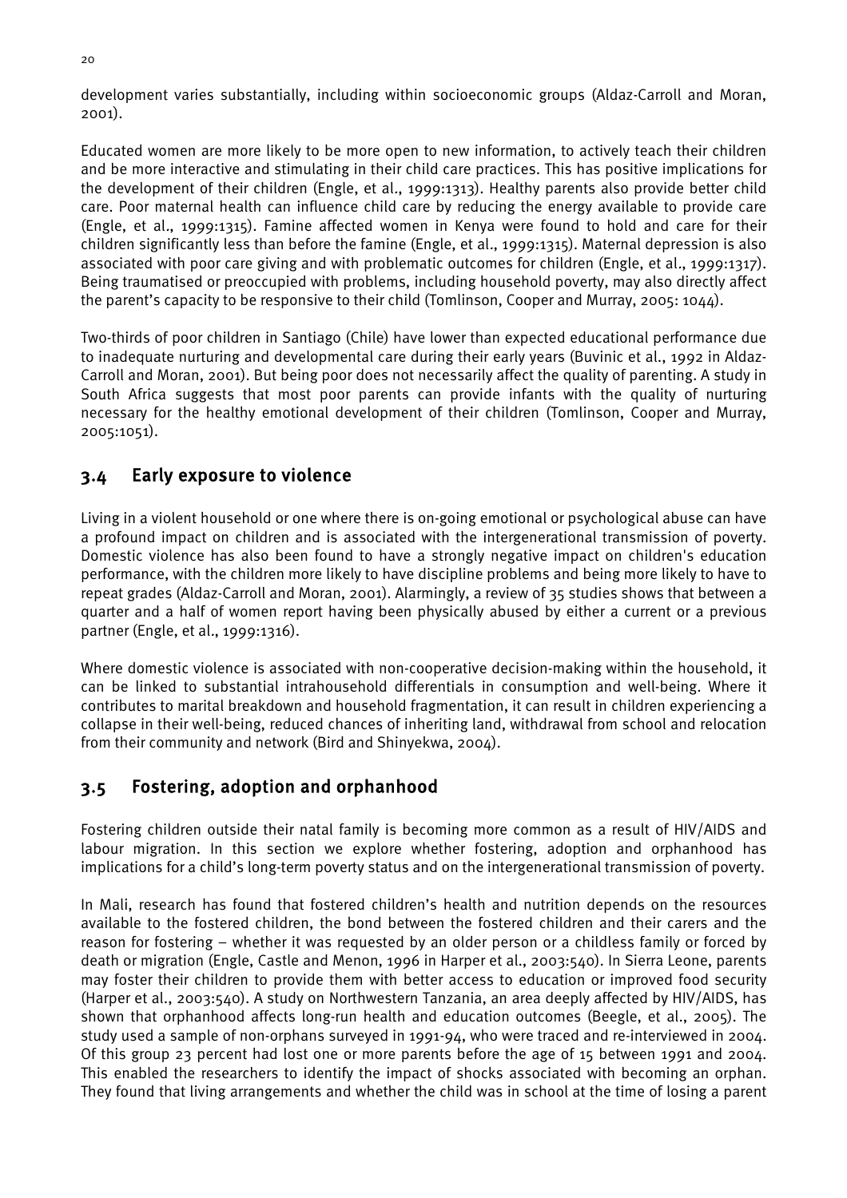development varies substantially, including within socioeconomic groups (Aldaz-Carroll and Moran, 2001).

Educated women are more likely to be more open to new information, to actively teach their children and be more interactive and stimulating in their child care practices. This has positive implications for the development of their children (Engle, et al., 1999:1313). Healthy parents also provide better child care. Poor maternal health can influence child care by reducing the energy available to provide care (Engle, et al., 1999:1315). Famine affected women in Kenya were found to hold and care for their children significantly less than before the famine (Engle, et al., 1999:1315). Maternal depression is also associated with poor care giving and with problematic outcomes for children (Engle, et al., 1999:1317). Being traumatised or preoccupied with problems, including household poverty, may also directly affect the parent's capacity to be responsive to their child (Tomlinson, Cooper and Murray, 2005: 1044).

Two-thirds of poor children in Santiago (Chile) have lower than expected educational performance due to inadequate nurturing and developmental care during their early years (Buvinic et al., 1992 in Aldaz-Carroll and Moran, 2001). But being poor does not necessarily affect the quality of parenting. A study in South Africa suggests that most poor parents can provide infants with the quality of nurturing necessary for the healthy emotional development of their children (Tomlinson, Cooper and Murray, 2005:1051).

## 3.4 Early exposure to violence

Living in a violent household or one where there is on-going emotional or psychological abuse can have a profound impact on children and is associated with the intergenerational transmission of poverty. Domestic violence has also been found to have a strongly negative impact on children's education performance, with the children more likely to have discipline problems and being more likely to have to repeat grades (Aldaz-Carroll and Moran, 2001). Alarmingly, a review of 35 studies shows that between a quarter and a half of women report having been physically abused by either a current or a previous partner (Engle, et al., 1999:1316).

Where domestic violence is associated with non-cooperative decision-making within the household, it can be linked to substantial intrahousehold differentials in consumption and well-being. Where it contributes to marital breakdown and household fragmentation, it can result in children experiencing a collapse in their well-being, reduced chances of inheriting land, withdrawal from school and relocation from their community and network (Bird and Shinyekwa, 2004).

## 3.5 Fostering, adoption and orphanhood

Fostering children outside their natal family is becoming more common as a result of HIV/AIDS and labour migration. In this section we explore whether fostering, adoption and orphanhood has implications for a child's long-term poverty status and on the intergenerational transmission of poverty.

In Mali, research has found that fostered children's health and nutrition depends on the resources available to the fostered children, the bond between the fostered children and their carers and the reason for fostering – whether it was requested by an older person or a childless family or forced by death or migration (Engle, Castle and Menon, 1996 in Harper et al., 2003:540). In Sierra Leone, parents may foster their children to provide them with better access to education or improved food security (Harper et al., 2003:540). A study on Northwestern Tanzania, an area deeply affected by HIV/AIDS, has shown that orphanhood affects long-run health and education outcomes (Beegle, et al., 2005). The study used a sample of non-orphans surveyed in 1991-94, who were traced and re-interviewed in 2004. Of this group 23 percent had lost one or more parents before the age of 15 between 1991 and 2004. This enabled the researchers to identify the impact of shocks associated with becoming an orphan. They found that living arrangements and whether the child was in school at the time of losing a parent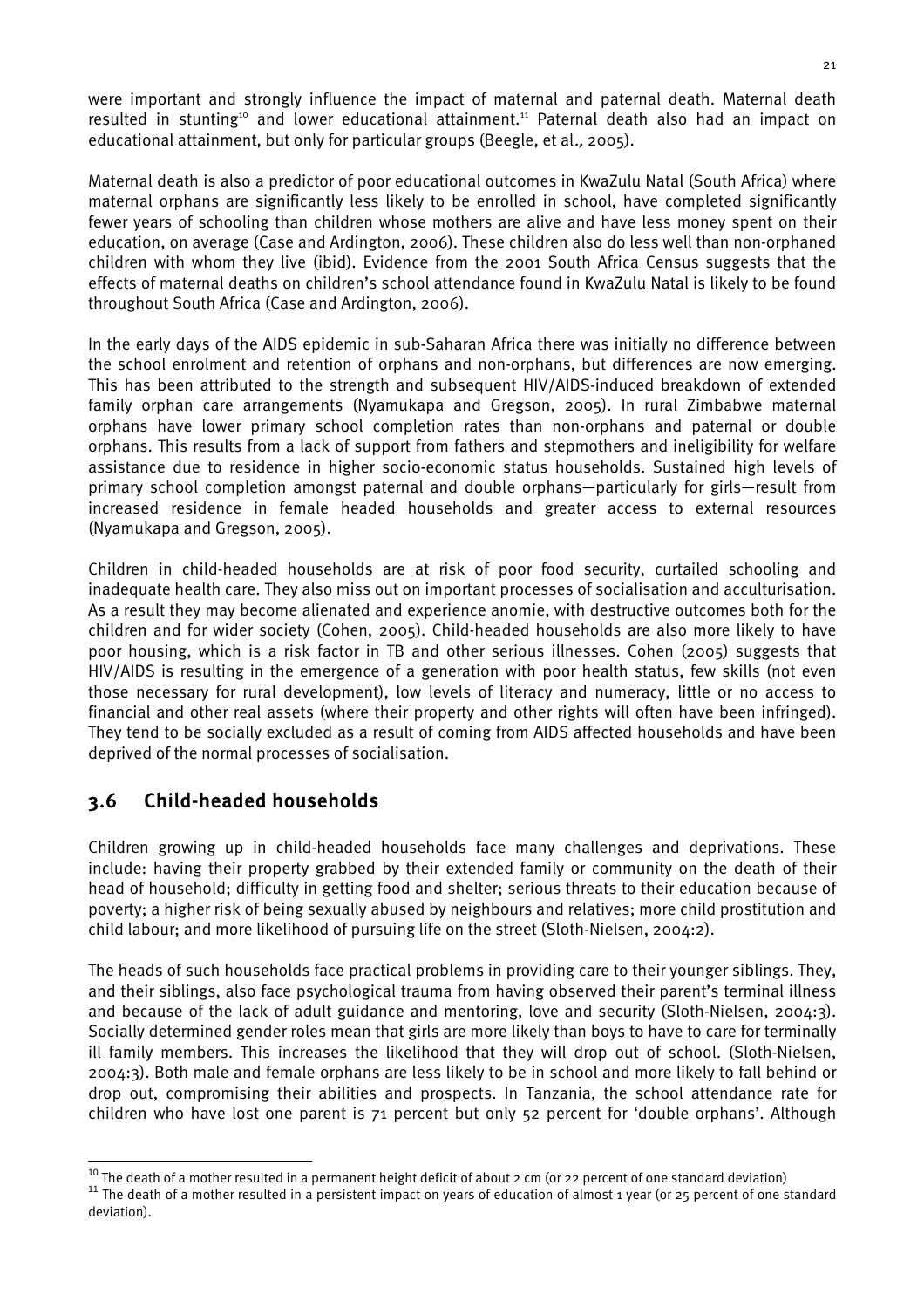were important and strongly influence the impact of maternal and paternal death. Maternal death resulted in stunting[10] and lower educational attainment.[11] Paternal death also had an impact on educational attainment, but only for particular groups (Beegle, et al., 2005).

Maternal death is also a predictor of poor educational outcomes in KwaZulu Natal (South Africa) where maternal orphans are significantly less likely to be enrolled in school, have completed significantly fewer years of schooling than children whose mothers are alive and have less money spent on their education, on average (Case and Ardington, 2006). These children also do less well than non-orphaned children with whom they live (ibid). Evidence from the 2001 South Africa Census suggests that the effects of maternal deaths on children's school attendance found in KwaZulu Natal is likely to be found throughout South Africa (Case and Ardington, 2006).

In the early days of the AIDS epidemic in sub-Saharan Africa there was initially no difference between the school enrolment and retention of orphans and non-orphans, but differences are now emerging. This has been attributed to the strength and subsequent HIV/AIDS-induced breakdown of extended family orphan care arrangements (Nyamukapa and Gregson, 2005). In rural Zimbabwe maternal orphans have lower primary school completion rates than non-orphans and paternal or double orphans. This results from a lack of support from fathers and stepmothers and ineligibility for welfare assistance due to residence in higher socio-economic status households. Sustained high levels of primary school completion amongst paternal and double orphans—particularly for girls—result from increased residence in female headed households and greater access to external resources (Nyamukapa and Gregson, 2005).

Children in child-headed households are at risk of poor food security, curtailed schooling and inadequate health care. They also miss out on important processes of socialisation and acculturisation. As a result they may become alienated and experience anomie, with destructive outcomes both for the children and for wider society (Cohen, 2005). Child-headed households are also more likely to have poor housing, which is a risk factor in TB and other serious illnesses. Cohen (2005) suggests that HIV/AIDS is resulting in the emergence of a generation with poor health status, few skills (not even those necessary for rural development), low levels of literacy and numeracy, little or no access to financial and other real assets (where their property and other rights will often have been infringed). They tend to be socially excluded as a result of coming from AIDS affected households and have been deprived of the normal processes of socialisation.

## 3.6 Child-headed households

Children growing up in child-headed households face many challenges and deprivations. These include: having their property grabbed by their extended family or community on the death of their head of household; difficulty in getting food and shelter; serious threats to their education because of poverty; a higher risk of being sexually abused by neighbours and relatives; more child prostitution and child labour; and more likelihood of pursuing life on the street (Sloth-Nielsen, 2004:2).

The heads of such households face practical problems in providing care to their younger siblings. They, and their siblings, also face psychological trauma from having observed their parent's terminal illness and because of the lack of adult guidance and mentoring, love and security (Sloth-Nielsen, 2004:3). Socially determined gender roles mean that girls are more likely than boys to have to care for terminally ill family members. This increases the likelihood that they will drop out of school. (Sloth-Nielsen, 2004:3). Both male and female orphans are less likely to be in school and more likely to fall behind or drop out, compromising their abilities and prospects. In Tanzania, the school attendance rate for children who have lost one parent is 71 percent but only 52 percent for 'double orphans'. Although

---

[10] The death of a mother resulted in a permanent height deficit of about 2 cm (or 22 percent of one standard deviation)

[11] The death of a mother resulted in a persistent impact on years of education of almost 1 year (or 25 percent of one standard deviation).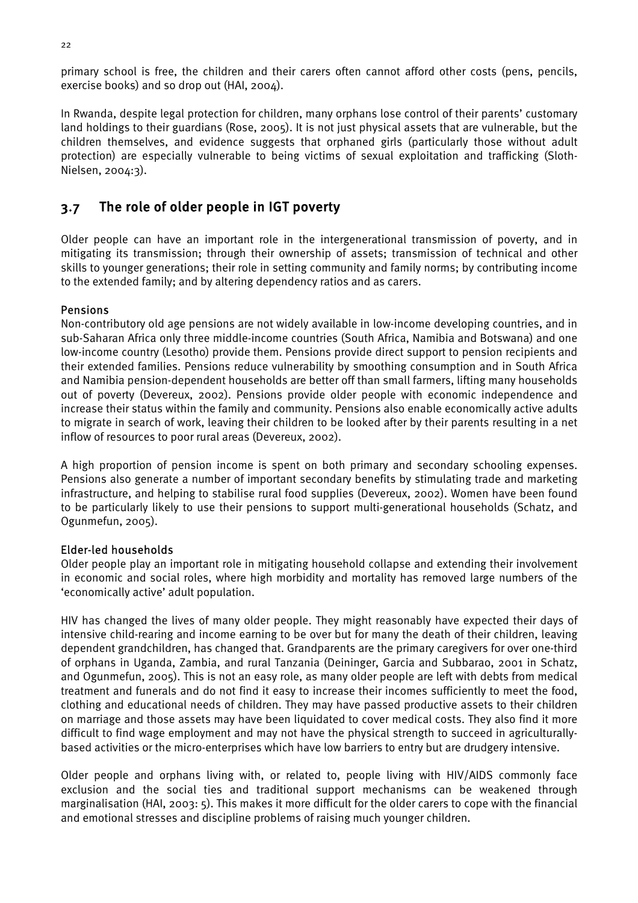primary school is free, the children and their carers often cannot afford other costs (pens, pencils, exercise books) and so drop out (HAI, 2004).

In Rwanda, despite legal protection for children, many orphans lose control of their parents' customary land holdings to their guardians (Rose, 2005). It is not just physical assets that are vulnerable, but the children themselves, and evidence suggests that orphaned girls (particularly those without adult protection) are especially vulnerable to being victims of sexual exploitation and trafficking (Sloth-Nielsen, 2004:3).

## 3.7 The role of older people in IGT poverty

Older people can have an important role in the intergenerational transmission of poverty, and in mitigating its transmission; through their ownership of assets; transmission of technical and other skills to younger generations; their role in setting community and family norms; by contributing income to the extended family; and by altering dependency ratios and as carers.

### Pensions

Non-contributory old age pensions are not widely available in low-income developing countries, and in sub-Saharan Africa only three middle-income countries (South Africa, Namibia and Botswana) and one low-income country (Lesotho) provide them. Pensions provide direct support to pension recipients and their extended families. Pensions reduce vulnerability by smoothing consumption and in South Africa and Namibia pension-dependent households are better off than small farmers, lifting many households out of poverty (Devereux, 2002). Pensions provide older people with economic independence and increase their status within the family and community. Pensions also enable economically active adults to migrate in search of work, leaving their children to be looked after by their parents resulting in a net inflow of resources to poor rural areas (Devereux, 2002).

A high proportion of pension income is spent on both primary and secondary schooling expenses. Pensions also generate a number of important secondary benefits by stimulating trade and marketing infrastructure, and helping to stabilise rural food supplies (Devereux, 2002). Women have been found to be particularly likely to use their pensions to support multi-generational households (Schatz, and Ogunmefun, 2005).

### Elder-led households

Older people play an important role in mitigating household collapse and extending their involvement in economic and social roles, where high morbidity and mortality has removed large numbers of the 'economically active' adult population.

HIV has changed the lives of many older people. They might reasonably have expected their days of intensive child-rearing and income earning to be over but for many the death of their children, leaving dependent grandchildren, has changed that. Grandparents are the primary caregivers for over one-third of orphans in Uganda, Zambia, and rural Tanzania (Deininger, Garcia and Subbarao, 2001 in Schatz, and Ogunmefun, 2005). This is not an easy role, as many older people are left with debts from medical treatment and funerals and do not find it easy to increase their incomes sufficiently to meet the food, clothing and educational needs of children. They may have passed productive assets to their children on marriage and those assets may have been liquidated to cover medical costs. They also find it more difficult to find wage employment and may not have the physical strength to succeed in agriculturally-based activities or the micro-enterprises which have low barriers to entry but are drudgery intensive.

Older people and orphans living with, or related to, people living with HIV/AIDS commonly face exclusion and the social ties and traditional support mechanisms can be weakened through marginalisation (HAI, 2003: 5). This makes it more difficult for the older carers to cope with the financial and emotional stresses and discipline problems of raising much younger children.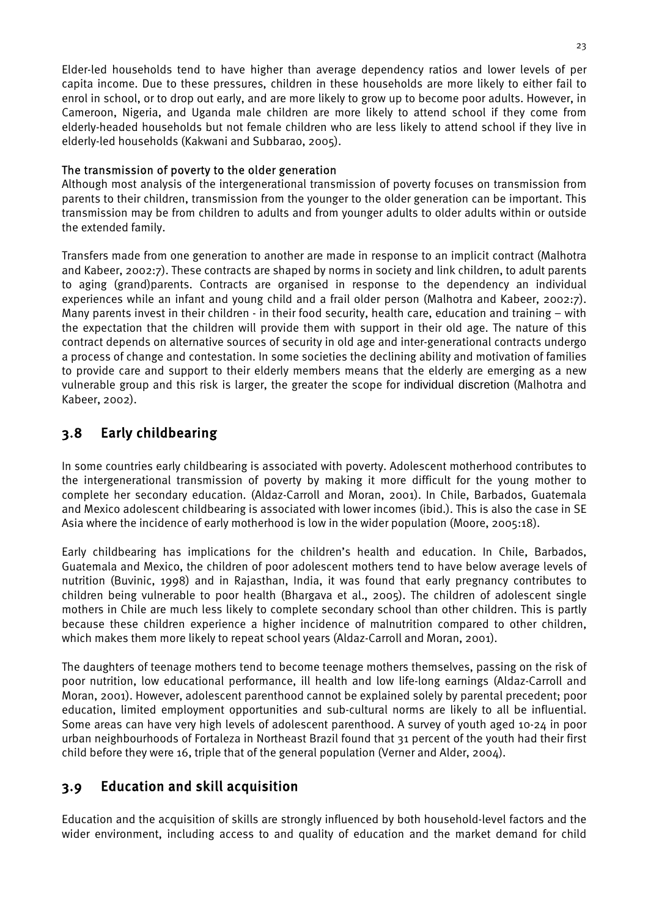Elder-led households tend to have higher than average dependency ratios and lower levels of per capita income. Due to these pressures, children in these households are more likely to either fail to enrol in school, or to drop out early, and are more likely to grow up to become poor adults. However, in Cameroon, Nigeria, and Uganda male children are more likely to attend school if they come from elderly-headed households but not female children who are less likely to attend school if they live in elderly-led households (Kakwani and Subbarao, 2005).

#### The transmission of poverty to the older generation

Although most analysis of the intergenerational transmission of poverty focuses on transmission from parents to their children, transmission from the younger to the older generation can be important. This transmission may be from children to adults and from younger adults to older adults within or outside the extended family.

Transfers made from one generation to another are made in response to an implicit contract (Malhotra and Kabeer, 2002:7). These contracts are shaped by norms in society and link children, to adult parents to aging (grand)parents. Contracts are organised in response to the dependency an individual experiences while an infant and young child and a frail older person (Malhotra and Kabeer, 2002:7). Many parents invest in their children - in their food security, health care, education and training – with the expectation that the children will provide them with support in their old age. The nature of this contract depends on alternative sources of security in old age and inter-generational contracts undergo a process of change and contestation. In some societies the declining ability and motivation of families to provide care and support to their elderly members means that the elderly are emerging as a new vulnerable group and this risk is larger, the greater the scope for individual discretion (Malhotra and Kabeer, 2002).

## 3.8 Early childbearing

In some countries early childbearing is associated with poverty. Adolescent motherhood contributes to the intergenerational transmission of poverty by making it more difficult for the young mother to complete her secondary education. (Aldaz-Carroll and Moran, 2001). In Chile, Barbados, Guatemala and Mexico adolescent childbearing is associated with lower incomes (ibid.). This is also the case in SE Asia where the incidence of early motherhood is low in the wider population (Moore, 2005:18).

Early childbearing has implications for the children's health and education. In Chile, Barbados, Guatemala and Mexico, the children of poor adolescent mothers tend to have below average levels of nutrition (Buvinic, 1998) and in Rajasthan, India, it was found that early pregnancy contributes to children being vulnerable to poor health (Bhargava et al., 2005). The children of adolescent single mothers in Chile are much less likely to complete secondary school than other children. This is partly because these children experience a higher incidence of malnutrition compared to other children, which makes them more likely to repeat school years (Aldaz-Carroll and Moran, 2001).

The daughters of teenage mothers tend to become teenage mothers themselves, passing on the risk of poor nutrition, low educational performance, ill health and low life-long earnings (Aldaz-Carroll and Moran, 2001). However, adolescent parenthood cannot be explained solely by parental precedent; poor education, limited employment opportunities and sub-cultural norms are likely to all be influential. Some areas can have very high levels of adolescent parenthood. A survey of youth aged 10-24 in poor urban neighbourhoods of Fortaleza in Northeast Brazil found that 31 percent of the youth had their first child before they were 16, triple that of the general population (Verner and Alder, 2004).

## 3.9 Education and skill acquisition

Education and the acquisition of skills are strongly influenced by both household-level factors and the wider environment, including access to and quality of education and the market demand for child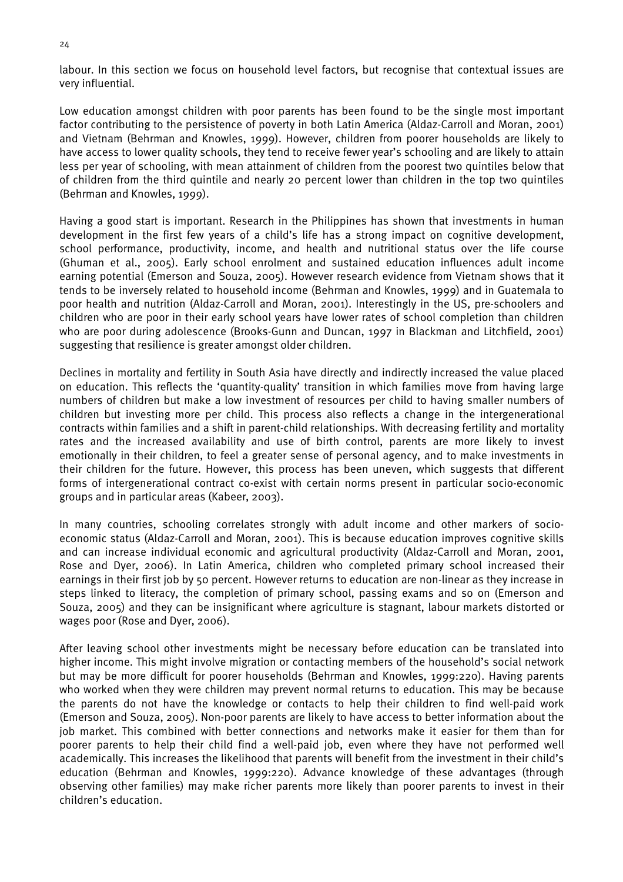labour. In this section we focus on household level factors, but recognise that contextual issues are very influential.

Low education amongst children with poor parents has been found to be the single most important factor contributing to the persistence of poverty in both Latin America (Aldaz-Carroll and Moran, 2001) and Vietnam (Behrman and Knowles, 1999). However, children from poorer households are likely to have access to lower quality schools, they tend to receive fewer year's schooling and are likely to attain less per year of schooling, with mean attainment of children from the poorest two quintiles below that of children from the third quintile and nearly 20 percent lower than children in the top two quintiles (Behrman and Knowles, 1999).

Having a good start is important. Research in the Philippines has shown that investments in human development in the first few years of a child's life has a strong impact on cognitive development, school performance, productivity, income, and health and nutritional status over the life course (Ghuman et al., 2005). Early school enrolment and sustained education influences adult income earning potential (Emerson and Souza, 2005). However research evidence from Vietnam shows that it tends to be inversely related to household income (Behrman and Knowles, 1999) and in Guatemala to poor health and nutrition (Aldaz-Carroll and Moran, 2001). Interestingly in the US, pre-schoolers and children who are poor in their early school years have lower rates of school completion than children who are poor during adolescence (Brooks-Gunn and Duncan, 1997 in Blackman and Litchfield, 2001) suggesting that resilience is greater amongst older children.

Declines in mortality and fertility in South Asia have directly and indirectly increased the value placed on education. This reflects the 'quantity-quality' transition in which families move from having large numbers of children but make a low investment of resources per child to having smaller numbers of children but investing more per child. This process also reflects a change in the intergenerational contracts within families and a shift in parent-child relationships. With decreasing fertility and mortality rates and the increased availability and use of birth control, parents are more likely to invest emotionally in their children, to feel a greater sense of personal agency, and to make investments in their children for the future. However, this process has been uneven, which suggests that different forms of intergenerational contract co-exist with certain norms present in particular socio-economic groups and in particular areas (Kabeer, 2003).

In many countries, schooling correlates strongly with adult income and other markers of socio-economic status (Aldaz-Carroll and Moran, 2001). This is because education improves cognitive skills and can increase individual economic and agricultural productivity (Aldaz-Carroll and Moran, 2001, Rose and Dyer, 2006). In Latin America, children who completed primary school increased their earnings in their first job by 50 percent. However returns to education are non-linear as they increase in steps linked to literacy, the completion of primary school, passing exams and so on (Emerson and Souza, 2005) and they can be insignificant where agriculture is stagnant, labour markets distorted or wages poor (Rose and Dyer, 2006).

After leaving school other investments might be necessary before education can be translated into higher income. This might involve migration or contacting members of the household's social network but may be more difficult for poorer households (Behrman and Knowles, 1999:220). Having parents who worked when they were children may prevent normal returns to education. This may be because the parents do not have the knowledge or contacts to help their children to find well-paid work (Emerson and Souza, 2005). Non-poor parents are likely to have access to better information about the job market. This combined with better connections and networks make it easier for them than for poorer parents to help their child find a well-paid job, even where they have not performed well academically. This increases the likelihood that parents will benefit from the investment in their child's education (Behrman and Knowles, 1999:220). Advance knowledge of these advantages (through observing other families) may make richer parents more likely than poorer parents to invest in their children's education.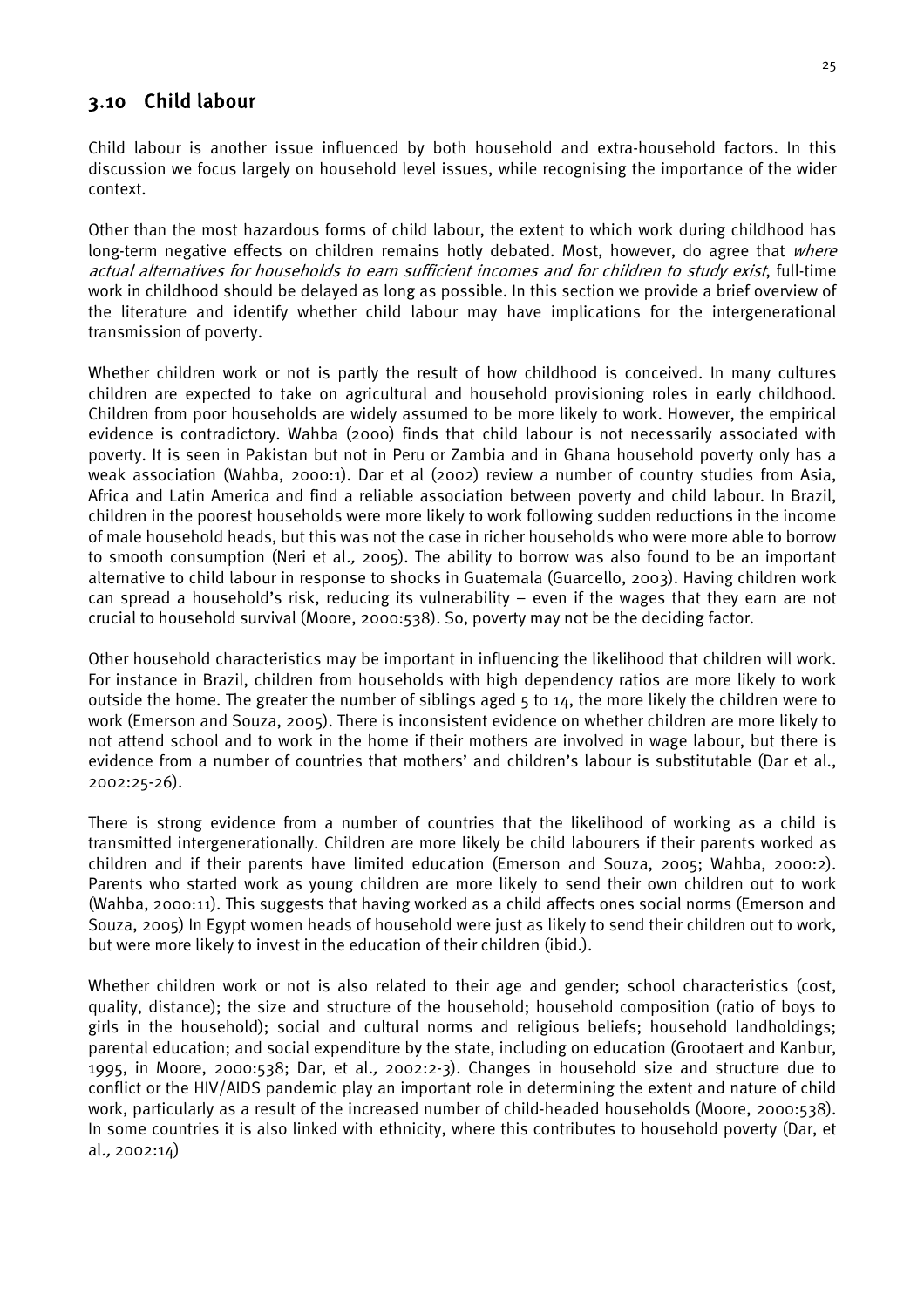## 3.10 Child labour

Child labour is another issue influenced by both household and extra-household factors. In this discussion we focus largely on household level issues, while recognising the importance of the wider context.

Other than the most hazardous forms of child labour, the extent to which work during childhood has long-term negative effects on children remains hotly debated. Most, however, do agree that *where actual alternatives for households to earn sufficient incomes and for children to study exist*, full-time work in childhood should be delayed as long as possible. In this section we provide a brief overview of the literature and identify whether child labour may have implications for the intergenerational transmission of poverty.

Whether children work or not is partly the result of how childhood is conceived. In many cultures children are expected to take on agricultural and household provisioning roles in early childhood. Children from poor households are widely assumed to be more likely to work. However, the empirical evidence is contradictory. Wahba (2000) finds that child labour is not necessarily associated with poverty. It is seen in Pakistan but not in Peru or Zambia and in Ghana household poverty only has a weak association (Wahba, 2000:1). Dar et al (2002) review a number of country studies from Asia, Africa and Latin America and find a reliable association between poverty and child labour. In Brazil, children in the poorest households were more likely to work following sudden reductions in the income of male household heads, but this was not the case in richer households who were more able to borrow to smooth consumption (Neri et al*.,* 2005). The ability to borrow was also found to be an important alternative to child labour in response to shocks in Guatemala (Guarcello, 2003). Having children work can spread a household's risk, reducing its vulnerability – even if the wages that they earn are not crucial to household survival (Moore, 2000:538). So, poverty may not be the deciding factor.

Other household characteristics may be important in influencing the likelihood that children will work. For instance in Brazil, children from households with high dependency ratios are more likely to work outside the home. The greater the number of siblings aged 5 to 14, the more likely the children were to work (Emerson and Souza, 2005). There is inconsistent evidence on whether children are more likely to not attend school and to work in the home if their mothers are involved in wage labour, but there is evidence from a number of countries that mothers' and children's labour is substitutable (Dar et al., 2002:25-26).

There is strong evidence from a number of countries that the likelihood of working as a child is transmitted intergenerationally. Children are more likely be child labourers if their parents worked as children and if their parents have limited education (Emerson and Souza, 2005; Wahba, 2000:2). Parents who started work as young children are more likely to send their own children out to work (Wahba, 2000:11). This suggests that having worked as a child affects ones social norms (Emerson and Souza, 2005) In Egypt women heads of household were just as likely to send their children out to work, but were more likely to invest in the education of their children (ibid.).

Whether children work or not is also related to their age and gender; school characteristics (cost, quality, distance); the size and structure of the household; household composition (ratio of boys to girls in the household); social and cultural norms and religious beliefs; household landholdings; parental education; and social expenditure by the state, including on education (Grootaert and Kanbur, 1995, in Moore, 2000:538; Dar, et al*.,* 2002:2-3). Changes in household size and structure due to conflict or the HIV/AIDS pandemic play an important role in determining the extent and nature of child work, particularly as a result of the increased number of child-headed households (Moore, 2000:538). In some countries it is also linked with ethnicity, where this contributes to household poverty (Dar, et al*.,* 2002:14)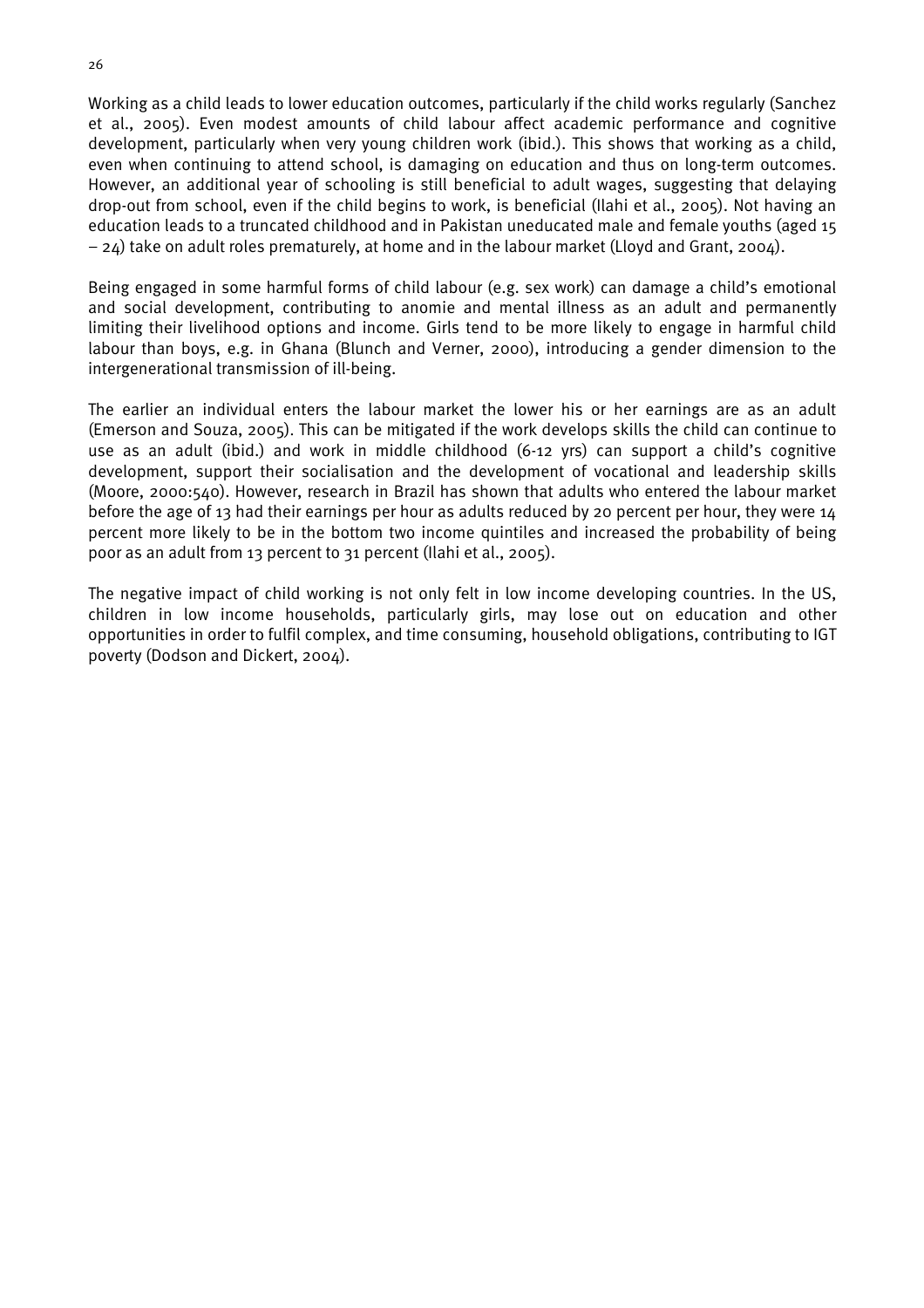Working as a child leads to lower education outcomes, particularly if the child works regularly (Sanchez et al., 2005). Even modest amounts of child labour affect academic performance and cognitive development, particularly when very young children work (ibid.). This shows that working as a child, even when continuing to attend school, is damaging on education and thus on long-term outcomes. However, an additional year of schooling is still beneficial to adult wages, suggesting that delaying drop-out from school, even if the child begins to work, is beneficial (Ilahi et al., 2005). Not having an education leads to a truncated childhood and in Pakistan uneducated male and female youths (aged 15 – 24) take on adult roles prematurely, at home and in the labour market (Lloyd and Grant, 2004).

Being engaged in some harmful forms of child labour (e.g. sex work) can damage a child's emotional and social development, contributing to anomie and mental illness as an adult and permanently limiting their livelihood options and income. Girls tend to be more likely to engage in harmful child labour than boys, e.g. in Ghana (Blunch and Verner, 2000), introducing a gender dimension to the intergenerational transmission of ill-being.

The earlier an individual enters the labour market the lower his or her earnings are as an adult (Emerson and Souza, 2005). This can be mitigated if the work develops skills the child can continue to use as an adult (ibid.) and work in middle childhood (6-12 yrs) can support a child's cognitive development, support their socialisation and the development of vocational and leadership skills (Moore, 2000:540). However, research in Brazil has shown that adults who entered the labour market before the age of 13 had their earnings per hour as adults reduced by 20 percent per hour, they were 14 percent more likely to be in the bottom two income quintiles and increased the probability of being poor as an adult from 13 percent to 31 percent (Ilahi et al., 2005).

The negative impact of child working is not only felt in low income developing countries. In the US, children in low income households, particularly girls, may lose out on education and other opportunities in order to fulfil complex, and time consuming, household obligations, contributing to IGT poverty (Dodson and Dickert, 2004).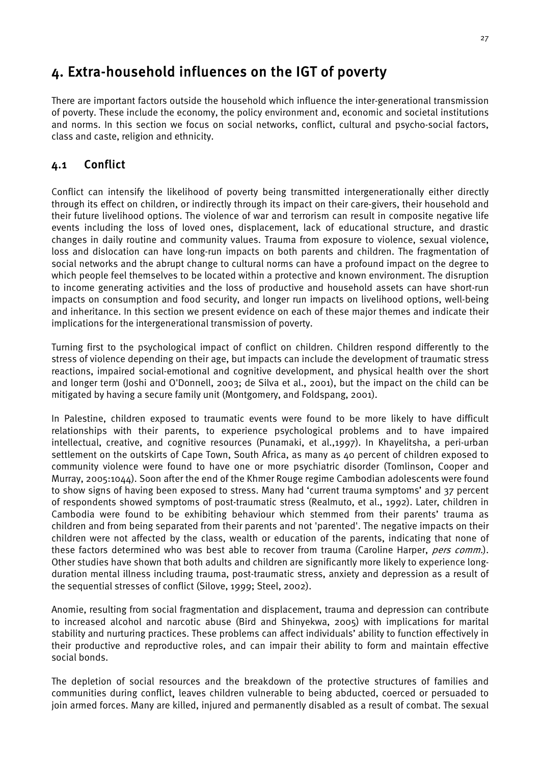# 4. Extra-household influences on the IGT of poverty

There are important factors outside the household which influence the inter-generational transmission of poverty. These include the economy, the policy environment and, economic and societal institutions and norms. In this section we focus on social networks, conflict, cultural and psycho-social factors, class and caste, religion and ethnicity.

## 4.1 Conflict

Conflict can intensify the likelihood of poverty being transmitted intergenerationally either directly through its effect on children, or indirectly through its impact on their care-givers, their household and their future livelihood options. The violence of war and terrorism can result in composite negative life events including the loss of loved ones, displacement, lack of educational structure, and drastic changes in daily routine and community values. Trauma from exposure to violence, sexual violence, loss and dislocation can have long-run impacts on both parents and children. The fragmentation of social networks and the abrupt change to cultural norms can have a profound impact on the degree to which people feel themselves to be located within a protective and known environment. The disruption to income generating activities and the loss of productive and household assets can have short-run impacts on consumption and food security, and longer run impacts on livelihood options, well-being and inheritance. In this section we present evidence on each of these major themes and indicate their implications for the intergenerational transmission of poverty.

Turning first to the psychological impact of conflict on children. Children respond differently to the stress of violence depending on their age, but impacts can include the development of traumatic stress reactions, impaired social-emotional and cognitive development, and physical health over the short and longer term (Joshi and O'Donnell, 2003; de Silva et al., 2001), but the impact on the child can be mitigated by having a secure family unit (Montgomery, and Foldspang, 2001).

In Palestine, children exposed to traumatic events were found to be more likely to have difficult relationships with their parents, to experience psychological problems and to have impaired intellectual, creative, and cognitive resources (Punamaki, et al.,1997). In Khayelitsha, a peri-urban settlement on the outskirts of Cape Town, South Africa, as many as 40 percent of children exposed to community violence were found to have one or more psychiatric disorder (Tomlinson, Cooper and Murray, 2005:1044). Soon after the end of the Khmer Rouge regime Cambodian adolescents were found to show signs of having been exposed to stress. Many had 'current trauma symptoms' and 37 percent of respondents showed symptoms of post-traumatic stress (Realmuto, et al., 1992). Later, children in Cambodia were found to be exhibiting behaviour which stemmed from their parents' trauma as children and from being separated from their parents and not 'parented'. The negative impacts on their children were not affected by the class, wealth or education of the parents, indicating that none of these factors determined who was best able to recover from trauma (Caroline Harper, *pers comm.*). Other studies have shown that both adults and children are significantly more likely to experience long-duration mental illness including trauma, post-traumatic stress, anxiety and depression as a result of the sequential stresses of conflict (Silove, 1999; Steel, 2002).

Anomie, resulting from social fragmentation and displacement, trauma and depression can contribute to increased alcohol and narcotic abuse (Bird and Shinyekwa, 2005) with implications for marital stability and nurturing practices. These problems can affect individuals' ability to function effectively in their productive and reproductive roles, and can impair their ability to form and maintain effective social bonds.

The depletion of social resources and the breakdown of the protective structures of families and communities during conflict, leaves children vulnerable to being abducted, coerced or persuaded to join armed forces. Many are killed, injured and permanently disabled as a result of combat. The sexual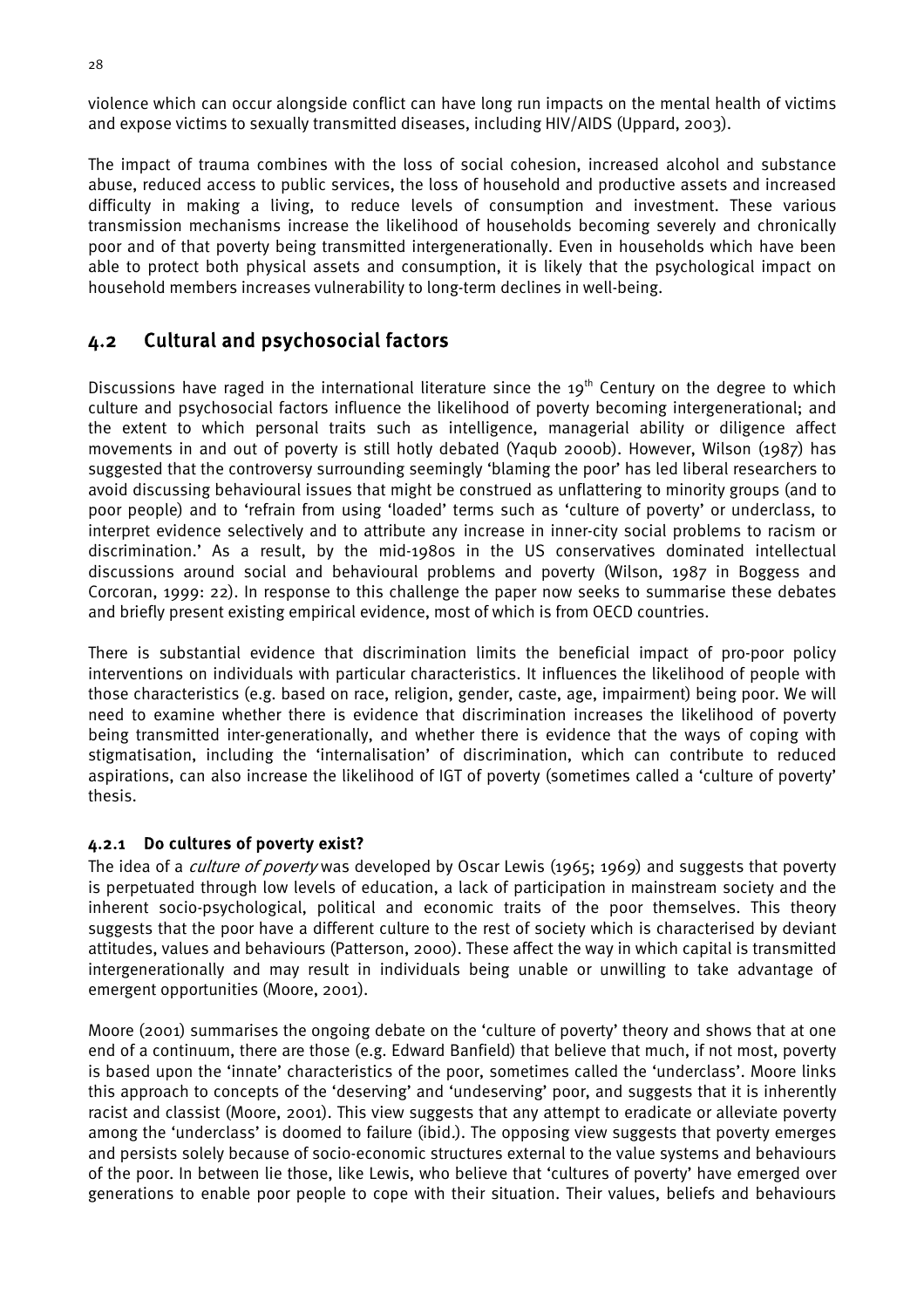violence which can occur alongside conflict can have long run impacts on the mental health of victims and expose victims to sexually transmitted diseases, including HIV/AIDS (Uppard, 2003).

The impact of trauma combines with the loss of social cohesion, increased alcohol and substance abuse, reduced access to public services, the loss of household and productive assets and increased difficulty in making a living, to reduce levels of consumption and investment. These various transmission mechanisms increase the likelihood of households becoming severely and chronically poor and of that poverty being transmitted intergenerationally. Even in households which have been able to protect both physical assets and consumption, it is likely that the psychological impact on household members increases vulnerability to long-term declines in well-being.

## 4.2 Cultural and psychosocial factors

Discussions have raged in the international literature since the 19th Century on the degree to which culture and psychosocial factors influence the likelihood of poverty becoming intergenerational; and the extent to which personal traits such as intelligence, managerial ability or diligence affect movements in and out of poverty is still hotly debated (Yaqub 2000b). However, Wilson (1987) has suggested that the controversy surrounding seemingly 'blaming the poor' has led liberal researchers to avoid discussing behavioural issues that might be construed as unflattering to minority groups (and to poor people) and to 'refrain from using 'loaded' terms such as 'culture of poverty' or underclass, to interpret evidence selectively and to attribute any increase in inner-city social problems to racism or discrimination.' As a result, by the mid-1980s in the US conservatives dominated intellectual discussions around social and behavioural problems and poverty (Wilson, 1987 in Boggess and Corcoran, 1999: 22). In response to this challenge the paper now seeks to summarise these debates and briefly present existing empirical evidence, most of which is from OECD countries.

There is substantial evidence that discrimination limits the beneficial impact of pro-poor policy interventions on individuals with particular characteristics. It influences the likelihood of people with those characteristics (e.g. based on race, religion, gender, caste, age, impairment) being poor. We will need to examine whether there is evidence that discrimination increases the likelihood of poverty being transmitted inter-generationally, and whether there is evidence that the ways of coping with stigmatisation, including the 'internalisation' of discrimination, which can contribute to reduced aspirations, can also increase the likelihood of IGT of poverty (sometimes called a 'culture of poverty' thesis.

### 4.2.1 Do cultures of poverty exist?

The idea of a *culture of poverty* was developed by Oscar Lewis (1965; 1969) and suggests that poverty is perpetuated through low levels of education, a lack of participation in mainstream society and the inherent socio-psychological, political and economic traits of the poor themselves. This theory suggests that the poor have a different culture to the rest of society which is characterised by deviant attitudes, values and behaviours (Patterson, 2000). These affect the way in which capital is transmitted intergenerationally and may result in individuals being unable or unwilling to take advantage of emergent opportunities (Moore, 2001).

Moore (2001) summarises the ongoing debate on the 'culture of poverty' theory and shows that at one end of a continuum, there are those (e.g. Edward Banfield) that believe that much, if not most, poverty is based upon the 'innate' characteristics of the poor, sometimes called the 'underclass'. Moore links this approach to concepts of the 'deserving' and 'undeserving' poor, and suggests that it is inherently racist and classist (Moore, 2001). This view suggests that any attempt to eradicate or alleviate poverty among the 'underclass' is doomed to failure (ibid.). The opposing view suggests that poverty emerges and persists solely because of socio-economic structures external to the value systems and behaviours of the poor. In between lie those, like Lewis, who believe that 'cultures of poverty' have emerged over generations to enable poor people to cope with their situation. Their values, beliefs and behaviours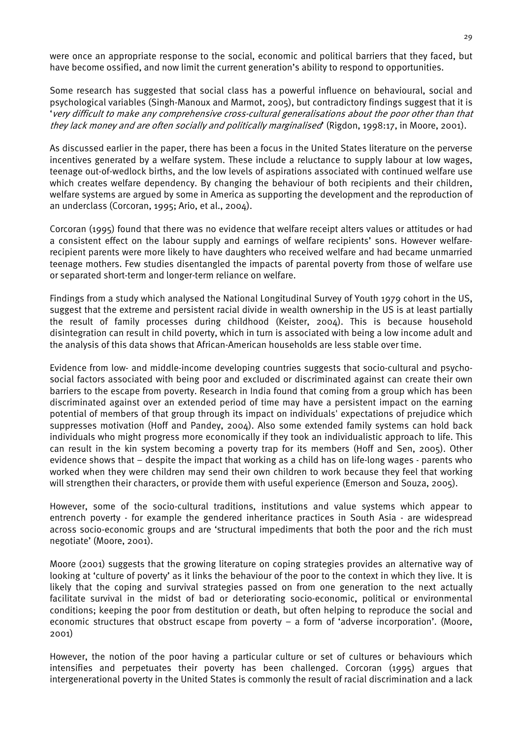were once an appropriate response to the social, economic and political barriers that they faced, but have become ossified, and now limit the current generation's ability to respond to opportunities.

Some research has suggested that social class has a powerful influence on behavioural, social and psychological variables (Singh-Manoux and Marmot, 2005), but contradictory findings suggest that it is '*very difficult to make any comprehensive cross-cultural generalisations about the poor other than that they lack money and are often socially and politically marginalised*' (Rigdon, 1998:17, in Moore, 2001).

As discussed earlier in the paper, there has been a focus in the United States literature on the perverse incentives generated by a welfare system. These include a reluctance to supply labour at low wages, teenage out-of-wedlock births, and the low levels of aspirations associated with continued welfare use which creates welfare dependency. By changing the behaviour of both recipients and their children, welfare systems are argued by some in America as supporting the development and the reproduction of an underclass (Corcoran, 1995; Ario, et al., 2004).

Corcoran (1995) found that there was no evidence that welfare receipt alters values or attitudes or had a consistent effect on the labour supply and earnings of welfare recipients' sons. However welfare-recipient parents were more likely to have daughters who received welfare and had became unmarried teenage mothers. Few studies disentangled the impacts of parental poverty from those of welfare use or separated short-term and longer-term reliance on welfare.

Findings from a study which analysed the National Longitudinal Survey of Youth 1979 cohort in the US, suggest that the extreme and persistent racial divide in wealth ownership in the US is at least partially the result of family processes during childhood (Keister, 2004). This is because household disintegration can result in child poverty, which in turn is associated with being a low income adult and the analysis of this data shows that African-American households are less stable over time.

Evidence from low- and middle-income developing countries suggests that socio-cultural and psycho-social factors associated with being poor and excluded or discriminated against can create their own barriers to the escape from poverty. Research in India found that coming from a group which has been discriminated against over an extended period of time may have a persistent impact on the earning potential of members of that group through its impact on individuals' expectations of prejudice which suppresses motivation (Hoff and Pandey, 2004). Also some extended family systems can hold back individuals who might progress more economically if they took an individualistic approach to life. This can result in the kin system becoming a poverty trap for its members (Hoff and Sen, 2005). Other evidence shows that – despite the impact that working as a child has on life-long wages - parents who worked when they were children may send their own children to work because they feel that working will strengthen their characters, or provide them with useful experience (Emerson and Souza, 2005).

However, some of the socio-cultural traditions, institutions and value systems which appear to entrench poverty - for example the gendered inheritance practices in South Asia - are widespread across socio-economic groups and are 'structural impediments that both the poor and the rich must negotiate' (Moore, 2001).

Moore (2001) suggests that the growing literature on coping strategies provides an alternative way of looking at 'culture of poverty' as it links the behaviour of the poor to the context in which they live. It is likely that the coping and survival strategies passed on from one generation to the next actually facilitate survival in the midst of bad or deteriorating socio-economic, political or environmental conditions; keeping the poor from destitution or death, but often helping to reproduce the social and economic structures that obstruct escape from poverty – a form of 'adverse incorporation'. (Moore, 2001)

However, the notion of the poor having a particular culture or set of cultures or behaviours which intensifies and perpetuates their poverty has been challenged. Corcoran (1995) argues that intergenerational poverty in the United States is commonly the result of racial discrimination and a lack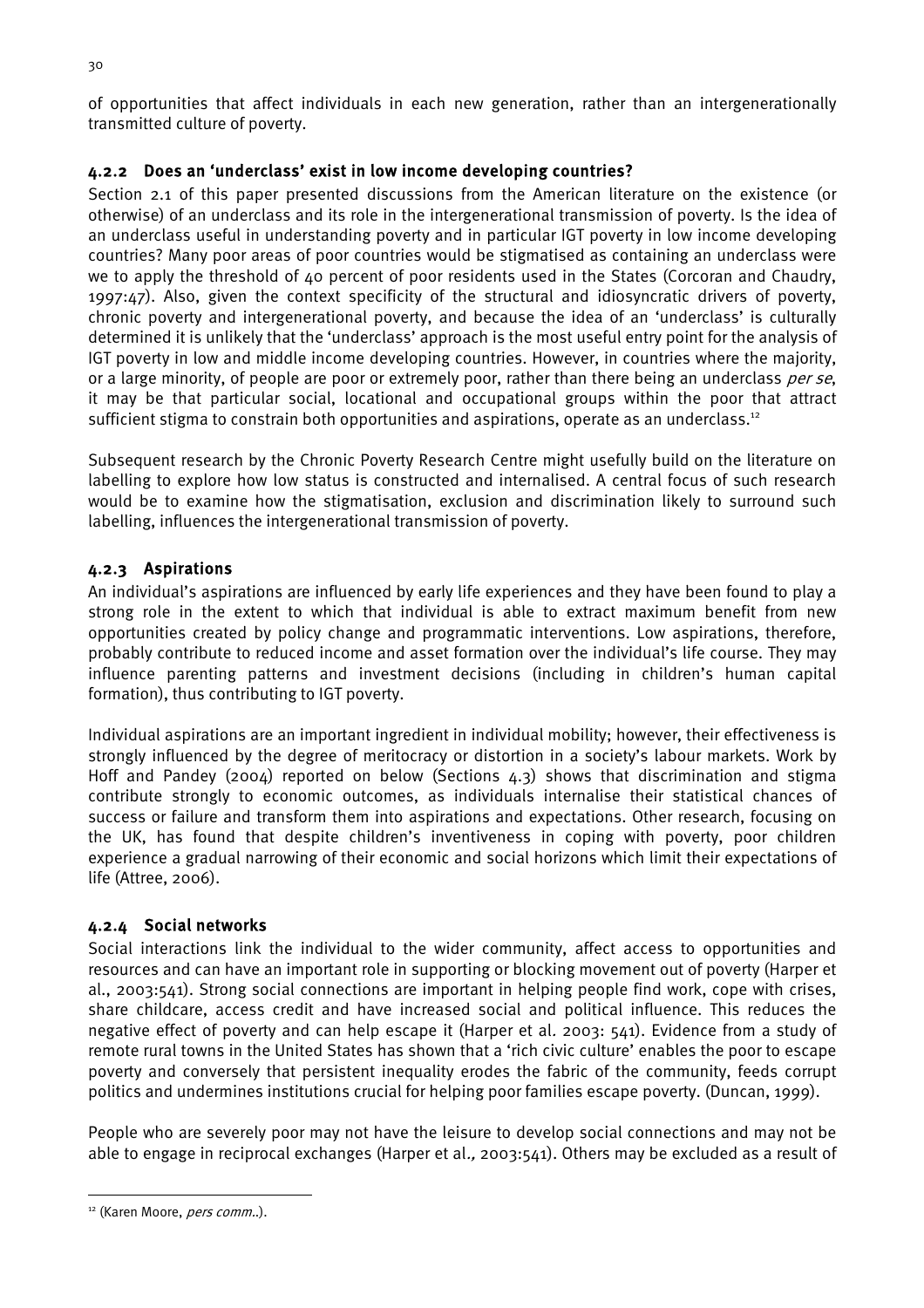of opportunities that affect individuals in each new generation, rather than an intergenerationally transmitted culture of poverty.

### 4.2.2 Does an 'underclass' exist in low income developing countries?

Section 2.1 of this paper presented discussions from the American literature on the existence (or otherwise) of an underclass and its role in the intergenerational transmission of poverty. Is the idea of an underclass useful in understanding poverty and in particular IGT poverty in low income developing countries? Many poor areas of poor countries would be stigmatised as containing an underclass were we to apply the threshold of 40 percent of poor residents used in the States (Corcoran and Chaudry, 1997:47). Also, given the context specificity of the structural and idiosyncratic drivers of poverty, chronic poverty and intergenerational poverty, and because the idea of an 'underclass' is culturally determined it is unlikely that the 'underclass' approach is the most useful entry point for the analysis of IGT poverty in low and middle income developing countries. However, in countries where the majority, or a large minority, of people are poor or extremely poor, rather than there being an underclass *per se*, it may be that particular social, locational and occupational groups within the poor that attract sufficient stigma to constrain both opportunities and aspirations, operate as an underclass.[12]

Subsequent research by the Chronic Poverty Research Centre might usefully build on the literature on labelling to explore how low status is constructed and internalised. A central focus of such research would be to examine how the stigmatisation, exclusion and discrimination likely to surround such labelling, influences the intergenerational transmission of poverty.

### 4.2.3 Aspirations

An individual's aspirations are influenced by early life experiences and they have been found to play a strong role in the extent to which that individual is able to extract maximum benefit from new opportunities created by policy change and programmatic interventions. Low aspirations, therefore, probably contribute to reduced income and asset formation over the individual's life course. They may influence parenting patterns and investment decisions (including in children's human capital formation), thus contributing to IGT poverty.

Individual aspirations are an important ingredient in individual mobility; however, their effectiveness is strongly influenced by the degree of meritocracy or distortion in a society's labour markets. Work by Hoff and Pandey (2004) reported on below (Sections 4.3) shows that discrimination and stigma contribute strongly to economic outcomes, as individuals internalise their statistical chances of success or failure and transform them into aspirations and expectations. Other research, focusing on the UK, has found that despite children's inventiveness in coping with poverty, poor children experience a gradual narrowing of their economic and social horizons which limit their expectations of life (Attree, 2006).

### 4.2.4 Social networks

Social interactions link the individual to the wider community, affect access to opportunities and resources and can have an important role in supporting or blocking movement out of poverty (Harper et al., 2003:541). Strong social connections are important in helping people find work, cope with crises, share childcare, access credit and have increased social and political influence. This reduces the negative effect of poverty and can help escape it (Harper et al. 2003: 541). Evidence from a study of remote rural towns in the United States has shown that a 'rich civic culture' enables the poor to escape poverty and conversely that persistent inequality erodes the fabric of the community, feeds corrupt politics and undermines institutions crucial for helping poor families escape poverty. (Duncan, 1999).

People who are severely poor may not have the leisure to develop social connections and may not be able to engage in reciprocal exchanges (Harper et al*.,* 2003:541). Others may be excluded as a result of

---

[12] (Karen Moore, *pers comm.*.).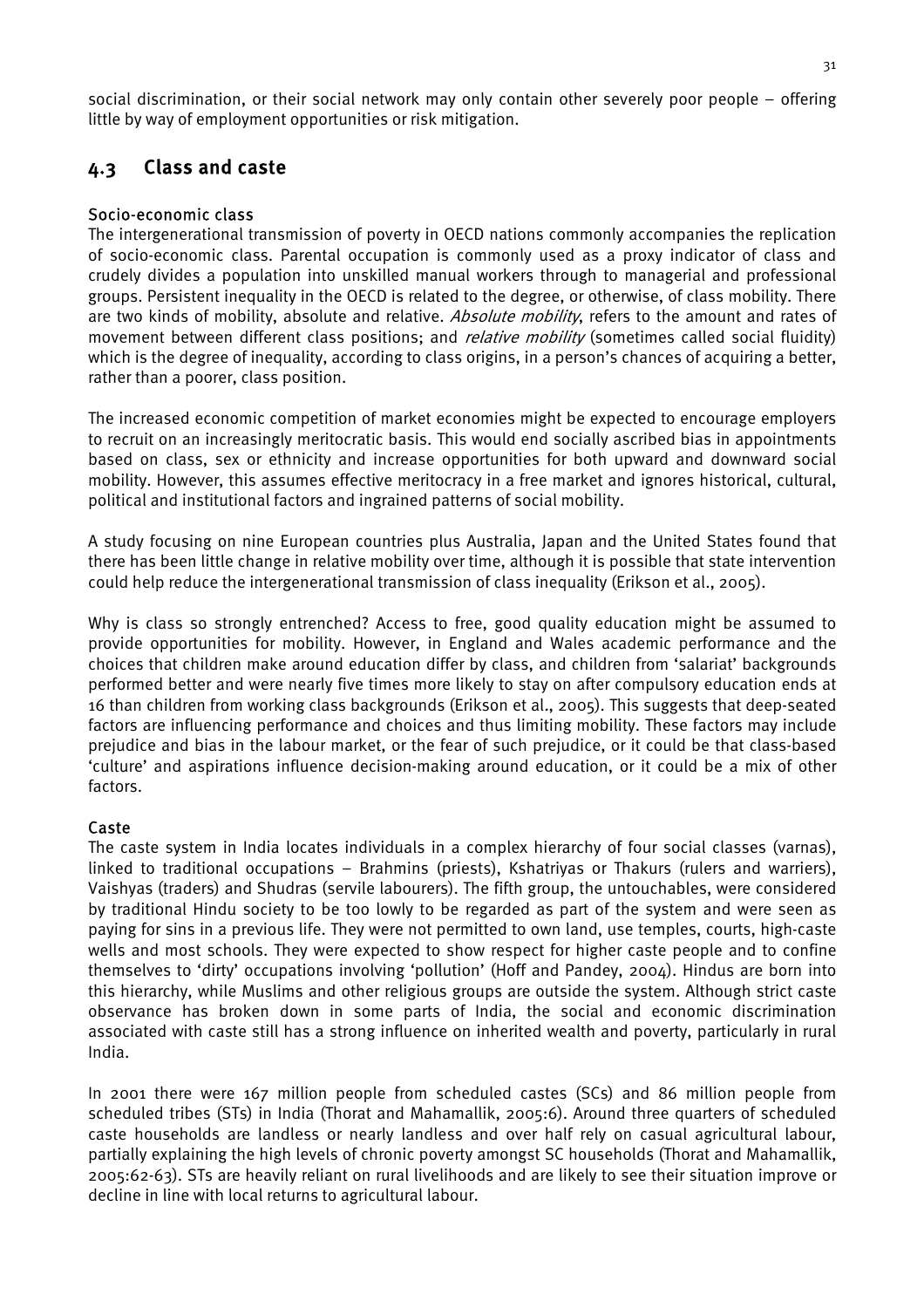social discrimination, or their social network may only contain other severely poor people – offering little by way of employment opportunities or risk mitigation.

## 4.3 Class and caste

### Socio-economic class

The intergenerational transmission of poverty in OECD nations commonly accompanies the replication of socio-economic class. Parental occupation is commonly used as a proxy indicator of class and crudely divides a population into unskilled manual workers through to managerial and professional groups. Persistent inequality in the OECD is related to the degree, or otherwise, of class mobility. There are two kinds of mobility, absolute and relative. *Absolute mobility*, refers to the amount and rates of movement between different class positions; and *relative mobility* (sometimes called social fluidity) which is the degree of inequality, according to class origins, in a person's chances of acquiring a better, rather than a poorer, class position.

The increased economic competition of market economies might be expected to encourage employers to recruit on an increasingly meritocratic basis. This would end socially ascribed bias in appointments based on class, sex or ethnicity and increase opportunities for both upward and downward social mobility. However, this assumes effective meritocracy in a free market and ignores historical, cultural, political and institutional factors and ingrained patterns of social mobility.

A study focusing on nine European countries plus Australia, Japan and the United States found that there has been little change in relative mobility over time, although it is possible that state intervention could help reduce the intergenerational transmission of class inequality (Erikson et al., 2005).

Why is class so strongly entrenched? Access to free, good quality education might be assumed to provide opportunities for mobility. However, in England and Wales academic performance and the choices that children make around education differ by class, and children from 'salariat' backgrounds performed better and were nearly five times more likely to stay on after compulsory education ends at 16 than children from working class backgrounds (Erikson et al., 2005). This suggests that deep-seated factors are influencing performance and choices and thus limiting mobility. These factors may include prejudice and bias in the labour market, or the fear of such prejudice, or it could be that class-based 'culture' and aspirations influence decision-making around education, or it could be a mix of other factors.

### Caste

The caste system in India locates individuals in a complex hierarchy of four social classes (varnas), linked to traditional occupations – Brahmins (priests), Kshatriyas or Thakurs (rulers and warriers), Vaishyas (traders) and Shudras (servile labourers). The fifth group, the untouchables, were considered by traditional Hindu society to be too lowly to be regarded as part of the system and were seen as paying for sins in a previous life. They were not permitted to own land, use temples, courts, high-caste wells and most schools. They were expected to show respect for higher caste people and to confine themselves to 'dirty' occupations involving 'pollution' (Hoff and Pandey, 2004). Hindus are born into this hierarchy, while Muslims and other religious groups are outside the system. Although strict caste observance has broken down in some parts of India, the social and economic discrimination associated with caste still has a strong influence on inherited wealth and poverty, particularly in rural India.

In 2001 there were 167 million people from scheduled castes (SCs) and 86 million people from scheduled tribes (STs) in India (Thorat and Mahamallik, 2005:6). Around three quarters of scheduled caste households are landless or nearly landless and over half rely on casual agricultural labour, partially explaining the high levels of chronic poverty amongst SC households (Thorat and Mahamallik, 2005:62-63). STs are heavily reliant on rural livelihoods and are likely to see their situation improve or decline in line with local returns to agricultural labour.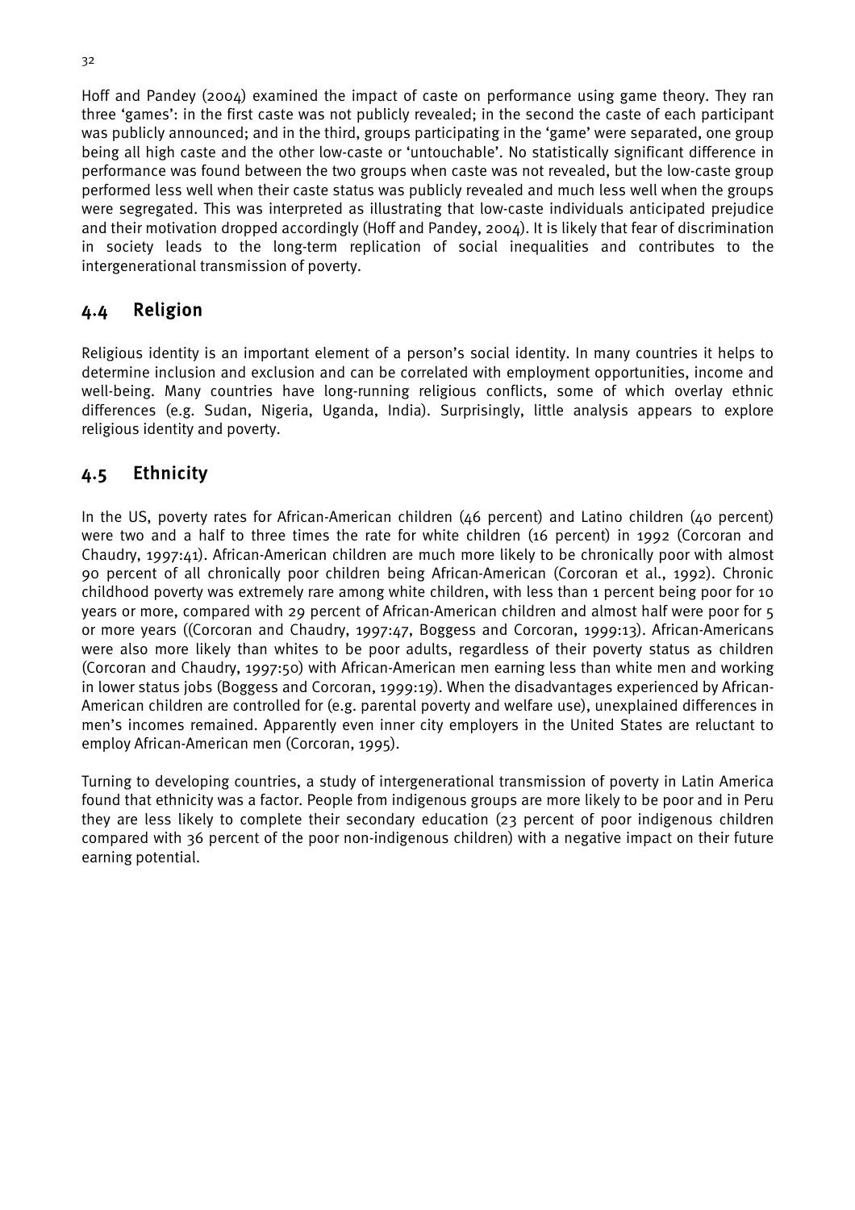Hoff and Pandey (2004) examined the impact of caste on performance using game theory. They ran three 'games': in the first caste was not publicly revealed; in the second the caste of each participant was publicly announced; and in the third, groups participating in the 'game' were separated, one group being all high caste and the other low-caste or 'untouchable'. No statistically significant difference in performance was found between the two groups when caste was not revealed, but the low-caste group performed less well when their caste status was publicly revealed and much less well when the groups were segregated. This was interpreted as illustrating that low-caste individuals anticipated prejudice and their motivation dropped accordingly (Hoff and Pandey, 2004). It is likely that fear of discrimination in society leads to the long-term replication of social inequalities and contributes to the intergenerational transmission of poverty.

## 4.4 Religion

Religious identity is an important element of a person's social identity. In many countries it helps to determine inclusion and exclusion and can be correlated with employment opportunities, income and well-being. Many countries have long-running religious conflicts, some of which overlay ethnic differences (e.g. Sudan, Nigeria, Uganda, India). Surprisingly, little analysis appears to explore religious identity and poverty.

## 4.5 Ethnicity

In the US, poverty rates for African-American children (46 percent) and Latino children (40 percent) were two and a half to three times the rate for white children (16 percent) in 1992 (Corcoran and Chaudry, 1997:41). African-American children are much more likely to be chronically poor with almost 90 percent of all chronically poor children being African-American (Corcoran et al., 1992). Chronic childhood poverty was extremely rare among white children, with less than 1 percent being poor for 10 years or more, compared with 29 percent of African-American children and almost half were poor for 5 or more years ((Corcoran and Chaudry, 1997:47, Boggess and Corcoran, 1999:13). African-Americans were also more likely than whites to be poor adults, regardless of their poverty status as children (Corcoran and Chaudry, 1997:50) with African-American men earning less than white men and working in lower status jobs (Boggess and Corcoran, 1999:19). When the disadvantages experienced by African-American children are controlled for (e.g. parental poverty and welfare use), unexplained differences in men's incomes remained. Apparently even inner city employers in the United States are reluctant to employ African-American men (Corcoran, 1995).

Turning to developing countries, a study of intergenerational transmission of poverty in Latin America found that ethnicity was a factor. People from indigenous groups are more likely to be poor and in Peru they are less likely to complete their secondary education (23 percent of poor indigenous children compared with 36 percent of the poor non-indigenous children) with a negative impact on their future earning potential.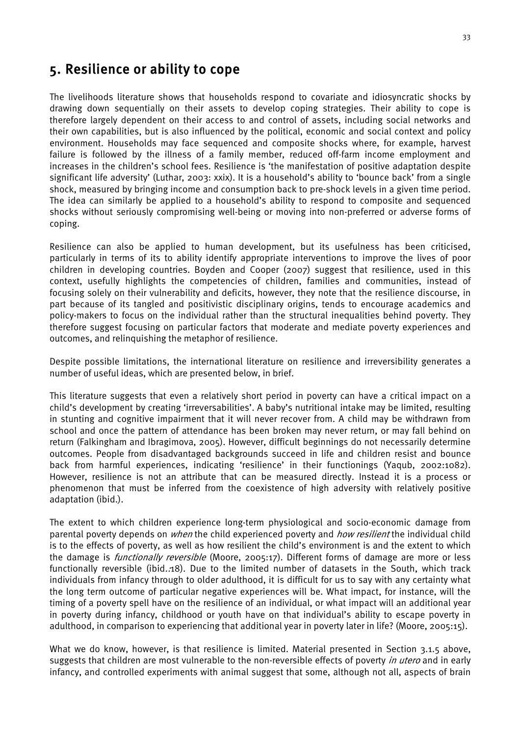## 5. Resilience or ability to cope

The livelihoods literature shows that households respond to covariate and idiosyncratic shocks by drawing down sequentially on their assets to develop coping strategies. Their ability to cope is therefore largely dependent on their access to and control of assets, including social networks and their own capabilities, but is also influenced by the political, economic and social context and policy environment. Households may face sequenced and composite shocks where, for example, harvest failure is followed by the illness of a family member, reduced off-farm income employment and increases in the children's school fees. Resilience is 'the manifestation of positive adaptation despite significant life adversity' (Luthar, 2003: xxix). It is a household's ability to 'bounce back' from a single shock, measured by bringing income and consumption back to pre-shock levels in a given time period. The idea can similarly be applied to a household's ability to respond to composite and sequenced shocks without seriously compromising well-being or moving into non-preferred or adverse forms of coping.

Resilience can also be applied to human development, but its usefulness has been criticised, particularly in terms of its to ability identify appropriate interventions to improve the lives of poor children in developing countries. Boyden and Cooper (2007) suggest that resilience, used in this context, usefully highlights the competencies of children, families and communities, instead of focusing solely on their vulnerability and deficits, however, they note that the resilience discourse, in part because of its tangled and positivistic disciplinary origins, tends to encourage academics and policy-makers to focus on the individual rather than the structural inequalities behind poverty. They therefore suggest focusing on particular factors that moderate and mediate poverty experiences and outcomes, and relinquishing the metaphor of resilience.

Despite possible limitations, the international literature on resilience and irreversibility generates a number of useful ideas, which are presented below, in brief.

This literature suggests that even a relatively short period in poverty can have a critical impact on a child's development by creating 'irreversabilities'. A baby's nutritional intake may be limited, resulting in stunting and cognitive impairment that it will never recover from. A child may be withdrawn from school and once the pattern of attendance has been broken may never return, or may fall behind on return (Falkingham and Ibragimova, 2005). However, difficult beginnings do not necessarily determine outcomes. People from disadvantaged backgrounds succeed in life and children resist and bounce back from harmful experiences, indicating 'resilience' in their functionings (Yaqub, 2002:1082). However, resilience is not an attribute that can be measured directly. Instead it is a process or phenomenon that must be inferred from the coexistence of high adversity with relatively positive adaptation (ibid.).

The extent to which children experience long-term physiological and socio-economic damage from parental poverty depends on *when* the child experienced poverty and *how resilient* the individual child is to the effects of poverty, as well as how resilient the child's environment is and the extent to which the damage is *functionally reversible* (Moore, 2005:17). Different forms of damage are more or less functionally reversible (ibid.:18). Due to the limited number of datasets in the South, which track individuals from infancy through to older adulthood, it is difficult for us to say with any certainty what the long term outcome of particular negative experiences will be. What impact, for instance, will the timing of a poverty spell have on the resilience of an individual, or what impact will an additional year in poverty during infancy, childhood or youth have on that individual's ability to escape poverty in adulthood, in comparison to experiencing that additional year in poverty later in life? (Moore, 2005:15).

What we do know, however, is that resilience is limited. Material presented in Section 3.1.5 above, suggests that children are most vulnerable to the non-reversible effects of poverty *in utero* and in early infancy, and controlled experiments with animal suggest that some, although not all, aspects of brain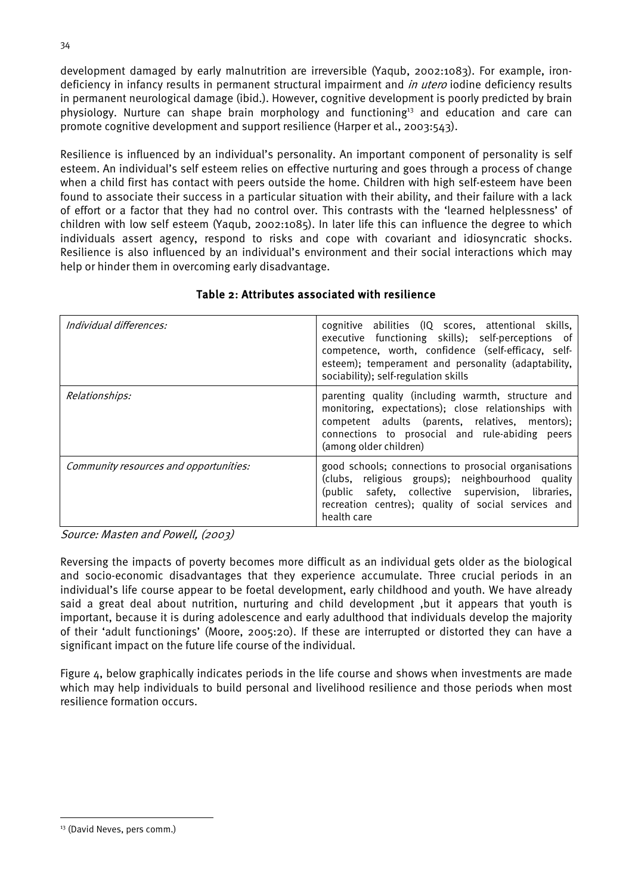development damaged by early malnutrition are irreversible (Yaqub, 2002:1083). For example, iron-deficiency in infancy results in permanent structural impairment and *in utero* iodine deficiency results in permanent neurological damage (ibid.). However, cognitive development is poorly predicted by brain physiology. Nurture can shape brain morphology and functioning[13] and education and care can promote cognitive development and support resilience (Harper et al., 2003:543).

Resilience is influenced by an individual's personality. An important component of personality is self esteem. An individual's self esteem relies on effective nurturing and goes through a process of change when a child first has contact with peers outside the home. Children with high self-esteem have been found to associate their success in a particular situation with their ability, and their failure with a lack of effort or a factor that they had no control over. This contrasts with the 'learned helplessness' of children with low self esteem (Yaqub, 2002:1085). In later life this can influence the degree to which individuals assert agency, respond to risks and cope with covariant and idiosyncratic shocks. Resilience is also influenced by an individual's environment and their social interactions which may help or hinder them in overcoming early disadvantage.

**Table 2: Attributes associated with resilience**

| | |
|---|---|
| *Individual differences:* | cognitive abilities (IQ scores, attentional skills, executive functioning skills); self-perceptions of competence, worth, confidence (self-efficacy, self-esteem); temperament and personality (adaptability, sociability); self-regulation skills |
| *Relationships:* | parenting quality (including warmth, structure and monitoring, expectations); close relationships with competent adults (parents, relatives, mentors); connections to prosocial and rule-abiding peers (among older children) |
| *Community resources and opportunities:* | good schools; connections to prosocial organisations (clubs, religious groups); neighbourhood quality (public safety, collective supervision, libraries, recreation centres); quality of social services and health care |

*Source: Masten and Powell, (2003)*

Reversing the impacts of poverty becomes more difficult as an individual gets older as the biological and socio-economic disadvantages that they experience accumulate. Three crucial periods in an individual's life course appear to be foetal development, early childhood and youth. We have already said a great deal about nutrition, nurturing and child development ,but it appears that youth is important, because it is during adolescence and early adulthood that individuals develop the majority of their 'adult functionings' (Moore, 2005:20). If these are interrupted or distorted they can have a significant impact on the future life course of the individual.

Figure 4, below graphically indicates periods in the life course and shows when investments are made which may help individuals to build personal and livelihood resilience and those periods when most resilience formation occurs.

[13] (David Neves, pers comm.)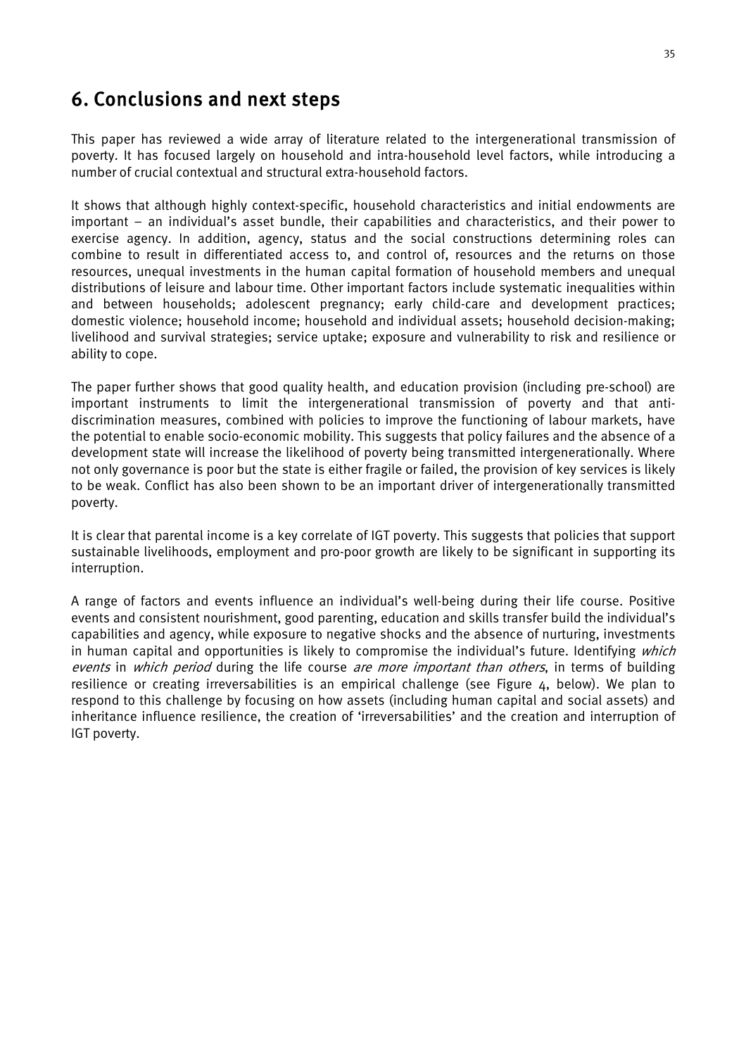# 6. Conclusions and next steps

This paper has reviewed a wide array of literature related to the intergenerational transmission of poverty. It has focused largely on household and intra-household level factors, while introducing a number of crucial contextual and structural extra-household factors.

It shows that although highly context-specific, household characteristics and initial endowments are important – an individual's asset bundle, their capabilities and characteristics, and their power to exercise agency. In addition, agency, status and the social constructions determining roles can combine to result in differentiated access to, and control of, resources and the returns on those resources, unequal investments in the human capital formation of household members and unequal distributions of leisure and labour time. Other important factors include systematic inequalities within and between households; adolescent pregnancy; early child-care and development practices; domestic violence; household income; household and individual assets; household decision-making; livelihood and survival strategies; service uptake; exposure and vulnerability to risk and resilience or ability to cope.

The paper further shows that good quality health, and education provision (including pre-school) are important instruments to limit the intergenerational transmission of poverty and that anti-discrimination measures, combined with policies to improve the functioning of labour markets, have the potential to enable socio-economic mobility. This suggests that policy failures and the absence of a development state will increase the likelihood of poverty being transmitted intergenerationally. Where not only governance is poor but the state is either fragile or failed, the provision of key services is likely to be weak. Conflict has also been shown to be an important driver of intergenerationally transmitted poverty.

It is clear that parental income is a key correlate of IGT poverty. This suggests that policies that support sustainable livelihoods, employment and pro-poor growth are likely to be significant in supporting its interruption.

A range of factors and events influence an individual's well-being during their life course. Positive events and consistent nourishment, good parenting, education and skills transfer build the individual's capabilities and agency, while exposure to negative shocks and the absence of nurturing, investments in human capital and opportunities is likely to compromise the individual's future. Identifying *which events* in *which period* during the life course *are more important than others*, in terms of building resilience or creating irreversabilities is an empirical challenge (see Figure 4, below). We plan to respond to this challenge by focusing on how assets (including human capital and social assets) and inheritance influence resilience, the creation of 'irreversabilities' and the creation and interruption of IGT poverty.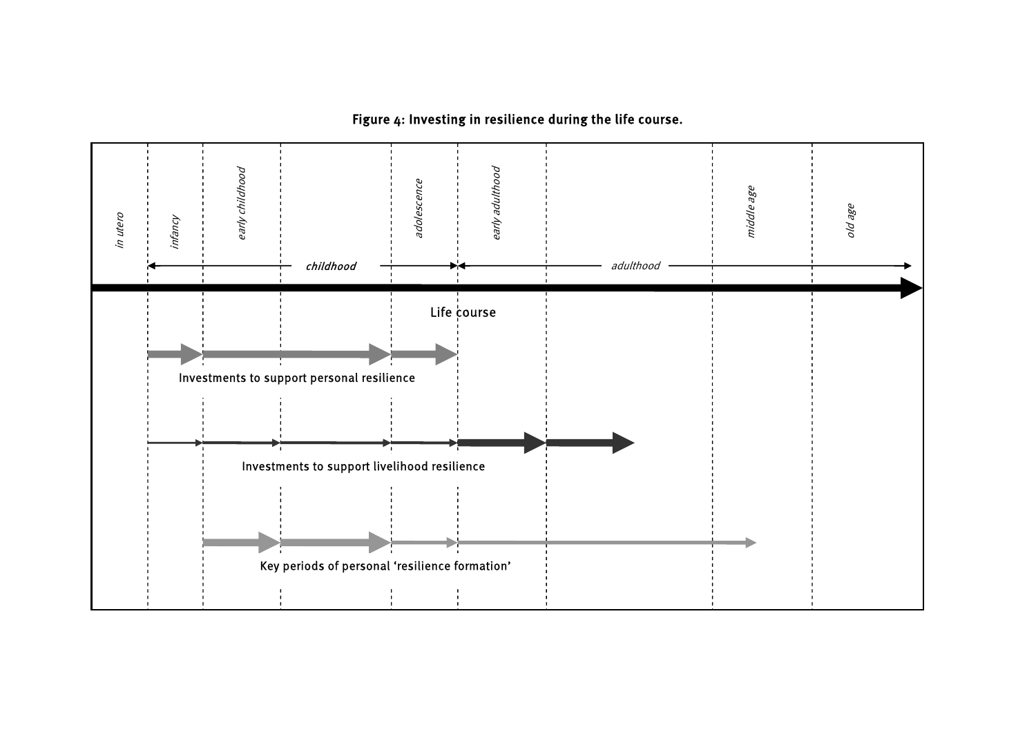**Figure 4: Investing in resilience during the life course.**

*in utero* | *infancy* | *early childhood* | *adolescence* | *early adulthood* | *middle age* | *old age*

*childhood* | *adulthood*

Life course

Investments to support personal resilience

Investments to support livelihood resilience

Key periods of personal 'resilience formation'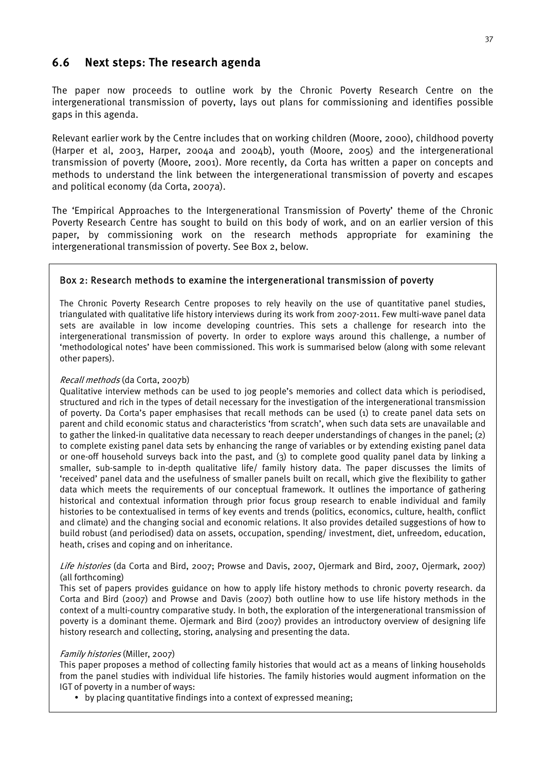## 6.6 Next steps: The research agenda

The paper now proceeds to outline work by the Chronic Poverty Research Centre on the intergenerational transmission of poverty, lays out plans for commissioning and identifies possible gaps in this agenda.

Relevant earlier work by the Centre includes that on working children (Moore, 2000), childhood poverty (Harper et al, 2003, Harper, 2004a and 2004b), youth (Moore, 2005) and the intergenerational transmission of poverty (Moore, 2001). More recently, da Corta has written a paper on concepts and methods to understand the link between the intergenerational transmission of poverty and escapes and political economy (da Corta, 2007a).

The 'Empirical Approaches to the Intergenerational Transmission of Poverty' theme of the Chronic Poverty Research Centre has sought to build on this body of work, and on an earlier version of this paper, by commissioning work on the research methods appropriate for examining the intergenerational transmission of poverty. See Box 2, below.

> **Box 2: Research methods to examine the intergenerational transmission of poverty**
>
> The Chronic Poverty Research Centre proposes to rely heavily on the use of quantitative panel studies, triangulated with qualitative life history interviews during its work from 2007-2011. Few multi-wave panel data sets are available in low income developing countries. This sets a challenge for research into the intergenerational transmission of poverty. In order to explore ways around this challenge, a number of 'methodological notes' have been commissioned. This work is summarised below (along with some relevant other papers).
>
> *Recall methods* (da Corta, 2007b)
> Qualitative interview methods can be used to jog people's memories and collect data which is periodised, structured and rich in the types of detail necessary for the investigation of the intergenerational transmission of poverty. Da Corta's paper emphasises that recall methods can be used (1) to create panel data sets on parent and child economic status and characteristics 'from scratch', when such data sets are unavailable and to gather the linked-in qualitative data necessary to reach deeper understandings of changes in the panel; (2) to complete existing panel data sets by enhancing the range of variables or by extending existing panel data or one-off household surveys back into the past, and (3) to complete good quality panel data by linking a smaller, sub-sample to in-depth qualitative life/ family history data. The paper discusses the limits of 'received' panel data and the usefulness of smaller panels built on recall, which give the flexibility to gather data which meets the requirements of our conceptual framework. It outlines the importance of gathering historical and contextual information through prior focus group research to enable individual and family histories to be contextualised in terms of key events and trends (politics, economics, culture, health, conflict and climate) and the changing social and economic relations. It also provides detailed suggestions of how to build robust (and periodised) data on assets, occupation, spending/ investment, diet, unfreedom, education, heath, crises and coping and on inheritance.
>
> *Life histories* (da Corta and Bird, 2007; Prowse and Davis, 2007, Ojermark and Bird, 2007, Ojermark, 2007) (all forthcoming)
> This set of papers provides guidance on how to apply life history methods to chronic poverty research. da Corta and Bird (2007) and Prowse and Davis (2007) both outline how to use life history methods in the context of a multi-country comparative study. In both, the exploration of the intergenerational transmission of poverty is a dominant theme. Ojermark and Bird (2007) provides an introductory overview of designing life history research and collecting, storing, analysing and presenting the data.
>
> *Family histories* (Miller, 2007)
> This paper proposes a method of collecting family histories that would act as a means of linking households from the panel studies with individual life histories. The family histories would augment information on the IGT of poverty in a number of ways:
>
> - by placing quantitative findings into a context of expressed meaning;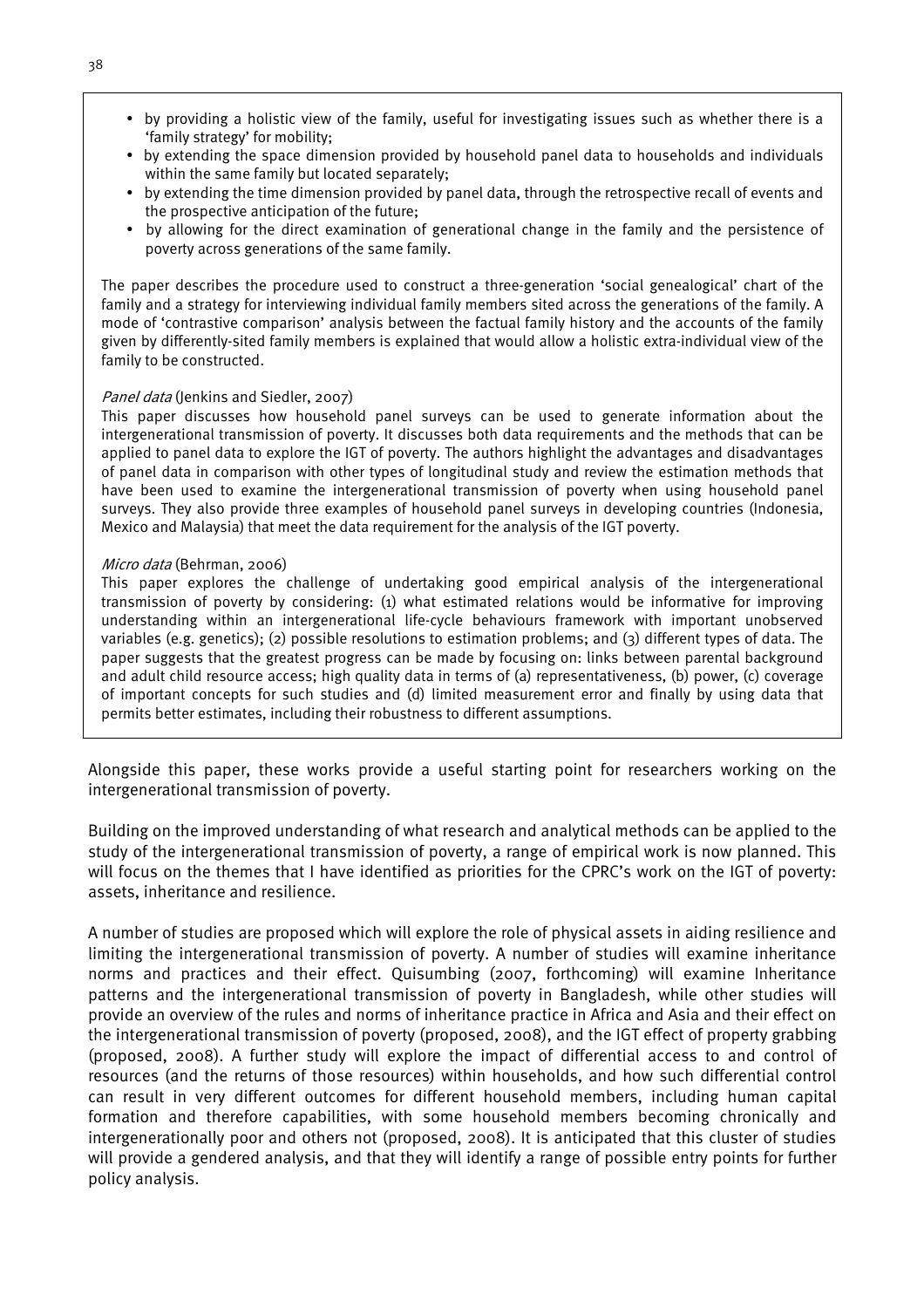- by providing a holistic view of the family, useful for investigating issues such as whether there is a 'family strategy' for mobility;
- by extending the space dimension provided by household panel data to households and individuals within the same family but located separately;
- by extending the time dimension provided by panel data, through the retrospective recall of events and the prospective anticipation of the future;
- by allowing for the direct examination of generational change in the family and the persistence of poverty across generations of the same family.

The paper describes the procedure used to construct a three-generation 'social genealogical' chart of the family and a strategy for interviewing individual family members sited across the generations of the family. A mode of 'contrastive comparison' analysis between the factual family history and the accounts of the family given by differently-sited family members is explained that would allow a holistic extra-individual view of the family to be constructed.

*Panel data* (Jenkins and Siedler, 2007)
This paper discusses how household panel surveys can be used to generate information about the intergenerational transmission of poverty. It discusses both data requirements and the methods that can be applied to panel data to explore the IGT of poverty. The authors highlight the advantages and disadvantages of panel data in comparison with other types of longitudinal study and review the estimation methods that have been used to examine the intergenerational transmission of poverty when using household panel surveys. They also provide three examples of household panel surveys in developing countries (Indonesia, Mexico and Malaysia) that meet the data requirement for the analysis of the IGT poverty.

*Micro data* (Behrman, 2006)
This paper explores the challenge of undertaking good empirical analysis of the intergenerational transmission of poverty by considering: (1) what estimated relations would be informative for improving understanding within an intergenerational life-cycle behaviours framework with important unobserved variables (e.g. genetics); (2) possible resolutions to estimation problems; and (3) different types of data. The paper suggests that the greatest progress can be made by focusing on: links between parental background and adult child resource access; high quality data in terms of (a) representativeness, (b) power, (c) coverage of important concepts for such studies and (d) limited measurement error and finally by using data that permits better estimates, including their robustness to different assumptions.

Alongside this paper, these works provide a useful starting point for researchers working on the intergenerational transmission of poverty.

Building on the improved understanding of what research and analytical methods can be applied to the study of the intergenerational transmission of poverty, a range of empirical work is now planned. This will focus on the themes that I have identified as priorities for the CPRC's work on the IGT of poverty: assets, inheritance and resilience.

A number of studies are proposed which will explore the role of physical assets in aiding resilience and limiting the intergenerational transmission of poverty. A number of studies will examine inheritance norms and practices and their effect. Quisumbing (2007, forthcoming) will examine Inheritance patterns and the intergenerational transmission of poverty in Bangladesh, while other studies will provide an overview of the rules and norms of inheritance practice in Africa and Asia and their effect on the intergenerational transmission of poverty (proposed, 2008), and the IGT effect of property grabbing (proposed, 2008). A further study will explore the impact of differential access to and control of resources (and the returns of those resources) within households, and how such differential control can result in very different outcomes for different household members, including human capital formation and therefore capabilities, with some household members becoming chronically and intergenerationally poor and others not (proposed, 2008). It is anticipated that this cluster of studies will provide a gendered analysis, and that they will identify a range of possible entry points for further policy analysis.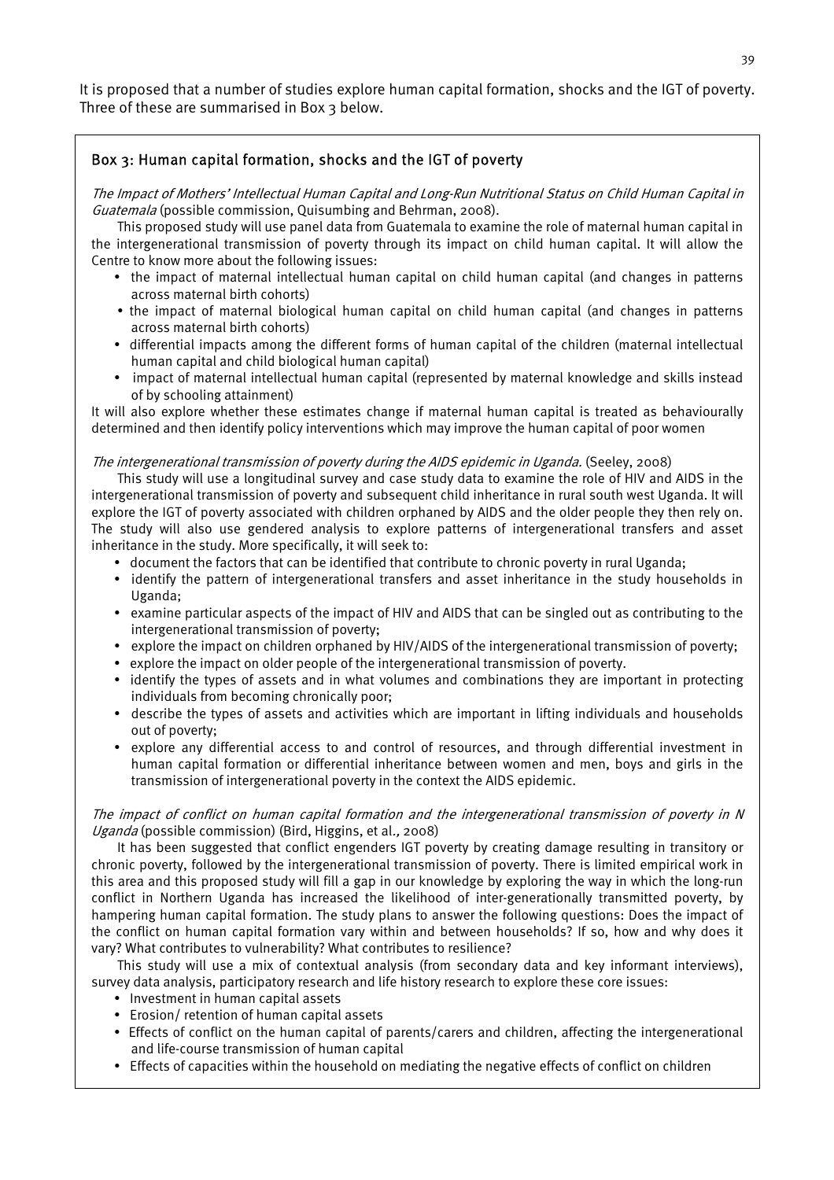It is proposed that a number of studies explore human capital formation, shocks and the IGT of poverty. Three of these are summarised in Box 3 below.

### Box 3: Human capital formation, shocks and the IGT of poverty

*The Impact of Mothers' Intellectual Human Capital and Long-Run Nutritional Status on Child Human Capital in Guatemala* (possible commission, Quisumbing and Behrman, 2008).

This proposed study will use panel data from Guatemala to examine the role of maternal human capital in the intergenerational transmission of poverty through its impact on child human capital. It will allow the Centre to know more about the following issues:

- the impact of maternal intellectual human capital on child human capital (and changes in patterns across maternal birth cohorts)
- the impact of maternal biological human capital on child human capital (and changes in patterns across maternal birth cohorts)
- differential impacts among the different forms of human capital of the children (maternal intellectual human capital and child biological human capital)
- impact of maternal intellectual human capital (represented by maternal knowledge and skills instead of by schooling attainment)

It will also explore whether these estimates change if maternal human capital is treated as behaviourally determined and then identify policy interventions which may improve the human capital of poor women

*The intergenerational transmission of poverty during the AIDS epidemic in Uganda.* (Seeley, 2008)

This study will use a longitudinal survey and case study data to examine the role of HIV and AIDS in the intergenerational transmission of poverty and subsequent child inheritance in rural south west Uganda. It will explore the IGT of poverty associated with children orphaned by AIDS and the older people they then rely on. The study will also use gendered analysis to explore patterns of intergenerational transfers and asset inheritance in the study. More specifically, it will seek to:

- document the factors that can be identified that contribute to chronic poverty in rural Uganda;
- identify the pattern of intergenerational transfers and asset inheritance in the study households in Uganda;
- examine particular aspects of the impact of HIV and AIDS that can be singled out as contributing to the intergenerational transmission of poverty;
- explore the impact on children orphaned by HIV/AIDS of the intergenerational transmission of poverty;
- explore the impact on older people of the intergenerational transmission of poverty.
- identify the types of assets and in what volumes and combinations they are important in protecting individuals from becoming chronically poor;
- describe the types of assets and activities which are important in lifting individuals and households out of poverty;
- explore any differential access to and control of resources, and through differential investment in human capital formation or differential inheritance between women and men, boys and girls in the transmission of intergenerational poverty in the context the AIDS epidemic.

*The impact of conflict on human capital formation and the intergenerational transmission of poverty in N Uganda* (possible commission) (Bird, Higgins, et al., 2008)

It has been suggested that conflict engenders IGT poverty by creating damage resulting in transitory or chronic poverty, followed by the intergenerational transmission of poverty. There is limited empirical work in this area and this proposed study will fill a gap in our knowledge by exploring the way in which the long-run conflict in Northern Uganda has increased the likelihood of inter-generationally transmitted poverty, by hampering human capital formation. The study plans to answer the following questions: Does the impact of the conflict on human capital formation vary within and between households? If so, how and why does it vary? What contributes to vulnerability? What contributes to resilience?

This study will use a mix of contextual analysis (from secondary data and key informant interviews), survey data analysis, participatory research and life history research to explore these core issues:

- Investment in human capital assets
- Erosion/ retention of human capital assets
- Effects of conflict on the human capital of parents/carers and children, affecting the intergenerational and life-course transmission of human capital
- Effects of capacities within the household on mediating the negative effects of conflict on children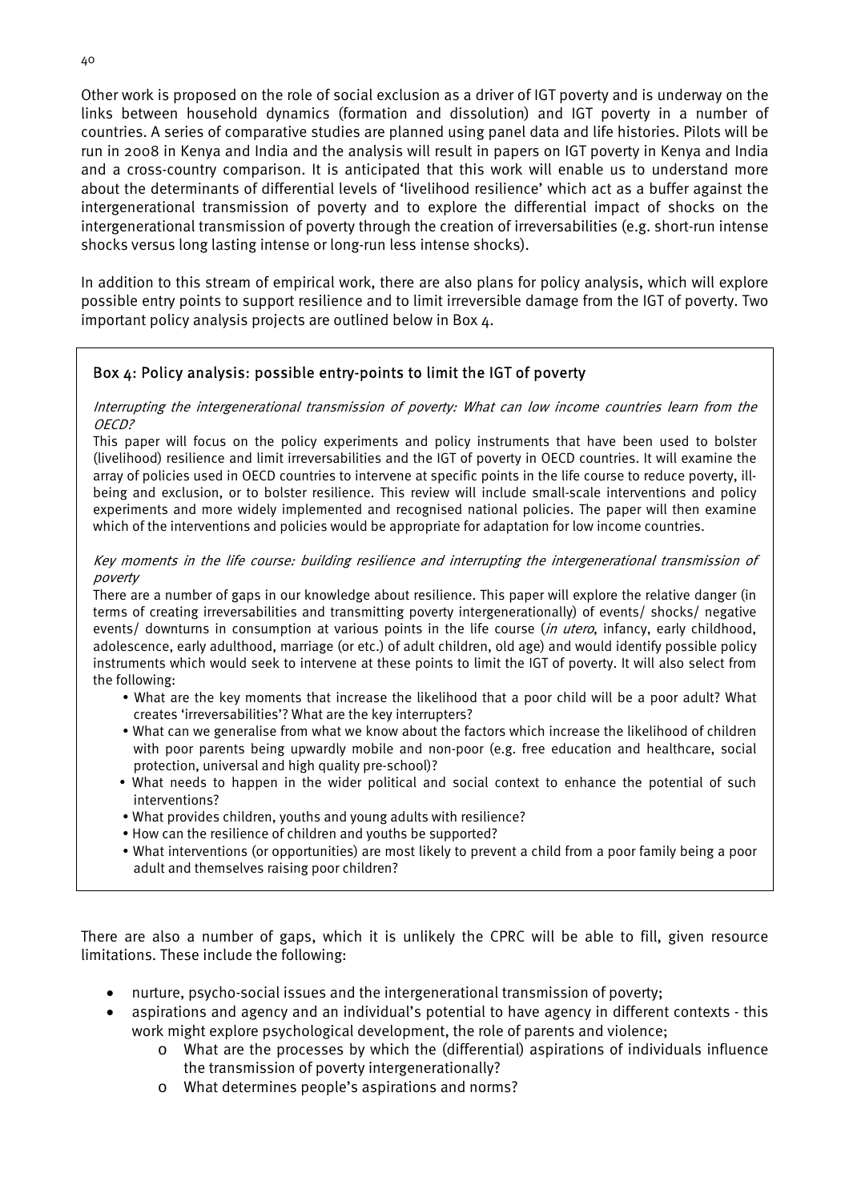Other work is proposed on the role of social exclusion as a driver of IGT poverty and is underway on the links between household dynamics (formation and dissolution) and IGT poverty in a number of countries. A series of comparative studies are planned using panel data and life histories. Pilots will be run in 2008 in Kenya and India and the analysis will result in papers on IGT poverty in Kenya and India and a cross-country comparison. It is anticipated that this work will enable us to understand more about the determinants of differential levels of 'livelihood resilience' which act as a buffer against the intergenerational transmission of poverty and to explore the differential impact of shocks on the intergenerational transmission of poverty through the creation of irreversabilities (e.g. short-run intense shocks versus long lasting intense or long-run less intense shocks).

In addition to this stream of empirical work, there are also plans for policy analysis, which will explore possible entry points to support resilience and to limit irreversible damage from the IGT of poverty. Two important policy analysis projects are outlined below in Box 4.

### Box 4: Policy analysis: possible entry-points to limit the IGT of poverty

*Interrupting the intergenerational transmission of poverty: What can low income countries learn from the OECD?*

This paper will focus on the policy experiments and policy instruments that have been used to bolster (livelihood) resilience and limit irreversabilities and the IGT of poverty in OECD countries. It will examine the array of policies used in OECD countries to intervene at specific points in the life course to reduce poverty, ill-being and exclusion, or to bolster resilience. This review will include small-scale interventions and policy experiments and more widely implemented and recognised national policies. The paper will then examine which of the interventions and policies would be appropriate for adaptation for low income countries.

*Key moments in the life course: building resilience and interrupting the intergenerational transmission of poverty*

There are a number of gaps in our knowledge about resilience. This paper will explore the relative danger (in terms of creating irreversabilities and transmitting poverty intergenerationally) of events/ shocks/ negative events/ downturns in consumption at various points in the life course (*in utero*, infancy, early childhood, adolescence, early adulthood, marriage (or etc.) of adult children, old age) and would identify possible policy instruments which would seek to intervene at these points to limit the IGT of poverty. It will also select from the following:

- What are the key moments that increase the likelihood that a poor child will be a poor adult? What creates 'irreversabilities'? What are the key interrupters?
- What can we generalise from what we know about the factors which increase the likelihood of children with poor parents being upwardly mobile and non-poor (e.g. free education and healthcare, social protection, universal and high quality pre-school)?
- What needs to happen in the wider political and social context to enhance the potential of such interventions?
- What provides children, youths and young adults with resilience?
- How can the resilience of children and youths be supported?
- What interventions (or opportunities) are most likely to prevent a child from a poor family being a poor adult and themselves raising poor children?

There are also a number of gaps, which it is unlikely the CPRC will be able to fill, given resource limitations. These include the following:

- nurture, psycho-social issues and the intergenerational transmission of poverty;
- aspirations and agency and an individual's potential to have agency in different contexts - this work might explore psychological development, the role of parents and violence;
    - What are the processes by which the (differential) aspirations of individuals influence the transmission of poverty intergenerationally?
    - What determines people's aspirations and norms?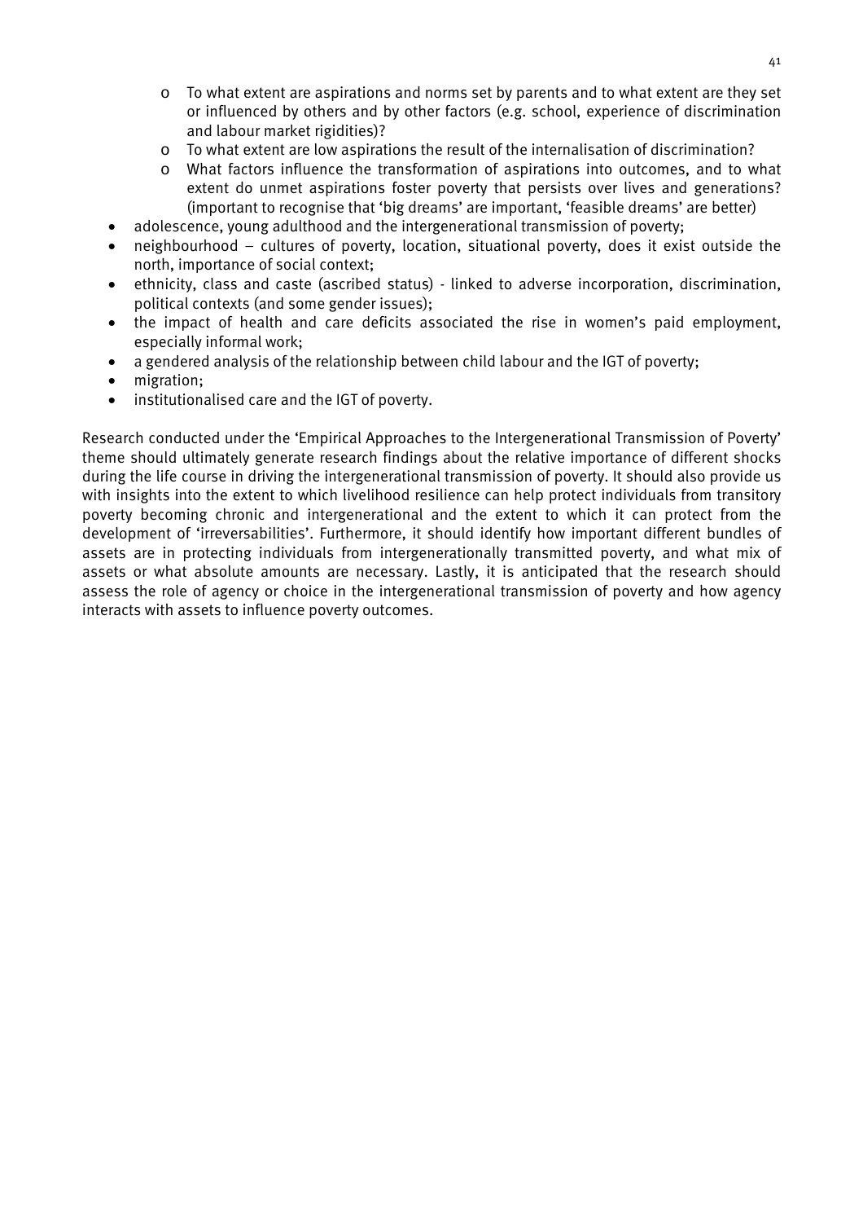- To what extent are aspirations and norms set by parents and to what extent are they set or influenced by others and by other factors (e.g. school, experience of discrimination and labour market rigidities)?
    - To what extent are low aspirations the result of the internalisation of discrimination?
    - What factors influence the transformation of aspirations into outcomes, and to what extent do unmet aspirations foster poverty that persists over lives and generations? (important to recognise that 'big dreams' are important, 'feasible dreams' are better)
- adolescence, young adulthood and the intergenerational transmission of poverty;
- neighbourhood – cultures of poverty, location, situational poverty, does it exist outside the north, importance of social context;
- ethnicity, class and caste (ascribed status) - linked to adverse incorporation, discrimination, political contexts (and some gender issues);
- the impact of health and care deficits associated the rise in women's paid employment, especially informal work;
- a gendered analysis of the relationship between child labour and the IGT of poverty;
- migration;
- institutionalised care and the IGT of poverty.

Research conducted under the 'Empirical Approaches to the Intergenerational Transmission of Poverty' theme should ultimately generate research findings about the relative importance of different shocks during the life course in driving the intergenerational transmission of poverty. It should also provide us with insights into the extent to which livelihood resilience can help protect individuals from transitory poverty becoming chronic and intergenerational and the extent to which it can protect from the development of 'irreversabilities'. Furthermore, it should identify how important different bundles of assets are in protecting individuals from intergenerationally transmitted poverty, and what mix of assets or what absolute amounts are necessary. Lastly, it is anticipated that the research should assess the role of agency or choice in the intergenerational transmission of poverty and how agency interacts with assets to influence poverty outcomes.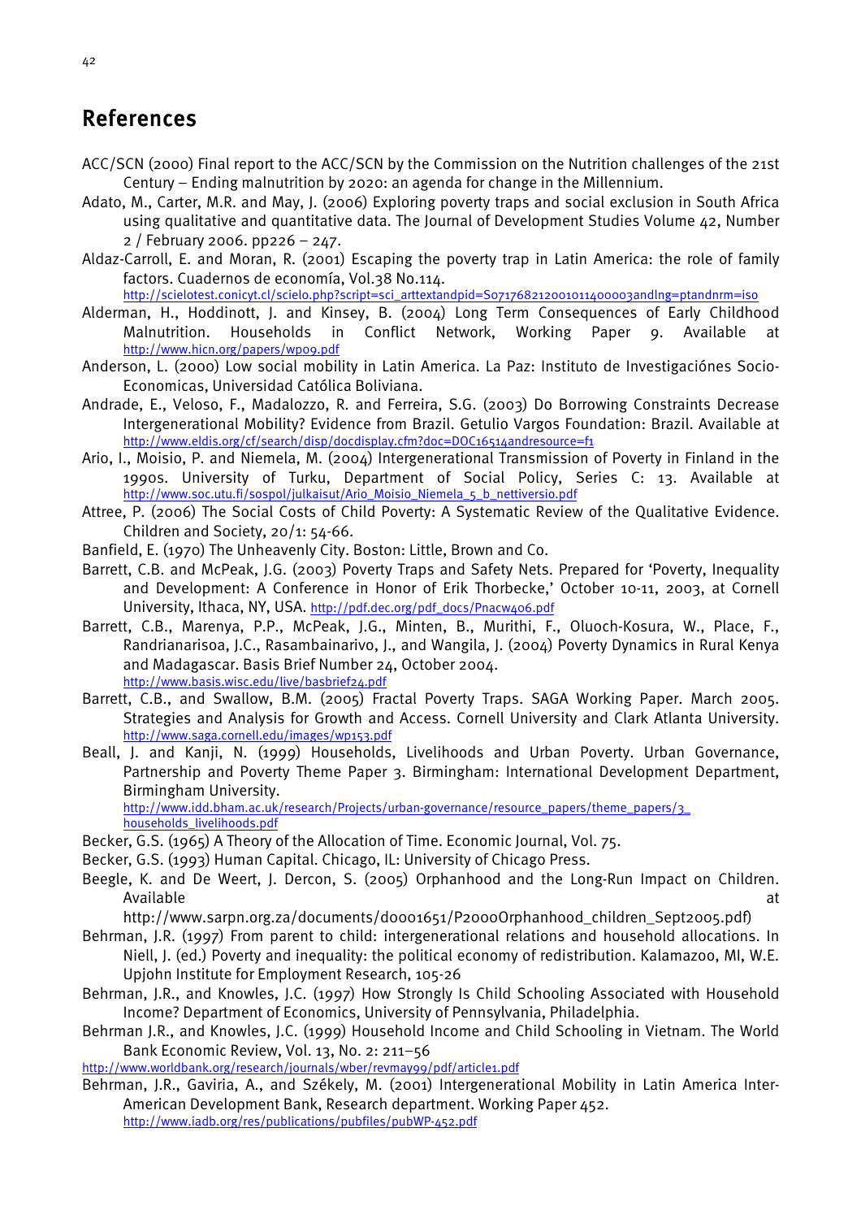## References

ACC/SCN (2000) Final report to the ACC/SCN by the Commission on the Nutrition challenges of the 21st Century – Ending malnutrition by 2020: an agenda for change in the Millennium.

Adato, M., Carter, M.R. and May, J. (2006) Exploring poverty traps and social exclusion in South Africa using qualitative and quantitative data. The Journal of Development Studies Volume 42, Number 2 / February 2006. pp226 – 247.

Aldaz-Carroll, E. and Moran, R. (2001) Escaping the poverty trap in Latin America: the role of family factors. Cuadernos de economía, Vol.38 No.114. http://scielotest.conicyt.cl/scielo.php?script=sci_arttextandpid=S0717682120010114000003andlng=ptandnrm=iso

Alderman, H., Hoddinott, J. and Kinsey, B. (2004) Long Term Consequences of Early Childhood Malnutrition. Households in Conflict Network, Working Paper 9. Available at http://www.hicn.org/papers/wp09.pdf

Anderson, L. (2000) Low social mobility in Latin America. La Paz: Instituto de Investigaciónes Socio-Economicas, Universidad Católica Boliviana.

Andrade, E., Veloso, F., Madalozzo, R. and Ferreira, S.G. (2003) Do Borrowing Constraints Decrease Intergenerational Mobility? Evidence from Brazil. Getulio Vargos Foundation: Brazil. Available at http://www.eldis.org/cf/search/disp/docdisplay.cfm?doc=DOC16514andresource=f1

Ario, I., Moisio, P. and Niemela, M. (2004) Intergenerational Transmission of Poverty in Finland in the 1990s. University of Turku, Department of Social Policy, Series C: 13. Available at http://www.soc.utu.fi/sospol/julkaisut/Ario_Moisio_Niemela_5_b_nettiversio.pdf

Attree, P. (2006) The Social Costs of Child Poverty: A Systematic Review of the Qualitative Evidence. Children and Society, 20/1: 54-66.

Banfield, E. (1970) The Unheavenly City. Boston: Little, Brown and Co.

Barrett, C.B. and McPeak, J.G. (2003) Poverty Traps and Safety Nets. Prepared for 'Poverty, Inequality and Development: A Conference in Honor of Erik Thorbecke,' October 10-11, 2003, at Cornell University, Ithaca, NY, USA. http://pdf.dec.org/pdf_docs/Pnacw406.pdf

Barrett, C.B., Marenya, P.P., McPeak, J.G., Minten, B., Murithi, F., Oluoch-Kosura, W., Place, F., Randrianarisoa, J.C., Rasambainarivo, J., and Wangila, J. (2004) Poverty Dynamics in Rural Kenya and Madagascar. Basis Brief Number 24, October 2004. http://www.basis.wisc.edu/live/basbrief24.pdf

Barrett, C.B., and Swallow, B.M. (2005) Fractal Poverty Traps. SAGA Working Paper. March 2005. Strategies and Analysis for Growth and Access. Cornell University and Clark Atlanta University. http://www.saga.cornell.edu/images/wp153.pdf

Beall, J. and Kanji, N. (1999) Households, Livelihoods and Urban Poverty. Urban Governance, Partnership and Poverty Theme Paper 3. Birmingham: International Development Department, Birmingham University. http://www.idd.bham.ac.uk/research/Projects/urban-governance/resource_papers/theme_papers/3_households_livelihoods.pdf

Becker, G.S. (1965) A Theory of the Allocation of Time. Economic Journal, Vol. 75.

Becker, G.S. (1993) Human Capital. Chicago, IL: University of Chicago Press.

Beegle, K. and De Weert, J. Dercon, S. (2005) Orphanhood and the Long-Run Impact on Children. Available at http://www.sarpn.org.za/documents/d0001651/P2000Orphanhood_children_Sept2005.pdf)

Behrman, J.R. (1997) From parent to child: intergenerational relations and household allocations. In Niell, J. (ed.) Poverty and inequality: the political economy of redistribution. Kalamazoo, MI, W.E. Upjohn Institute for Employment Research, 105-26

Behrman, J.R., and Knowles, J.C. (1997) How Strongly Is Child Schooling Associated with Household Income? Department of Economics, University of Pennsylvania, Philadelphia.

Behrman J.R., and Knowles, J.C. (1999) Household Income and Child Schooling in Vietnam. The World Bank Economic Review, Vol. 13, No. 2: 211–56 http://www.worldbank.org/research/journals/wber/revmay99/pdf/article1.pdf

Behrman, J.R., Gaviria, A., and Székely, M. (2001) Intergenerational Mobility in Latin America Inter-American Development Bank, Research department. Working Paper 452. http://www.iadb.org/res/publications/pubfiles/pubWP-452.pdf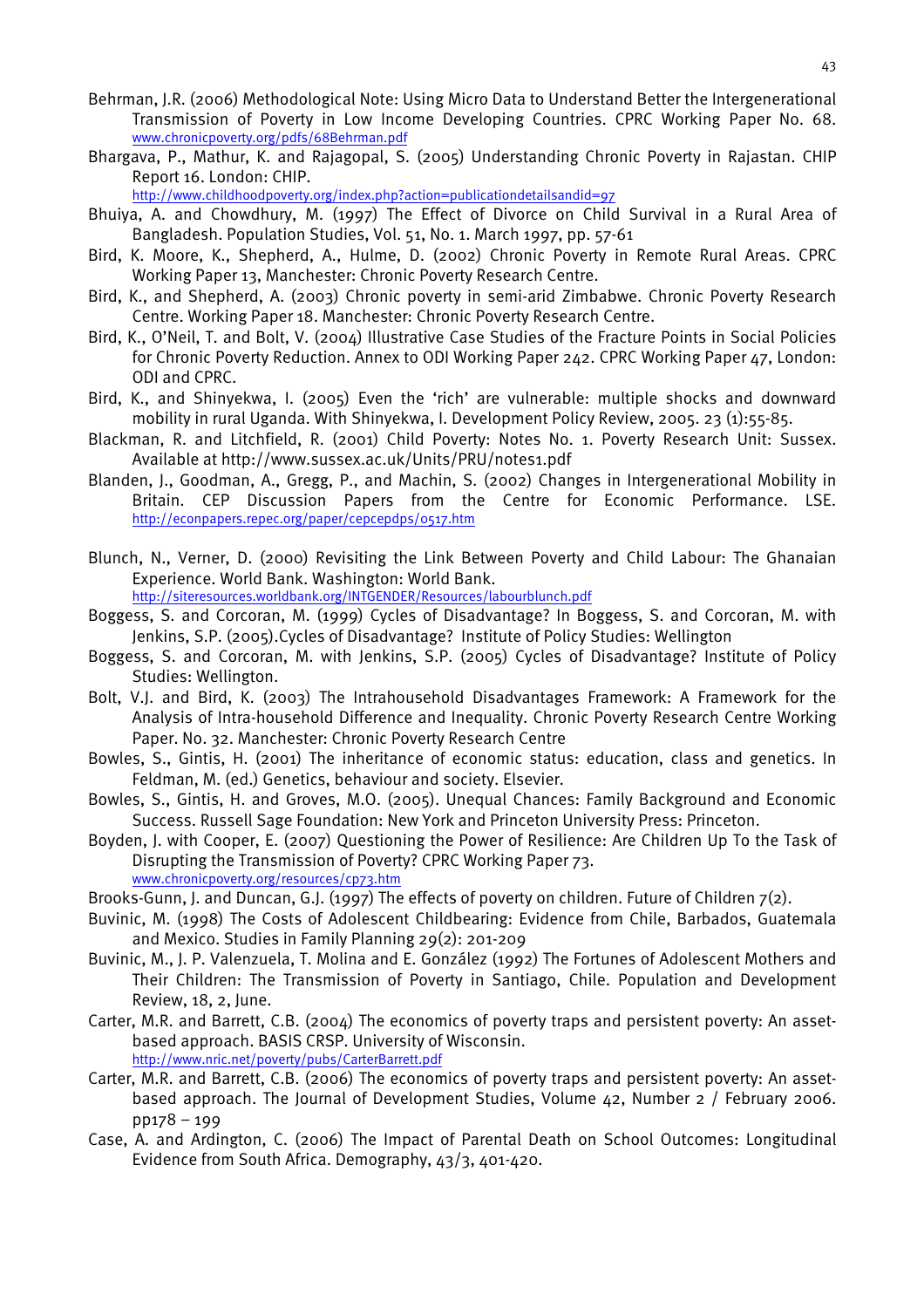Behrman, J.R. (2006) Methodological Note: Using Micro Data to Understand Better the Intergenerational Transmission of Poverty in Low Income Developing Countries. CPRC Working Paper No. 68. www.chronicpoverty.org/pdfs/68Behrman.pdf

Bhargava, P., Mathur, K. and Rajagopal, S. (2005) Understanding Chronic Poverty in Rajastan. CHIP Report 16. London: CHIP. http://www.childhoodpoverty.org/index.php?action=publicationdetailsandid=97

Bhuiya, A. and Chowdhury, M. (1997) The Effect of Divorce on Child Survival in a Rural Area of Bangladesh. Population Studies, Vol. 51, No. 1. March 1997, pp. 57-61

Bird, K. Moore, K., Shepherd, A., Hulme, D. (2002) Chronic Poverty in Remote Rural Areas. CPRC Working Paper 13, Manchester: Chronic Poverty Research Centre.

Bird, K., and Shepherd, A. (2003) Chronic poverty in semi-arid Zimbabwe. Chronic Poverty Research Centre. Working Paper 18. Manchester: Chronic Poverty Research Centre.

Bird, K., O'Neil, T. and Bolt, V. (2004) Illustrative Case Studies of the Fracture Points in Social Policies for Chronic Poverty Reduction. Annex to ODI Working Paper 242. CPRC Working Paper 47, London: ODI and CPRC.

Bird, K., and Shinyekwa, I. (2005) Even the 'rich' are vulnerable: multiple shocks and downward mobility in rural Uganda. With Shinyekwa, I. Development Policy Review, 2005. 23 (1):55-85.

Blackman, R. and Litchfield, R. (2001) Child Poverty: Notes No. 1. Poverty Research Unit: Sussex. Available at http://www.sussex.ac.uk/Units/PRU/notes1.pdf

Blanden, J., Goodman, A., Gregg, P., and Machin, S. (2002) Changes in Intergenerational Mobility in Britain. CEP Discussion Papers from the Centre for Economic Performance. LSE. http://econpapers.repec.org/paper/cepcepdps/0517.htm

Blunch, N., Verner, D. (2000) Revisiting the Link Between Poverty and Child Labour: The Ghanaian Experience. World Bank. Washington: World Bank. http://siteresources.worldbank.org/INTGENDER/Resources/labourblunch.pdf

Boggess, S. and Corcoran, M. (1999) Cycles of Disadvantage? In Boggess, S. and Corcoran, M. with Jenkins, S.P. (2005).Cycles of Disadvantage? Institute of Policy Studies: Wellington

Boggess, S. and Corcoran, M. with Jenkins, S.P. (2005) Cycles of Disadvantage? Institute of Policy Studies: Wellington.

Bolt, V.J. and Bird, K. (2003) The Intrahousehold Disadvantages Framework: A Framework for the Analysis of Intra-household Difference and Inequality. Chronic Poverty Research Centre Working Paper. No. 32. Manchester: Chronic Poverty Research Centre

Bowles, S., Gintis, H. (2001) The inheritance of economic status: education, class and genetics. In Feldman, M. (ed.) Genetics, behaviour and society. Elsevier.

Bowles, S., Gintis, H. and Groves, M.O. (2005). Unequal Chances: Family Background and Economic Success. Russell Sage Foundation: New York and Princeton University Press: Princeton.

Boyden, J. with Cooper, E. (2007) Questioning the Power of Resilience: Are Children Up To the Task of Disrupting the Transmission of Poverty? CPRC Working Paper 73. www.chronicpoverty.org/resources/cp73.htm

Brooks-Gunn, J. and Duncan, G.J. (1997) The effects of poverty on children. Future of Children 7(2).

Buvinic, M. (1998) The Costs of Adolescent Childbearing: Evidence from Chile, Barbados, Guatemala and Mexico. Studies in Family Planning 29(2): 201-209

Buvinic, M., J. P. Valenzuela, T. Molina and E. González (1992) The Fortunes of Adolescent Mothers and Their Children: The Transmission of Poverty in Santiago, Chile. Population and Development Review, 18, 2, June.

Carter, M.R. and Barrett, C.B. (2004) The economics of poverty traps and persistent poverty: An asset-based approach. BASIS CRSP. University of Wisconsin. http://www.nric.net/poverty/pubs/CarterBarrett.pdf

Carter, M.R. and Barrett, C.B. (2006) The economics of poverty traps and persistent poverty: An asset-based approach. The Journal of Development Studies, Volume 42, Number 2 / February 2006. pp178 – 199

Case, A. and Ardington, C. (2006) The Impact of Parental Death on School Outcomes: Longitudinal Evidence from South Africa. Demography, 43/3, 401-420.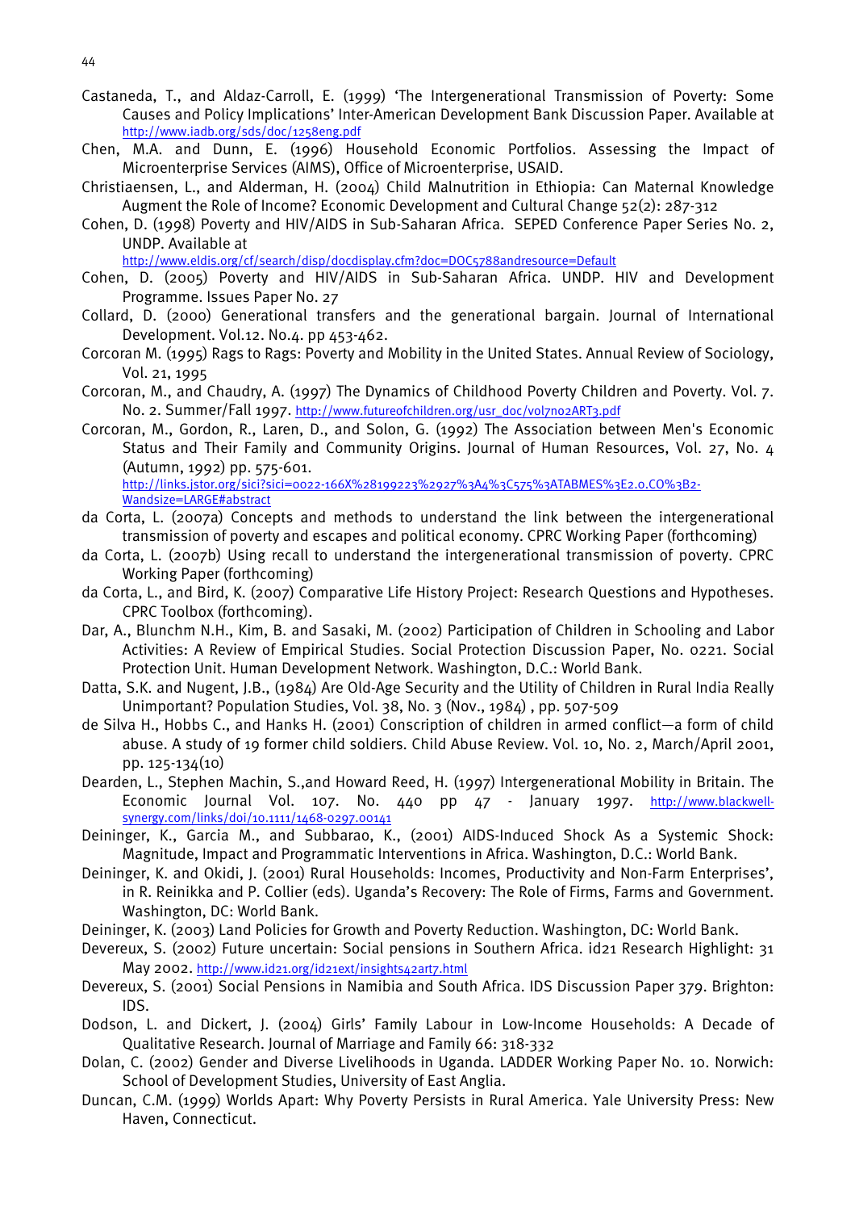Castaneda, T., and Aldaz-Carroll, E. (1999) 'The Intergenerational Transmission of Poverty: Some Causes and Policy Implications' Inter-American Development Bank Discussion Paper. Available at http://www.iadb.org/sds/doc/1258eng.pdf

Chen, M.A. and Dunn, E. (1996) Household Economic Portfolios. Assessing the Impact of Microenterprise Services (AIMS), Office of Microenterprise, USAID.

Christiaensen, L., and Alderman, H. (2004) Child Malnutrition in Ethiopia: Can Maternal Knowledge Augment the Role of Income? Economic Development and Cultural Change 52(2): 287-312

Cohen, D. (1998) Poverty and HIV/AIDS in Sub-Saharan Africa. SEPED Conference Paper Series No. 2, UNDP. Available at http://www.eldis.org/cf/search/disp/docdisplay.cfm?doc=DOC5788andresource=Default

Cohen, D. (2005) Poverty and HIV/AIDS in Sub-Saharan Africa. UNDP. HIV and Development Programme. Issues Paper No. 27

Collard, D. (2000) Generational transfers and the generational bargain. Journal of International Development. Vol.12. No.4. pp 453-462.

Corcoran M. (1995) Rags to Rags: Poverty and Mobility in the United States. Annual Review of Sociology, Vol. 21, 1995

Corcoran, M., and Chaudry, A. (1997) The Dynamics of Childhood Poverty Children and Poverty. Vol. 7. No. 2. Summer/Fall 1997. http://www.futureofchildren.org/usr_doc/vol7no2ART3.pdf

Corcoran, M., Gordon, R., Laren, D., and Solon, G. (1992) The Association between Men's Economic Status and Their Family and Community Origins. Journal of Human Resources, Vol. 27, No. 4 (Autumn, 1992) pp. 575-601. http://links.jstor.org/sici?sici=0022-166X%28199223%2927%3A4%3C575%3ATABMES%3E2.0.CO%3B2-Wandsize=LARGE#abstract

da Corta, L. (2007a) Concepts and methods to understand the link between the intergenerational transmission of poverty and escapes and political economy. CPRC Working Paper (forthcoming)

da Corta, L. (2007b) Using recall to understand the intergenerational transmission of poverty. CPRC Working Paper (forthcoming)

da Corta, L., and Bird, K. (2007) Comparative Life History Project: Research Questions and Hypotheses. CPRC Toolbox (forthcoming).

Dar, A., Blunchm N.H., Kim, B. and Sasaki, M. (2002) Participation of Children in Schooling and Labor Activities: A Review of Empirical Studies. Social Protection Discussion Paper, No. 0221. Social Protection Unit. Human Development Network. Washington, D.C.: World Bank.

Datta, S.K. and Nugent, J.B., (1984) Are Old-Age Security and the Utility of Children in Rural India Really Unimportant? Population Studies, Vol. 38, No. 3 (Nov., 1984) , pp. 507-509

de Silva H., Hobbs C., and Hanks H. (2001) Conscription of children in armed conflict—a form of child abuse. A study of 19 former child soldiers. Child Abuse Review. Vol. 10, No. 2, March/April 2001, pp. 125-134(10)

Dearden, L., Stephen Machin, S.,and Howard Reed, H. (1997) Intergenerational Mobility in Britain. The Economic Journal Vol. 107. No. 440 pp 47 - January 1997. http://www.blackwell-synergy.com/links/doi/10.1111/1468-0297.00141

Deininger, K., Garcia M., and Subbarao, K., (2001) AIDS-Induced Shock As a Systemic Shock: Magnitude, Impact and Programmatic Interventions in Africa. Washington, D.C.: World Bank.

Deininger, K. and Okidi, J. (2001) Rural Households: Incomes, Productivity and Non-Farm Enterprises', in R. Reinikka and P. Collier (eds). Uganda's Recovery: The Role of Firms, Farms and Government. Washington, DC: World Bank.

Deininger, K. (2003) Land Policies for Growth and Poverty Reduction. Washington, DC: World Bank.

Devereux, S. (2002) Future uncertain: Social pensions in Southern Africa. id21 Research Highlight: 31 May 2002. http://www.id21.org/id21ext/insights42art7.html

Devereux, S. (2001) Social Pensions in Namibia and South Africa. IDS Discussion Paper 379. Brighton: IDS.

Dodson, L. and Dickert, J. (2004) Girls' Family Labour in Low-Income Households: A Decade of Qualitative Research. Journal of Marriage and Family 66: 318-332

Dolan, C. (2002) Gender and Diverse Livelihoods in Uganda. LADDER Working Paper No. 10. Norwich: School of Development Studies, University of East Anglia.

Duncan, C.M. (1999) Worlds Apart: Why Poverty Persists in Rural America. Yale University Press: New Haven, Connecticut.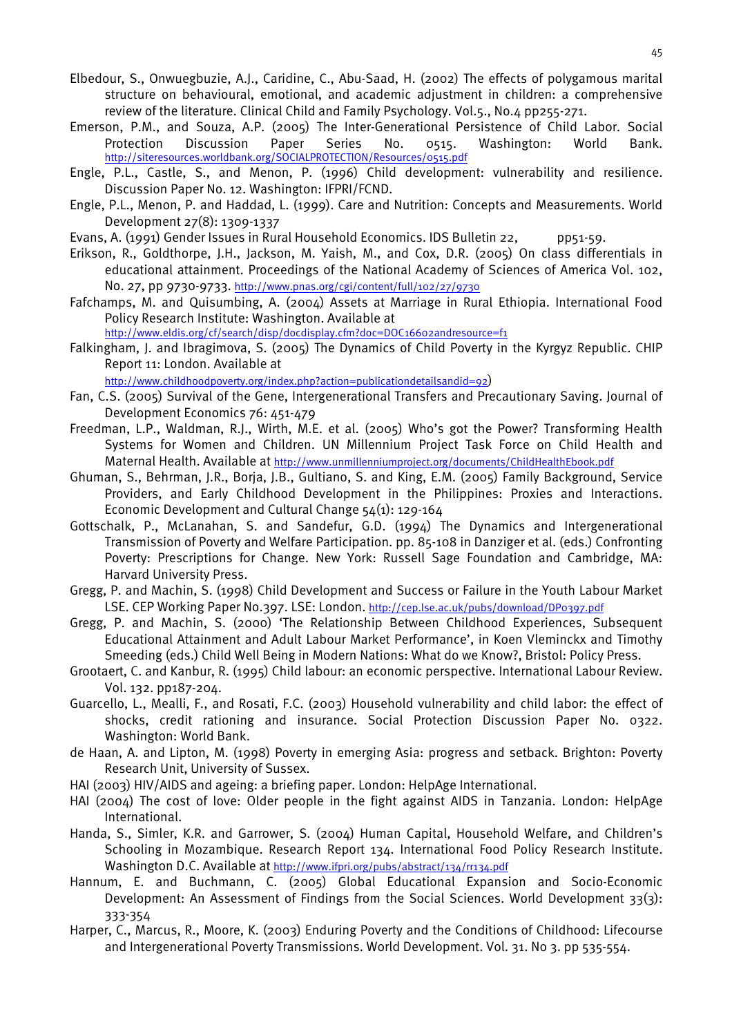Elbedour, S., Onwuegbuzie, A.J., Caridine, C., Abu-Saad, H. (2002) The effects of polygamous marital structure on behavioural, emotional, and academic adjustment in children: a comprehensive review of the literature. Clinical Child and Family Psychology. Vol.5., No.4 pp255-271.

Emerson, P.M., and Souza, A.P. (2005) The Inter-Generational Persistence of Child Labor. Social Protection Discussion Paper Series No. 0515. Washington: World Bank. http://siteresources.worldbank.org/SOCIALPROTECTION/Resources/0515.pdf

Engle, P.L., Castle, S., and Menon, P. (1996) Child development: vulnerability and resilience. Discussion Paper No. 12. Washington: IFPRI/FCND.

Engle, P.L., Menon, P. and Haddad, L. (1999). Care and Nutrition: Concepts and Measurements. World Development 27(8): 1309-1337

Evans, A. (1991) Gender Issues in Rural Household Economics. IDS Bulletin 22, pp51-59.

Erikson, R., Goldthorpe, J.H., Jackson, M. Yaish, M., and Cox, D.R. (2005) On class differentials in educational attainment. Proceedings of the National Academy of Sciences of America Vol. 102, No. 27, pp 9730-9733. http://www.pnas.org/cgi/content/full/102/27/9730

Fafchamps, M. and Quisumbing, A. (2004) Assets at Marriage in Rural Ethiopia. International Food Policy Research Institute: Washington. Available at http://www.eldis.org/cf/search/disp/docdisplay.cfm?doc=DOC16602andresource=f1

Falkingham, J. and Ibragimova, S. (2005) The Dynamics of Child Poverty in the Kyrgyz Republic. CHIP Report 11: London. Available at http://www.childhoodpoverty.org/index.php?action=publicationdetailsandid=92)

Fan, C.S. (2005) Survival of the Gene, Intergenerational Transfers and Precautionary Saving. Journal of Development Economics 76: 451-479

Freedman, L.P., Waldman, R.J., Wirth, M.E. et al. (2005) Who's got the Power? Transforming Health Systems for Women and Children. UN Millennium Project Task Force on Child Health and Maternal Health. Available at http://www.unmillenniumproject.org/documents/ChildHealthEbook.pdf

Ghuman, S., Behrman, J.R., Borja, J.B., Gultiano, S. and King, E.M. (2005) Family Background, Service Providers, and Early Childhood Development in the Philippines: Proxies and Interactions. Economic Development and Cultural Change 54(1): 129-164

Gottschalk, P., McLanahan, S. and Sandefur, G.D. (1994) The Dynamics and Intergenerational Transmission of Poverty and Welfare Participation. pp. 85-108 in Danziger et al. (eds.) Confronting Poverty: Prescriptions for Change. New York: Russell Sage Foundation and Cambridge, MA: Harvard University Press.

Gregg, P. and Machin, S. (1998) Child Development and Success or Failure in the Youth Labour Market LSE. CEP Working Paper No.397. LSE: London. http://cep.lse.ac.uk/pubs/download/DP0397.pdf

Gregg, P. and Machin, S. (2000) 'The Relationship Between Childhood Experiences, Subsequent Educational Attainment and Adult Labour Market Performance', in Koen Vleminckx and Timothy Smeeding (eds.) Child Well Being in Modern Nations: What do we Know?, Bristol: Policy Press.

Grootaert, C. and Kanbur, R. (1995) Child labour: an economic perspective. International Labour Review. Vol. 132. pp187-204.

Guarcello, L., Mealli, F., and Rosati, F.C. (2003) Household vulnerability and child labor: the effect of shocks, credit rationing and insurance. Social Protection Discussion Paper No. 0322. Washington: World Bank.

de Haan, A. and Lipton, M. (1998) Poverty in emerging Asia: progress and setback. Brighton: Poverty Research Unit, University of Sussex.

HAI (2003) HIV/AIDS and ageing: a briefing paper. London: HelpAge International.

HAI (2004) The cost of love: Older people in the fight against AIDS in Tanzania. London: HelpAge International.

Handa, S., Simler, K.R. and Garrower, S. (2004) Human Capital, Household Welfare, and Children's Schooling in Mozambique. Research Report 134. International Food Policy Research Institute. Washington D.C. Available at http://www.ifpri.org/pubs/abstract/134/rr134.pdf

Hannum, E. and Buchmann, C. (2005) Global Educational Expansion and Socio-Economic Development: An Assessment of Findings from the Social Sciences. World Development 33(3): 333-354

Harper, C., Marcus, R., Moore, K. (2003) Enduring Poverty and the Conditions of Childhood: Lifecourse and Intergenerational Poverty Transmissions. World Development. Vol. 31. No 3. pp 535-554.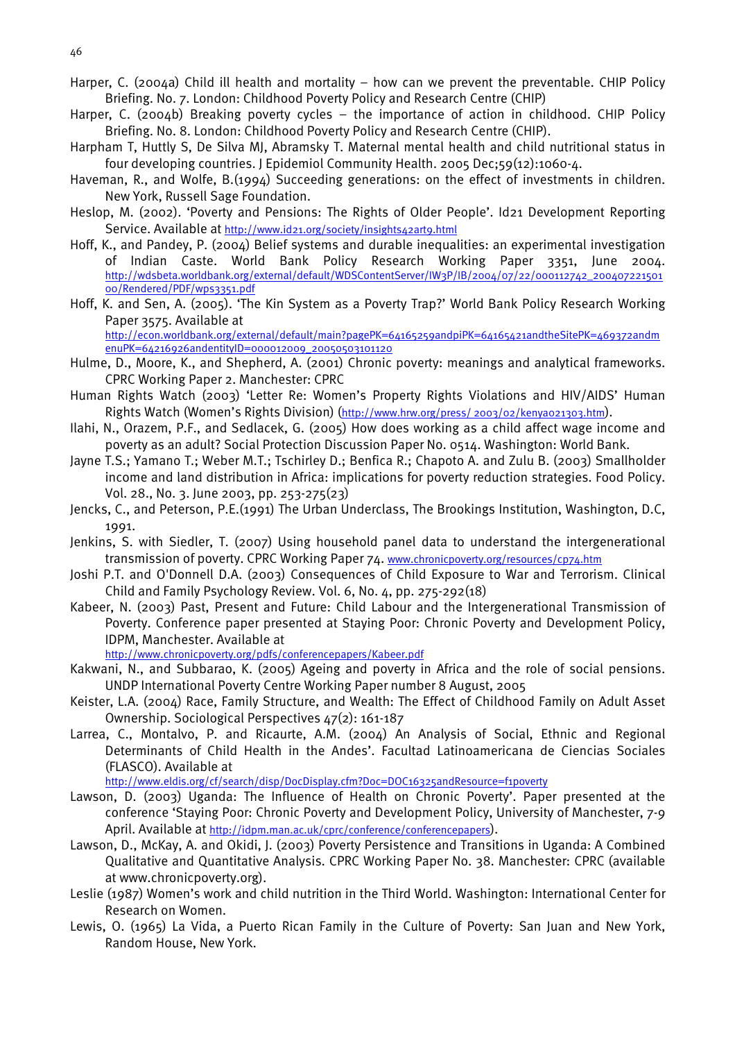Harper, C. (2004a) Child ill health and mortality – how can we prevent the preventable. CHIP Policy Briefing. No. 7. London: Childhood Poverty Policy and Research Centre (CHIP)

Harper, C. (2004b) Breaking poverty cycles – the importance of action in childhood. CHIP Policy Briefing. No. 8. London: Childhood Poverty Policy and Research Centre (CHIP).

Harpham T, Huttly S, De Silva MJ, Abramsky T. Maternal mental health and child nutritional status in four developing countries. J Epidemiol Community Health. 2005 Dec;59(12):1060-4.

Haveman, R., and Wolfe, B.(1994) Succeeding generations: on the effect of investments in children. New York, Russell Sage Foundation.

Heslop, M. (2002). 'Poverty and Pensions: The Rights of Older People'. Id21 Development Reporting Service. Available at http://www.id21.org/society/insights42art9.html

Hoff, K., and Pandey, P. (2004) Belief systems and durable inequalities: an experimental investigation of Indian Caste. World Bank Policy Research Working Paper 3351, June 2004. http://wdsbeta.worldbank.org/external/default/WDSContentServer/IW3P/IB/2004/07/22/000112742_20040722150100/Rendered/PDF/wps3351.pdf

Hoff, K. and Sen, A. (2005). 'The Kin System as a Poverty Trap?' World Bank Policy Research Working Paper 3575. Available at http://econ.worldbank.org/external/default/main?pagePK=64165259andpiPK=64165421andtheSitePK=469372andmenuPK=64216926andentityID=000012009_20050503101120

Hulme, D., Moore, K., and Shepherd, A. (2001) Chronic poverty: meanings and analytical frameworks. CPRC Working Paper 2. Manchester: CPRC

Human Rights Watch (2003) 'Letter Re: Women's Property Rights Violations and HIV/AIDS' Human Rights Watch (Women's Rights Division) (http://www.hrw.org/press/ 2003/02/kenya021303.htm).

Ilahi, N., Orazem, P.F., and Sedlacek, G. (2005) How does working as a child affect wage income and poverty as an adult? Social Protection Discussion Paper No. 0514. Washington: World Bank.

Jayne T.S.; Yamano T.; Weber M.T.; Tschirley D.; Benfica R.; Chapoto A. and Zulu B. (2003) Smallholder income and land distribution in Africa: implications for poverty reduction strategies. Food Policy. Vol. 28., No. 3. June 2003, pp. 253-275(23)

Jencks, C., and Peterson, P.E.(1991) The Urban Underclass, The Brookings Institution, Washington, D.C, 1991.

Jenkins, S. with Siedler, T. (2007) Using household panel data to understand the intergenerational transmission of poverty. CPRC Working Paper 74. www.chronicpoverty.org/resources/cp74.htm

Joshi P.T. and O'Donnell D.A. (2003) Consequences of Child Exposure to War and Terrorism. Clinical Child and Family Psychology Review. Vol. 6, No. 4, pp. 275-292(18)

Kabeer, N. (2003) Past, Present and Future: Child Labour and the Intergenerational Transmission of Poverty. Conference paper presented at Staying Poor: Chronic Poverty and Development Policy, IDPM, Manchester. Available at http://www.chronicpoverty.org/pdfs/conferencepapers/Kabeer.pdf

Kakwani, N., and Subbarao, K. (2005) Ageing and poverty in Africa and the role of social pensions. UNDP International Poverty Centre Working Paper number 8 August, 2005

Keister, L.A. (2004) Race, Family Structure, and Wealth: The Effect of Childhood Family on Adult Asset Ownership. Sociological Perspectives 47(2): 161-187

Larrea, C., Montalvo, P. and Ricaurte, A.M. (2004) An Analysis of Social, Ethnic and Regional Determinants of Child Health in the Andes'. Facultad Latinoamericana de Ciencias Sociales (FLASCO). Available at http://www.eldis.org/cf/search/disp/DocDisplay.cfm?Doc=DOC16325andResource=f1poverty

Lawson, D. (2003) Uganda: The Influence of Health on Chronic Poverty'. Paper presented at the conference 'Staying Poor: Chronic Poverty and Development Policy, University of Manchester, 7-9 April. Available at http://idpm.man.ac.uk/cprc/conference/conferencepapers).

Lawson, D., McKay, A. and Okidi, J. (2003) Poverty Persistence and Transitions in Uganda: A Combined Qualitative and Quantitative Analysis. CPRC Working Paper No. 38. Manchester: CPRC (available at www.chronicpoverty.org).

Leslie (1987) Women's work and child nutrition in the Third World. Washington: International Center for Research on Women.

Lewis, O. (1965) La Vida, a Puerto Rican Family in the Culture of Poverty: San Juan and New York, Random House, New York.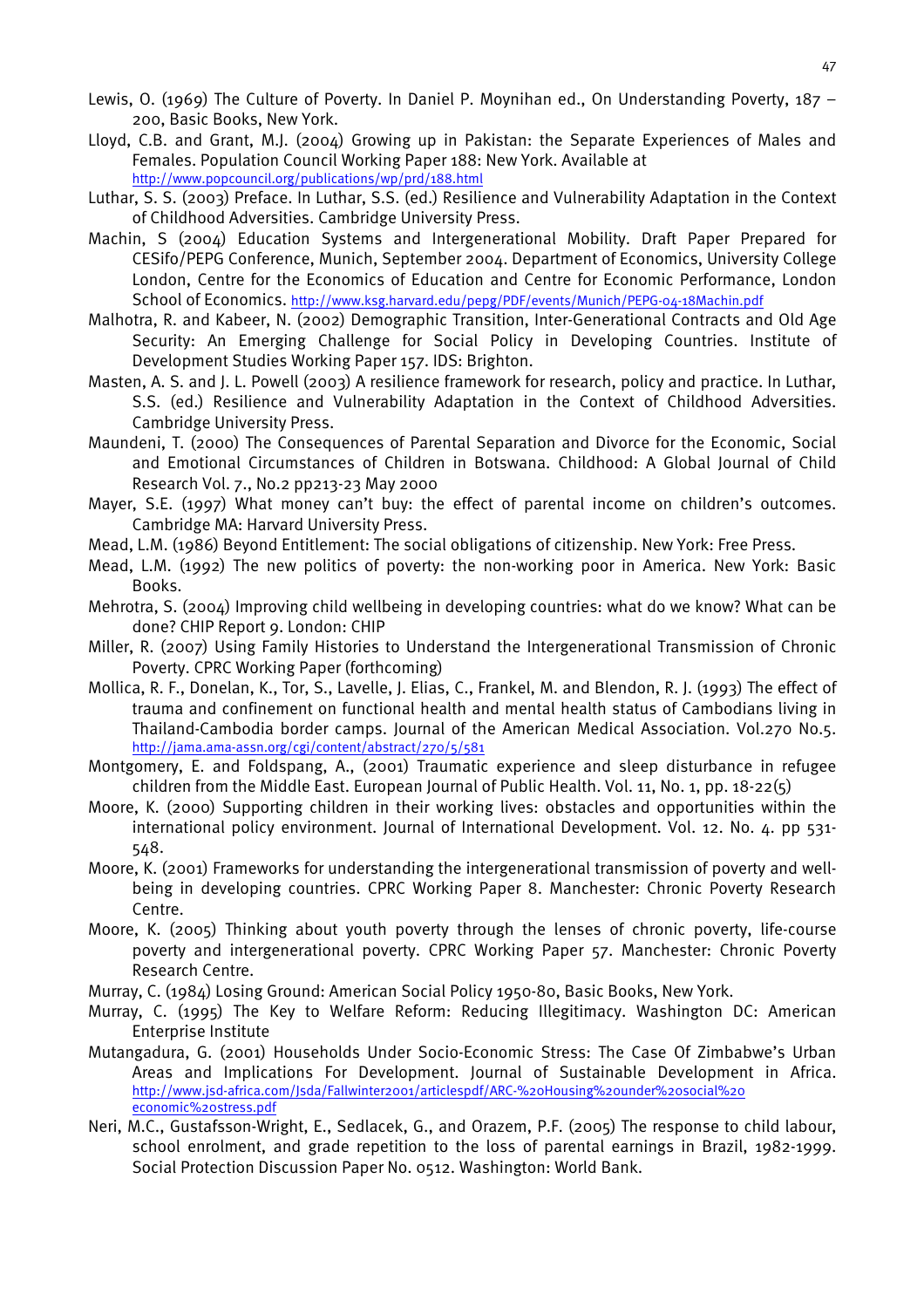Lewis, O. (1969) The Culture of Poverty. In Daniel P. Moynihan ed., On Understanding Poverty, 187 – 200, Basic Books, New York.

Lloyd, C.B. and Grant, M.J. (2004) Growing up in Pakistan: the Separate Experiences of Males and Females. Population Council Working Paper 188: New York. Available at http://www.popcouncil.org/publications/wp/prd/188.html

Luthar, S. S. (2003) Preface. In Luthar, S.S. (ed.) Resilience and Vulnerability Adaptation in the Context of Childhood Adversities. Cambridge University Press.

Machin, S (2004) Education Systems and Intergenerational Mobility. Draft Paper Prepared for CESifo/PEPG Conference, Munich, September 2004. Department of Economics, University College London, Centre for the Economics of Education and Centre for Economic Performance, London School of Economics. http://www.ksg.harvard.edu/pepg/PDF/events/Munich/PEPG-04-18Machin.pdf

Malhotra, R. and Kabeer, N. (2002) Demographic Transition, Inter-Generational Contracts and Old Age Security: An Emerging Challenge for Social Policy in Developing Countries. Institute of Development Studies Working Paper 157. IDS: Brighton.

Masten, A. S. and J. L. Powell (2003) A resilience framework for research, policy and practice. In Luthar, S.S. (ed.) Resilience and Vulnerability Adaptation in the Context of Childhood Adversities. Cambridge University Press.

Maundeni, T. (2000) The Consequences of Parental Separation and Divorce for the Economic, Social and Emotional Circumstances of Children in Botswana. Childhood: A Global Journal of Child Research Vol. 7., No.2 pp213-23 May 2000

Mayer, S.E. (1997) What money can't buy: the effect of parental income on children's outcomes. Cambridge MA: Harvard University Press.

Mead, L.M. (1986) Beyond Entitlement: The social obligations of citizenship. New York: Free Press.

Mead, L.M. (1992) The new politics of poverty: the non-working poor in America. New York: Basic Books.

Mehrotra, S. (2004) Improving child wellbeing in developing countries: what do we know? What can be done? CHIP Report 9. London: CHIP

Miller, R. (2007) Using Family Histories to Understand the Intergenerational Transmission of Chronic Poverty. CPRC Working Paper (forthcoming)

Mollica, R. F., Donelan, K., Tor, S., Lavelle, J. Elias, C., Frankel, M. and Blendon, R. J. (1993) The effect of trauma and confinement on functional health and mental health status of Cambodians living in Thailand-Cambodia border camps. Journal of the American Medical Association. Vol.270 No.5. http://jama.ama-assn.org/cgi/content/abstract/270/5/581

Montgomery, E. and Foldspang, A., (2001) Traumatic experience and sleep disturbance in refugee children from the Middle East. European Journal of Public Health. Vol. 11, No. 1, pp. 18-22(5)

Moore, K. (2000) Supporting children in their working lives: obstacles and opportunities within the international policy environment. Journal of International Development. Vol. 12. No. 4. pp 531-548.

Moore, K. (2001) Frameworks for understanding the intergenerational transmission of poverty and well-being in developing countries. CPRC Working Paper 8. Manchester: Chronic Poverty Research Centre.

Moore, K. (2005) Thinking about youth poverty through the lenses of chronic poverty, life-course poverty and intergenerational poverty. CPRC Working Paper 57. Manchester: Chronic Poverty Research Centre.

Murray, C. (1984) Losing Ground: American Social Policy 1950-80, Basic Books, New York.

Murray, C. (1995) The Key to Welfare Reform: Reducing Illegitimacy. Washington DC: American Enterprise Institute

Mutangadura, G. (2001) Households Under Socio-Economic Stress: The Case Of Zimbabwe's Urban Areas and Implications For Development. Journal of Sustainable Development in Africa. http://www.jsd-africa.com/Jsda/Fallwinter2001/articlespdf/ARC-%20Housing%20under%20social%20economic%20stress.pdf

Neri, M.C., Gustafsson-Wright, E., Sedlacek, G., and Orazem, P.F. (2005) The response to child labour, school enrolment, and grade repetition to the loss of parental earnings in Brazil, 1982-1999. Social Protection Discussion Paper No. 0512. Washington: World Bank.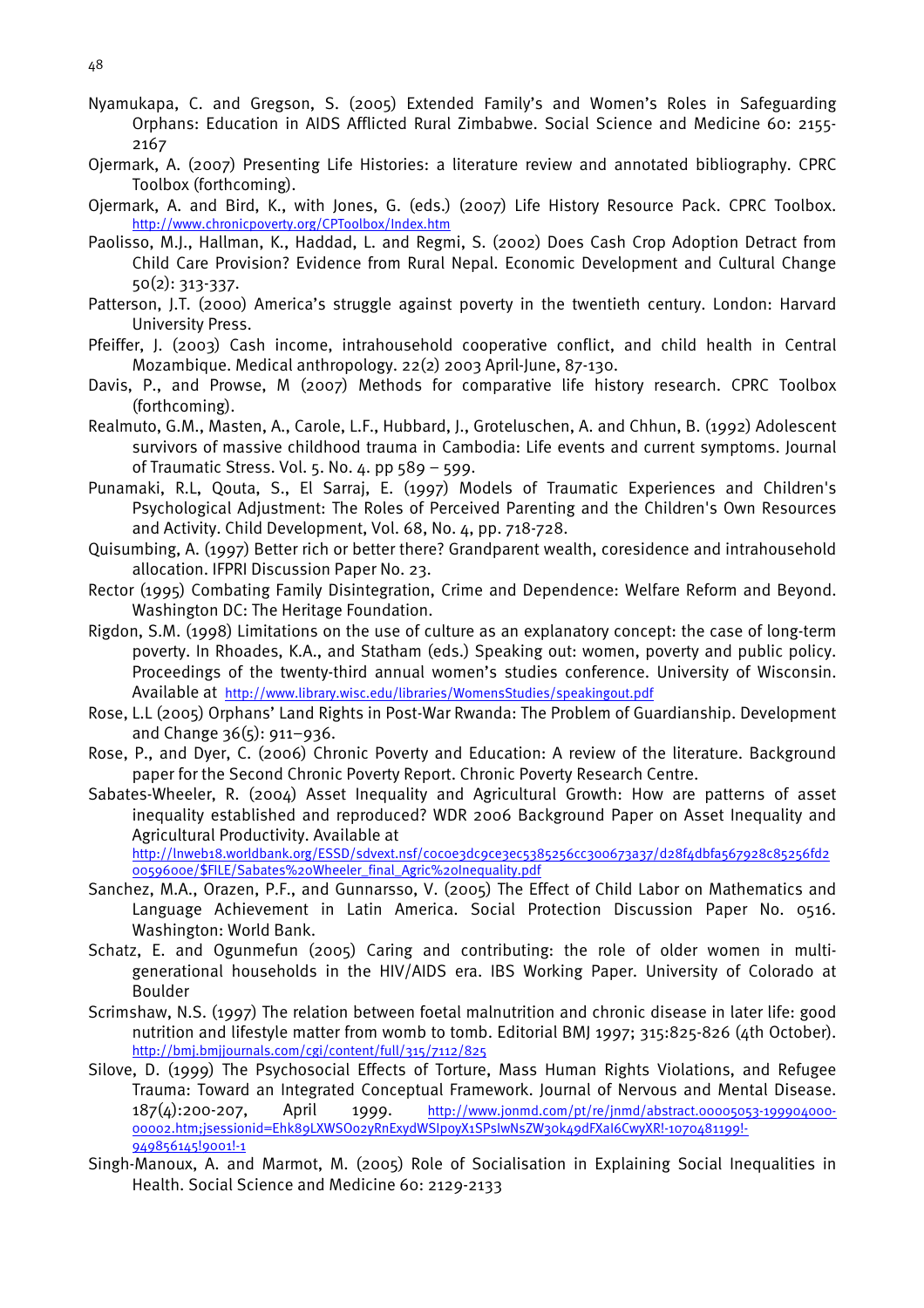Nyamukapa, C. and Gregson, S. (2005) Extended Family's and Women's Roles in Safeguarding Orphans: Education in AIDS Afflicted Rural Zimbabwe. Social Science and Medicine 60: 2155-2167

Ojermark, A. (2007) Presenting Life Histories: a literature review and annotated bibliography. CPRC Toolbox (forthcoming).

Ojermark, A. and Bird, K., with Jones, G. (eds.) (2007) Life History Resource Pack. CPRC Toolbox. http://www.chronicpoverty.org/CPToolbox/Index.htm

Paolisso, M.J., Hallman, K., Haddad, L. and Regmi, S. (2002) Does Cash Crop Adoption Detract from Child Care Provision? Evidence from Rural Nepal. Economic Development and Cultural Change 50(2): 313-337.

Patterson, J.T. (2000) America's struggle against poverty in the twentieth century. London: Harvard University Press.

Pfeiffer, J. (2003) Cash income, intrahousehold cooperative conflict, and child health in Central Mozambique. Medical anthropology. 22(2) 2003 April-June, 87-130.

Davis, P., and Prowse, M (2007) Methods for comparative life history research. CPRC Toolbox (forthcoming).

Realmuto, G.M., Masten, A., Carole, L.F., Hubbard, J., Groteluschen, A. and Chhun, B. (1992) Adolescent survivors of massive childhood trauma in Cambodia: Life events and current symptoms. Journal of Traumatic Stress. Vol. 5. No. 4. pp 589 – 599.

Punamaki, R.L, Qouta, S., El Sarraj, E. (1997) Models of Traumatic Experiences and Children's Psychological Adjustment: The Roles of Perceived Parenting and the Children's Own Resources and Activity. Child Development, Vol. 68, No. 4, pp. 718-728.

Quisumbing, A. (1997) Better rich or better there? Grandparent wealth, coresidence and intrahousehold allocation. IFPRI Discussion Paper No. 23.

Rector (1995) Combating Family Disintegration, Crime and Dependence: Welfare Reform and Beyond. Washington DC: The Heritage Foundation.

Rigdon, S.M. (1998) Limitations on the use of culture as an explanatory concept: the case of long-term poverty. In Rhoades, K.A., and Statham (eds.) Speaking out: women, poverty and public policy. Proceedings of the twenty-third annual women's studies conference. University of Wisconsin. Available at http://www.library.wisc.edu/libraries/WomensStudies/speakingout.pdf

Rose, L.L (2005) Orphans' Land Rights in Post-War Rwanda: The Problem of Guardianship. Development and Change 36(5): 911–936.

Rose, P., and Dyer, C. (2006) Chronic Poverty and Education: A review of the literature. Background paper for the Second Chronic Poverty Report. Chronic Poverty Research Centre.

Sabates-Wheeler, R. (2004) Asset Inequality and Agricultural Growth: How are patterns of asset inequality established and reproduced? WDR 2006 Background Paper on Asset Inequality and Agricultural Productivity. Available at http://lnweb18.worldbank.org/ESSD/sdvext.nsf/c0c0e3dc9ce3ec5385256cc300673a37/d28f4dbfa567928c85256fd20059600e/$FILE/Sabates%20Wheeler_final_Agric%20Inequality.pdf

Sanchez, M.A., Orazen, P.F., and Gunnarsso, V. (2005) The Effect of Child Labor on Mathematics and Language Achievement in Latin America. Social Protection Discussion Paper No. 0516. Washington: World Bank.

Schatz, E. and Ogunmefun (2005) Caring and contributing: the role of older women in multi-generational households in the HIV/AIDS era. IBS Working Paper. University of Colorado at Boulder

Scrimshaw, N.S. (1997) The relation between foetal malnutrition and chronic disease in later life: good nutrition and lifestyle matter from womb to tomb. Editorial BMJ 1997; 315:825-826 (4th October). http://bmj.bmjjournals.com/cgi/content/full/315/7112/825

Silove, D. (1999) The Psychosocial Effects of Torture, Mass Human Rights Violations, and Refugee Trauma: Toward an Integrated Conceptual Framework. Journal of Nervous and Mental Disease. 187(4):200-207, April 1999. http://www.jonmd.com/pt/re/jnmd/abstract.00005053-199904000-00002.htm;jsessionid=Ehk89LXWSO02yRnExydWSIpoyX1SPsIwNsZW30k49dFXaI6CwyXR!-1070481199!-949856145!9001!-1

Singh-Manoux, A. and Marmot, M. (2005) Role of Socialisation in Explaining Social Inequalities in Health. Social Science and Medicine 60: 2129-2133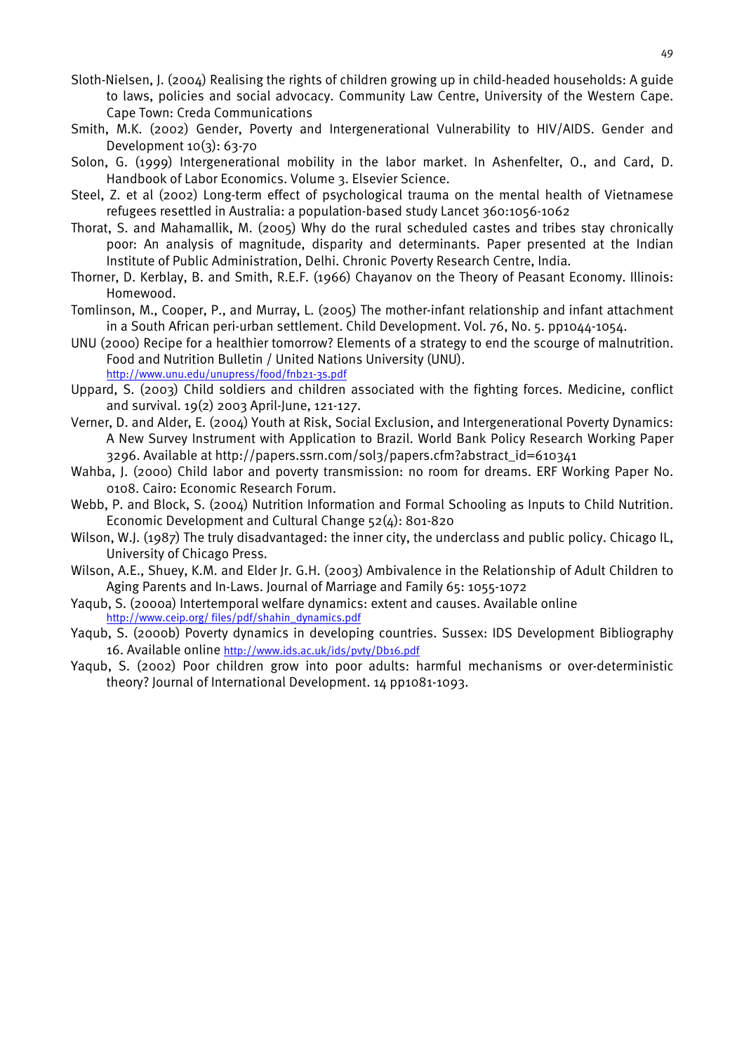Sloth-Nielsen, J. (2004) Realising the rights of children growing up in child-headed households: A guide to laws, policies and social advocacy. Community Law Centre, University of the Western Cape. Cape Town: Creda Communications

Smith, M.K. (2002) Gender, Poverty and Intergenerational Vulnerability to HIV/AIDS. Gender and Development 10(3): 63-70

Solon, G. (1999) Intergenerational mobility in the labor market. In Ashenfelter, O., and Card, D. Handbook of Labor Economics. Volume 3. Elsevier Science.

Steel, Z. et al (2002) Long-term effect of psychological trauma on the mental health of Vietnamese refugees resettled in Australia: a population-based study Lancet 360:1056-1062

Thorat, S. and Mahamallik, M. (2005) Why do the rural scheduled castes and tribes stay chronically poor: An analysis of magnitude, disparity and determinants. Paper presented at the Indian Institute of Public Administration, Delhi. Chronic Poverty Research Centre, India.

Thorner, D. Kerblay, B. and Smith, R.E.F. (1966) Chayanov on the Theory of Peasant Economy. Illinois: Homewood.

Tomlinson, M., Cooper, P., and Murray, L. (2005) The mother-infant relationship and infant attachment in a South African peri-urban settlement. Child Development. Vol. 76, No. 5. pp1044-1054.

UNU (2000) Recipe for a healthier tomorrow? Elements of a strategy to end the scourge of malnutrition. Food and Nutrition Bulletin / United Nations University (UNU). http://www.unu.edu/unupress/food/fnb21-3s.pdf

Uppard, S. (2003) Child soldiers and children associated with the fighting forces. Medicine, conflict and survival. 19(2) 2003 April-June, 121-127.

Verner, D. and Alder, E. (2004) Youth at Risk, Social Exclusion, and Intergenerational Poverty Dynamics: A New Survey Instrument with Application to Brazil. World Bank Policy Research Working Paper 3296. Available at http://papers.ssrn.com/sol3/papers.cfm?abstract_id=610341

Wahba, J. (2000) Child labor and poverty transmission: no room for dreams. ERF Working Paper No. 0108. Cairo: Economic Research Forum.

Webb, P. and Block, S. (2004) Nutrition Information and Formal Schooling as Inputs to Child Nutrition. Economic Development and Cultural Change 52(4): 801-820

Wilson, W.J. (1987) The truly disadvantaged: the inner city, the underclass and public policy. Chicago IL, University of Chicago Press.

Wilson, A.E., Shuey, K.M. and Elder Jr. G.H. (2003) Ambivalence in the Relationship of Adult Children to Aging Parents and In-Laws. Journal of Marriage and Family 65: 1055-1072

Yaqub, S. (2000a) Intertemporal welfare dynamics: extent and causes. Available online http://www.ceip.org/ files/pdf/shahin_dynamics.pdf

Yaqub, S. (2000b) Poverty dynamics in developing countries. Sussex: IDS Development Bibliography 16. Available online http://www.ids.ac.uk/ids/pvty/Db16.pdf

Yaqub, S. (2002) Poor children grow into poor adults: harmful mechanisms or over-deterministic theory? Journal of International Development. 14 pp1081-1093.